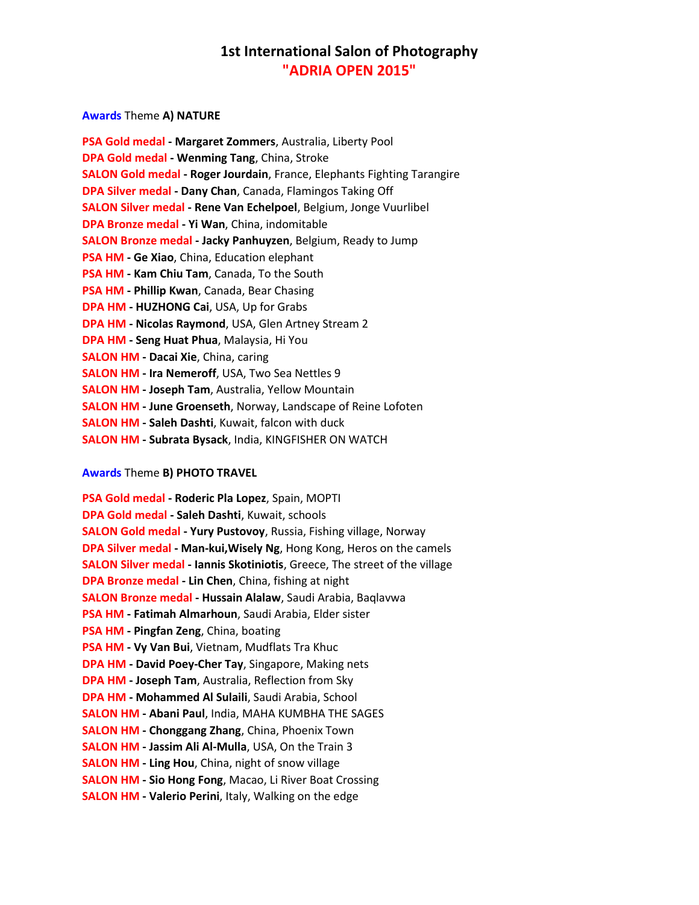# 1st International Salon of Photography
# "ADRIA OPEN 2015"

**Awards** Theme **A) NATURE**

**PSA Gold medal - Margaret Zommers**, Australia, Liberty Pool
**DPA Gold medal - Wenming Tang**, China, Stroke
**SALON Gold medal - Roger Jourdain**, France, Elephants Fighting Tarangire
**DPA Silver medal - Dany Chan**, Canada, Flamingos Taking Off
**SALON Silver medal - Rene Van Echelpoel**, Belgium, Jonge Vuurlibel
**DPA Bronze medal - Yi Wan**, China, indomitable
**SALON Bronze medal - Jacky Panhuyzen**, Belgium, Ready to Jump
**PSA HM - Ge Xiao**, China, Education elephant
**PSA HM - Kam Chiu Tam**, Canada, To the South
**PSA HM - Phillip Kwan**, Canada, Bear Chasing
**DPA HM - HUZHONG Cai**, USA, Up for Grabs
**DPA HM - Nicolas Raymond**, USA, Glen Artney Stream 2
**DPA HM - Seng Huat Phua**, Malaysia, Hi You
**SALON HM - Dacai Xie**, China, caring
**SALON HM - Ira Nemeroff**, USA, Two Sea Nettles 9
**SALON HM - Joseph Tam**, Australia, Yellow Mountain
**SALON HM - June Groenseth**, Norway, Landscape of Reine Lofoten
**SALON HM - Saleh Dashti**, Kuwait, falcon with duck
**SALON HM - Subrata Bysack**, India, KINGFISHER ON WATCH

**Awards** Theme **B) PHOTO TRAVEL**

**PSA Gold medal - Roderic Pla Lopez**, Spain, MOPTI
**DPA Gold medal - Saleh Dashti**, Kuwait, schools
**SALON Gold medal - Yury Pustovoy**, Russia, Fishing village, Norway
**DPA Silver medal - Man-kui,Wisely Ng**, Hong Kong, Heros on the camels
**SALON Silver medal - Iannis Skotiniotis**, Greece, The street of the village
**DPA Bronze medal - Lin Chen**, China, fishing at night
**SALON Bronze medal - Hussain Alalaw**, Saudi Arabia, Baqlavwa
**PSA HM - Fatimah Almarhoun**, Saudi Arabia, Elder sister
**PSA HM - Pingfan Zeng**, China, boating
**PSA HM - Vy Van Bui**, Vietnam, Mudflats Tra Khuc
**DPA HM - David Poey-Cher Tay**, Singapore, Making nets
**DPA HM - Joseph Tam**, Australia, Reflection from Sky
**DPA HM - Mohammed Al Sulaili**, Saudi Arabia, School
**SALON HM - Abani Paul**, India, MAHA KUMBHA THE SAGES
**SALON HM - Chonggang Zhang**, China, Phoenix Town
**SALON HM - Jassim Ali Al-Mulla**, USA, On the Train 3
**SALON HM - Ling Hou**, China, night of snow village
**SALON HM - Sio Hong Fong**, Macao, Li River Boat Crossing
**SALON HM - Valerio Perini**, Italy, Walking on the edge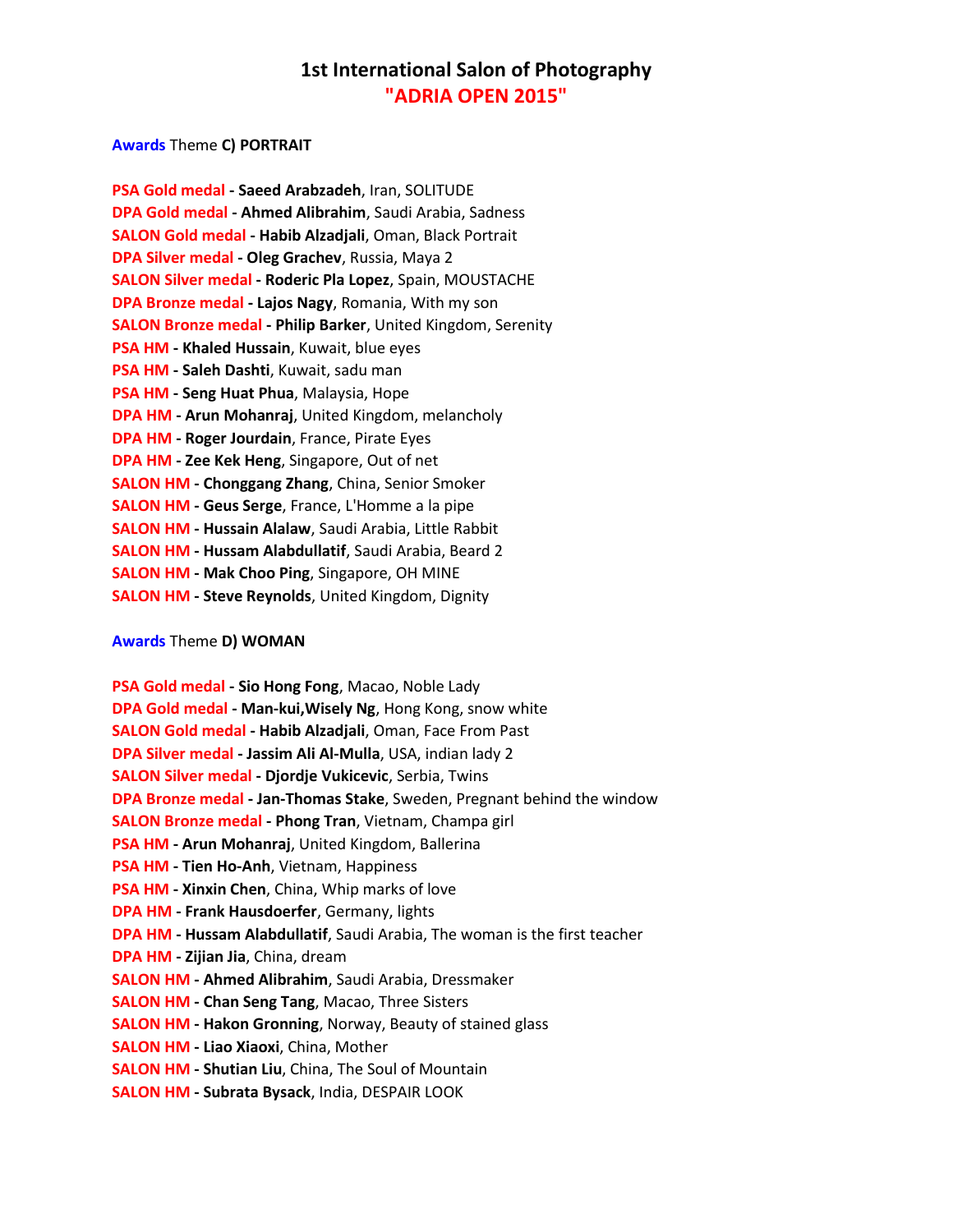# 1st International Salon of Photography
## "ADRIA OPEN 2015"

**Awards** Theme **C) PORTRAIT**

**PSA Gold medal - Saeed Arabzadeh**, Iran, SOLITUDE
**DPA Gold medal - Ahmed Alibrahim**, Saudi Arabia, Sadness
**SALON Gold medal - Habib Alzadjali**, Oman, Black Portrait
**DPA Silver medal - Oleg Grachev**, Russia, Maya 2
**SALON Silver medal - Roderic Pla Lopez**, Spain, MOUSTACHE
**DPA Bronze medal - Lajos Nagy**, Romania, With my son
**SALON Bronze medal - Philip Barker**, United Kingdom, Serenity
**PSA HM - Khaled Hussain**, Kuwait, blue eyes
**PSA HM - Saleh Dashti**, Kuwait, sadu man
**PSA HM - Seng Huat Phua**, Malaysia, Hope
**DPA HM - Arun Mohanraj**, United Kingdom, melancholy
**DPA HM - Roger Jourdain**, France, Pirate Eyes
**DPA HM - Zee Kek Heng**, Singapore, Out of net
**SALON HM - Chonggang Zhang**, China, Senior Smoker
**SALON HM - Geus Serge**, France, L'Homme a la pipe
**SALON HM - Hussain Alalaw**, Saudi Arabia, Little Rabbit
**SALON HM - Hussam Alabdullatif**, Saudi Arabia, Beard 2
**SALON HM - Mak Choo Ping**, Singapore, OH MINE
**SALON HM - Steve Reynolds**, United Kingdom, Dignity

**Awards** Theme **D) WOMAN**

**PSA Gold medal - Sio Hong Fong**, Macao, Noble Lady
**DPA Gold medal - Man-kui,Wisely Ng**, Hong Kong, snow white
**SALON Gold medal - Habib Alzadjali**, Oman, Face From Past
**DPA Silver medal - Jassim Ali Al-Mulla**, USA, indian lady 2
**SALON Silver medal - Djordje Vukicevic**, Serbia, Twins
**DPA Bronze medal - Jan-Thomas Stake**, Sweden, Pregnant behind the window
**SALON Bronze medal - Phong Tran**, Vietnam, Champa girl
**PSA HM - Arun Mohanraj**, United Kingdom, Ballerina
**PSA HM - Tien Ho-Anh**, Vietnam, Happiness
**PSA HM - Xinxin Chen**, China, Whip marks of love
**DPA HM - Frank Hausdoerfer**, Germany, lights
**DPA HM - Hussam Alabdullatif**, Saudi Arabia, The woman is the first teacher
**DPA HM - Zijian Jia**, China, dream
**SALON HM - Ahmed Alibrahim**, Saudi Arabia, Dressmaker
**SALON HM - Chan Seng Tang**, Macao, Three Sisters
**SALON HM - Hakon Gronning**, Norway, Beauty of stained glass
**SALON HM - Liao Xiaoxi**, China, Mother
**SALON HM - Shutian Liu**, China, The Soul of Mountain
**SALON HM - Subrata Bysack**, India, DESPAIR LOOK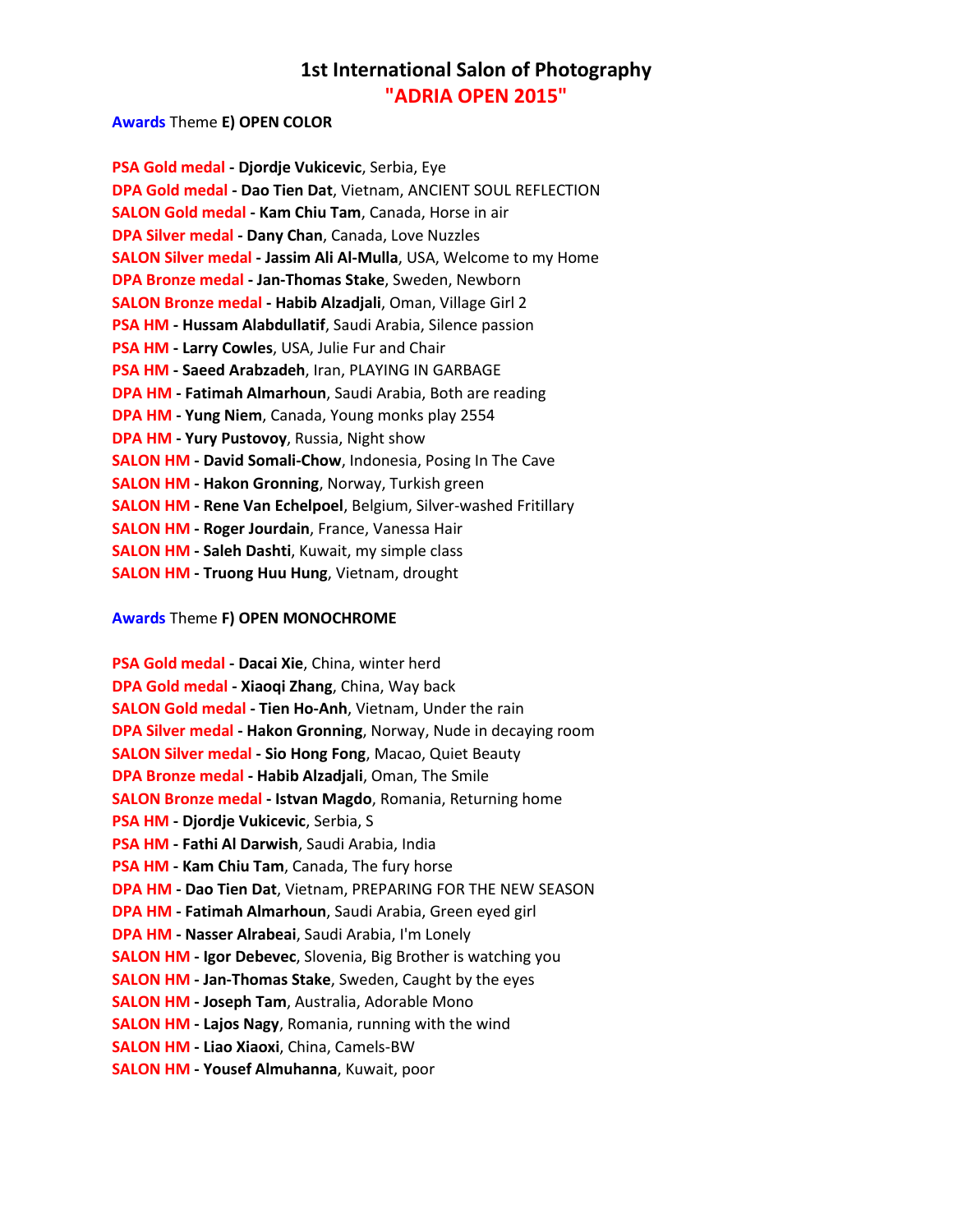# 1st International Salon of Photography
## "ADRIA OPEN 2015"

**Awards** Theme **E) OPEN COLOR**

**PSA Gold medal - Djordje Vukicevic**, Serbia, Eye
**DPA Gold medal - Dao Tien Dat**, Vietnam, ANCIENT SOUL REFLECTION
**SALON Gold medal - Kam Chiu Tam**, Canada, Horse in air
**DPA Silver medal - Dany Chan**, Canada, Love Nuzzles
**SALON Silver medal - Jassim Ali Al-Mulla**, USA, Welcome to my Home
**DPA Bronze medal - Jan-Thomas Stake**, Sweden, Newborn
**SALON Bronze medal - Habib Alzadjali**, Oman, Village Girl 2
**PSA HM - Hussam Alabdullatif**, Saudi Arabia, Silence passion
**PSA HM - Larry Cowles**, USA, Julie Fur and Chair
**PSA HM - Saeed Arabzadeh**, Iran, PLAYING IN GARBAGE
**DPA HM - Fatimah Almarhoun**, Saudi Arabia, Both are reading
**DPA HM - Yung Niem**, Canada, Young monks play 2554
**DPA HM - Yury Pustovoy**, Russia, Night show
**SALON HM - David Somali-Chow**, Indonesia, Posing In The Cave
**SALON HM - Hakon Gronning**, Norway, Turkish green
**SALON HM - Rene Van Echelpoel**, Belgium, Silver-washed Fritillary
**SALON HM - Roger Jourdain**, France, Vanessa Hair
**SALON HM - Saleh Dashti**, Kuwait, my simple class
**SALON HM - Truong Huu Hung**, Vietnam, drought

**Awards** Theme **F) OPEN MONOCHROME**

**PSA Gold medal - Dacai Xie**, China, winter herd
**DPA Gold medal - Xiaoqi Zhang**, China, Way back
**SALON Gold medal - Tien Ho-Anh**, Vietnam, Under the rain
**DPA Silver medal - Hakon Gronning**, Norway, Nude in decaying room
**SALON Silver medal - Sio Hong Fong**, Macao, Quiet Beauty
**DPA Bronze medal - Habib Alzadjali**, Oman, The Smile
**SALON Bronze medal - Istvan Magdo**, Romania, Returning home
**PSA HM - Djordje Vukicevic**, Serbia, S
**PSA HM - Fathi Al Darwish**, Saudi Arabia, India
**PSA HM - Kam Chiu Tam**, Canada, The fury horse
**DPA HM - Dao Tien Dat**, Vietnam, PREPARING FOR THE NEW SEASON
**DPA HM - Fatimah Almarhoun**, Saudi Arabia, Green eyed girl
**DPA HM - Nasser Alrabeai**, Saudi Arabia, I'm Lonely
**SALON HM - Igor Debevec**, Slovenia, Big Brother is watching you
**SALON HM - Jan-Thomas Stake**, Sweden, Caught by the eyes
**SALON HM - Joseph Tam**, Australia, Adorable Mono
**SALON HM - Lajos Nagy**, Romania, running with the wind
**SALON HM - Liao Xiaoxi**, China, Camels-BW
**SALON HM - Yousef Almuhanna**, Kuwait, poor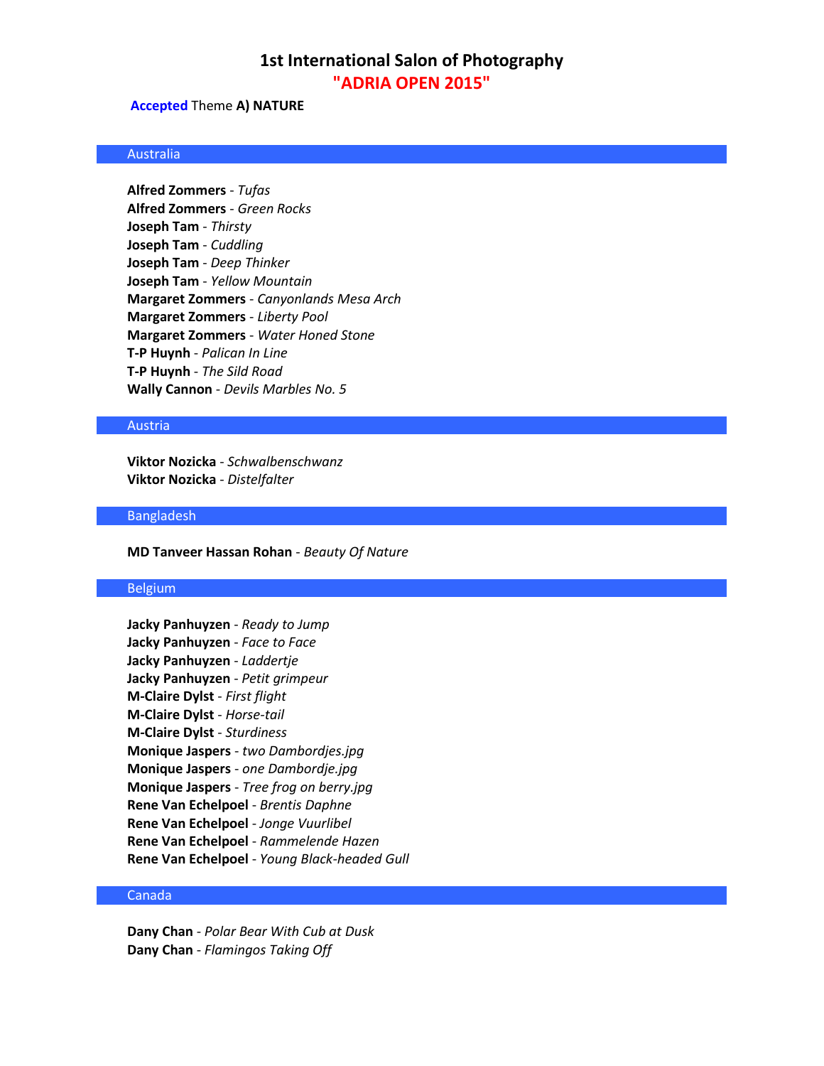# 1st International Salon of Photography

## "ADRIA OPEN 2015"

**Accepted** Theme **A) NATURE**

### Australia

**Alfred Zommers** - *Tufas*
**Alfred Zommers** - *Green Rocks*
**Joseph Tam** - *Thirsty*
**Joseph Tam** - *Cuddling*
**Joseph Tam** - *Deep Thinker*
**Joseph Tam** - *Yellow Mountain*
**Margaret Zommers** - *Canyonlands Mesa Arch*
**Margaret Zommers** - *Liberty Pool*
**Margaret Zommers** - *Water Honed Stone*
**T-P Huynh** - *Palican In Line*
**T-P Huynh** - *The Sild Road*
**Wally Cannon** - *Devils Marbles No. 5*

### Austria

**Viktor Nozicka** - *Schwalbenschwanz*
**Viktor Nozicka** - *Distelfalter*

### Bangladesh

**MD Tanveer Hassan Rohan** - *Beauty Of Nature*

### Belgium

**Jacky Panhuyzen** - *Ready to Jump*
**Jacky Panhuyzen** - *Face to Face*
**Jacky Panhuyzen** - *Laddertje*
**Jacky Panhuyzen** - *Petit grimpeur*
**M-Claire Dylst** - *First flight*
**M-Claire Dylst** - *Horse-tail*
**M-Claire Dylst** - *Sturdiness*
**Monique Jaspers** - *two Dambordjes.jpg*
**Monique Jaspers** - *one Dambordje.jpg*
**Monique Jaspers** - *Tree frog on berry.jpg*
**Rene Van Echelpoel** - *Brentis Daphne*
**Rene Van Echelpoel** - *Jonge Vuurlibel*
**Rene Van Echelpoel** - *Rammelende Hazen*
**Rene Van Echelpoel** - *Young Black-headed Gull*

### Canada

**Dany Chan** - *Polar Bear With Cub at Dusk*
**Dany Chan** - *Flamingos Taking Off*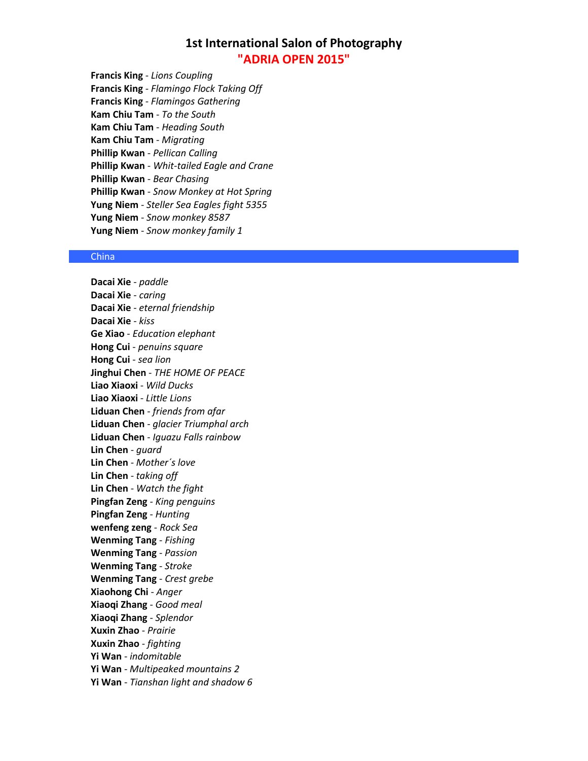# 1st International Salon of Photography
## "ADRIA OPEN 2015"

**Francis King** - *Lions Coupling*
**Francis King** - *Flamingo Flock Taking Off*
**Francis King** - *Flamingos Gathering*
**Kam Chiu Tam** - *To the South*
**Kam Chiu Tam** - *Heading South*
**Kam Chiu Tam** - *Migrating*
**Phillip Kwan** - *Pellican Calling*
**Phillip Kwan** - *Whit-tailed Eagle and Crane*
**Phillip Kwan** - *Bear Chasing*
**Phillip Kwan** - *Snow Monkey at Hot Spring*
**Yung Niem** - *Steller Sea Eagles fight 5355*
**Yung Niem** - *Snow monkey 8587*
**Yung Niem** - *Snow monkey family 1*

### China

**Dacai Xie** - *paddle*
**Dacai Xie** - *caring*
**Dacai Xie** - *eternal friendship*
**Dacai Xie** - *kiss*
**Ge Xiao** - *Education elephant*
**Hong Cui** - *penuins square*
**Hong Cui** - *sea lion*
**Jinghui Chen** - *THE HOME OF PEACE*
**Liao Xiaoxi** - *Wild Ducks*
**Liao Xiaoxi** - *Little Lions*
**Liduan Chen** - *friends from afar*
**Liduan Chen** - *glacier Triumphal arch*
**Liduan Chen** - *Iguazu Falls rainbow*
**Lin Chen** - *guard*
**Lin Chen** - *Mother´s love*
**Lin Chen** - *taking off*
**Lin Chen** - *Watch the fight*
**Pingfan Zeng** - *King penguins*
**Pingfan Zeng** - *Hunting*
**wenfeng zeng** - *Rock Sea*
**Wenming Tang** - *Fishing*
**Wenming Tang** - *Passion*
**Wenming Tang** - *Stroke*
**Wenming Tang** - *Crest grebe*
**Xiaohong Chi** - *Anger*
**Xiaoqi Zhang** - *Good meal*
**Xiaoqi Zhang** - *Splendor*
**Xuxin Zhao** - *Prairie*
**Xuxin Zhao** - *fighting*
**Yi Wan** - *indomitable*
**Yi Wan** - *Multipeaked mountains 2*
**Yi Wan** - *Tianshan light and shadow 6*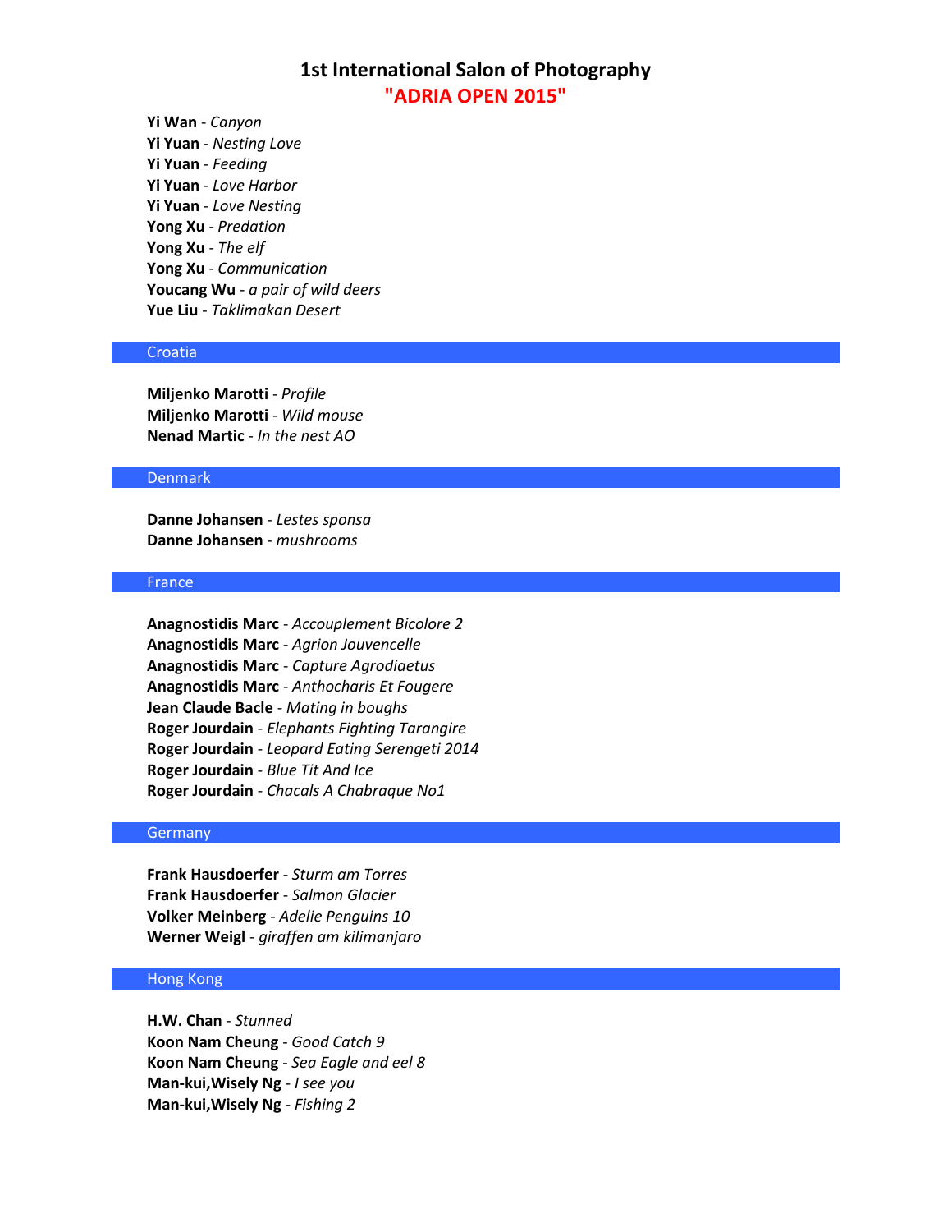# 1st International Salon of Photography
## "ADRIA OPEN 2015"

**Yi Wan** - *Canyon*
**Yi Yuan** - *Nesting Love*
**Yi Yuan** - *Feeding*
**Yi Yuan** - *Love Harbor*
**Yi Yuan** - *Love Nesting*
**Yong Xu** - *Predation*
**Yong Xu** - *The elf*
**Yong Xu** - *Communication*
**Youcang Wu** - *a pair of wild deers*
**Yue Liu** - *Taklimakan Desert*

### Croatia

**Miljenko Marotti** - *Profile*
**Miljenko Marotti** - *Wild mouse*
**Nenad Martic** - *In the nest AO*

### Denmark

**Danne Johansen** - *Lestes sponsa*
**Danne Johansen** - *mushrooms*

### France

**Anagnostidis Marc** - *Accouplement Bicolore 2*
**Anagnostidis Marc** - *Agrion Jouvencelle*
**Anagnostidis Marc** - *Capture Agrodiaetus*
**Anagnostidis Marc** - *Anthocharis Et Fougere*
**Jean Claude Bacle** - *Mating in boughs*
**Roger Jourdain** - *Elephants Fighting Tarangire*
**Roger Jourdain** - *Leopard Eating Serengeti 2014*
**Roger Jourdain** - *Blue Tit And Ice*
**Roger Jourdain** - *Chacals A Chabraque No1*

### Germany

**Frank Hausdoerfer** - *Sturm am Torres*
**Frank Hausdoerfer** - *Salmon Glacier*
**Volker Meinberg** - *Adelie Penguins 10*
**Werner Weigl** - *giraffen am kilimanjaro*

### Hong Kong

**H.W. Chan** - *Stunned*
**Koon Nam Cheung** - *Good Catch 9*
**Koon Nam Cheung** - *Sea Eagle and eel 8*
**Man-kui,Wisely Ng** - *I see you*
**Man-kui,Wisely Ng** - *Fishing 2*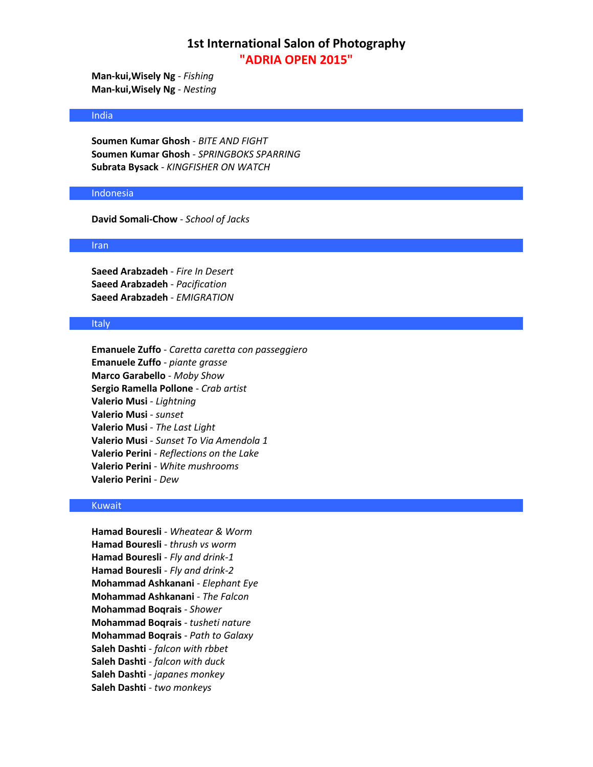# 1st International Salon of Photography

## "ADRIA OPEN 2015"

**Man-kui,Wisely Ng** - *Fishing*
**Man-kui,Wisely Ng** - *Nesting*

### India

**Soumen Kumar Ghosh** - *BITE AND FIGHT*
**Soumen Kumar Ghosh** - *SPRINGBOKS SPARRING*
**Subrata Bysack** - *KINGFISHER ON WATCH*

### Indonesia

**David Somali-Chow** - *School of Jacks*

### Iran

**Saeed Arabzadeh** - *Fire In Desert*
**Saeed Arabzadeh** - *Pacification*
**Saeed Arabzadeh** - *EMIGRATION*

### Italy

**Emanuele Zuffo** - *Caretta caretta con passeggiero*
**Emanuele Zuffo** - *piante grasse*
**Marco Garabello** - *Moby Show*
**Sergio Ramella Pollone** - *Crab artist*
**Valerio Musi** - *Lightning*
**Valerio Musi** - *sunset*
**Valerio Musi** - *The Last Light*
**Valerio Musi** - *Sunset To Via Amendola 1*
**Valerio Perini** - *Reflections on the Lake*
**Valerio Perini** - *White mushrooms*
**Valerio Perini** - *Dew*

### Kuwait

**Hamad Bouresli** - *Wheatear & Worm*
**Hamad Bouresli** - *thrush vs worm*
**Hamad Bouresli** - *Fly and drink-1*
**Hamad Bouresli** - *Fly and drink-2*
**Mohammad Ashkanani** - *Elephant Eye*
**Mohammad Ashkanani** - *The Falcon*
**Mohammad Boqrais** - *Shower*
**Mohammad Boqrais** - *tusheti nature*
**Mohammad Boqrais** - *Path to Galaxy*
**Saleh Dashti** - *falcon with rbbet*
**Saleh Dashti** - *falcon with duck*
**Saleh Dashti** - *japanes monkey*
**Saleh Dashti** - *two monkeys*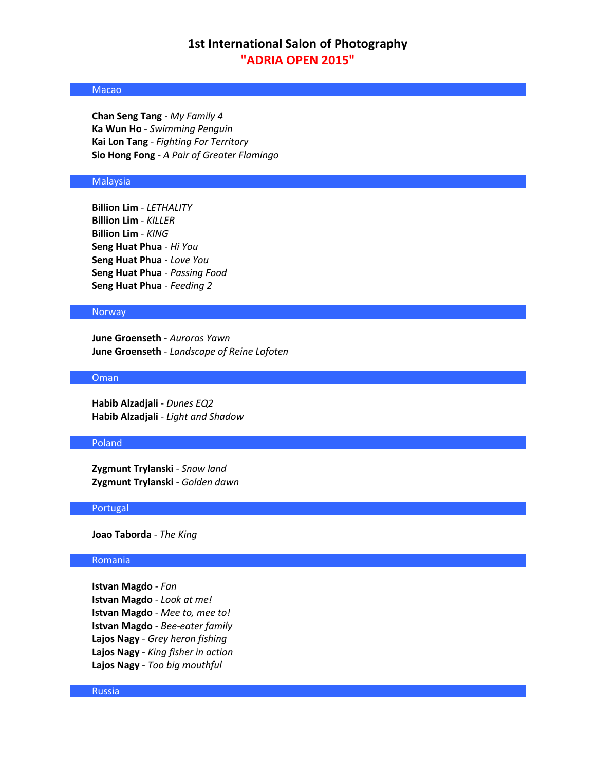# 1st International Salon of Photography
## "ADRIA OPEN 2015"

### Macao

**Chan Seng Tang** - *My Family 4*
**Ka Wun Ho** - *Swimming Penguin*
**Kai Lon Tang** - *Fighting For Territory*
**Sio Hong Fong** - *A Pair of Greater Flamingo*

### Malaysia

**Billion Lim** - *LETHALITY*
**Billion Lim** - *KILLER*
**Billion Lim** - *KING*
**Seng Huat Phua** - *Hi You*
**Seng Huat Phua** - *Love You*
**Seng Huat Phua** - *Passing Food*
**Seng Huat Phua** - *Feeding 2*

### Norway

**June Groenseth** - *Auroras Yawn*
**June Groenseth** - *Landscape of Reine Lofoten*

### Oman

**Habib Alzadjali** - *Dunes EQ2*
**Habib Alzadjali** - *Light and Shadow*

### Poland

**Zygmunt Trylanski** - *Snow land*
**Zygmunt Trylanski** - *Golden dawn*

### Portugal

**Joao Taborda** - *The King*

### Romania

**Istvan Magdo** - *Fan*
**Istvan Magdo** - *Look at me!*
**Istvan Magdo** - *Mee to, mee to!*
**Istvan Magdo** - *Bee-eater family*
**Lajos Nagy** - *Grey heron fishing*
**Lajos Nagy** - *King fisher in action*
**Lajos Nagy** - *Too big mouthful*

### Russia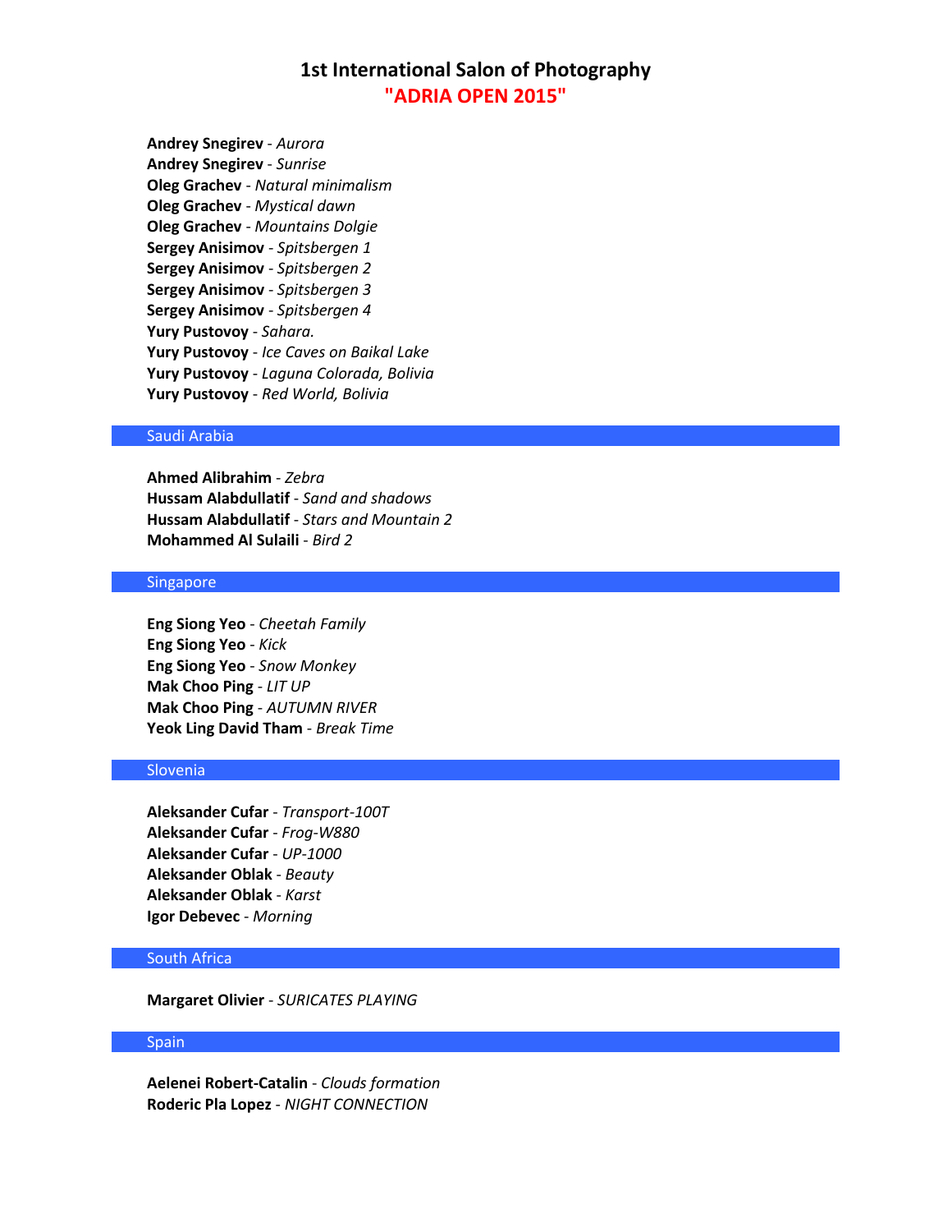# 1st International Salon of Photography
## "ADRIA OPEN 2015"

**Andrey Snegirev** - *Aurora*
**Andrey Snegirev** - *Sunrise*
**Oleg Grachev** - *Natural minimalism*
**Oleg Grachev** - *Mystical dawn*
**Oleg Grachev** - *Mountains Dolgie*
**Sergey Anisimov** - *Spitsbergen 1*
**Sergey Anisimov** - *Spitsbergen 2*
**Sergey Anisimov** - *Spitsbergen 3*
**Sergey Anisimov** - *Spitsbergen 4*
**Yury Pustovoy** - *Sahara.*
**Yury Pustovoy** - *Ice Caves on Baikal Lake*
**Yury Pustovoy** - *Laguna Colorada, Bolivia*
**Yury Pustovoy** - *Red World, Bolivia*

### Saudi Arabia

**Ahmed Alibrahim** - *Zebra*
**Hussam Alabdullatif** - *Sand and shadows*
**Hussam Alabdullatif** - *Stars and Mountain 2*
**Mohammed Al Sulaili** - *Bird 2*

### Singapore

**Eng Siong Yeo** - *Cheetah Family*
**Eng Siong Yeo** - *Kick*
**Eng Siong Yeo** - *Snow Monkey*
**Mak Choo Ping** - *LIT UP*
**Mak Choo Ping** - *AUTUMN RIVER*
**Yeok Ling David Tham** - *Break Time*

### Slovenia

**Aleksander Cufar** - *Transport-100T*
**Aleksander Cufar** - *Frog-W880*
**Aleksander Cufar** - *UP-1000*
**Aleksander Oblak** - *Beauty*
**Aleksander Oblak** - *Karst*
**Igor Debevec** - *Morning*

### South Africa

**Margaret Olivier** - *SURICATES PLAYING*

### Spain

**Aelenei Robert-Catalin** - *Clouds formation*
**Roderic Pla Lopez** - *NIGHT CONNECTION*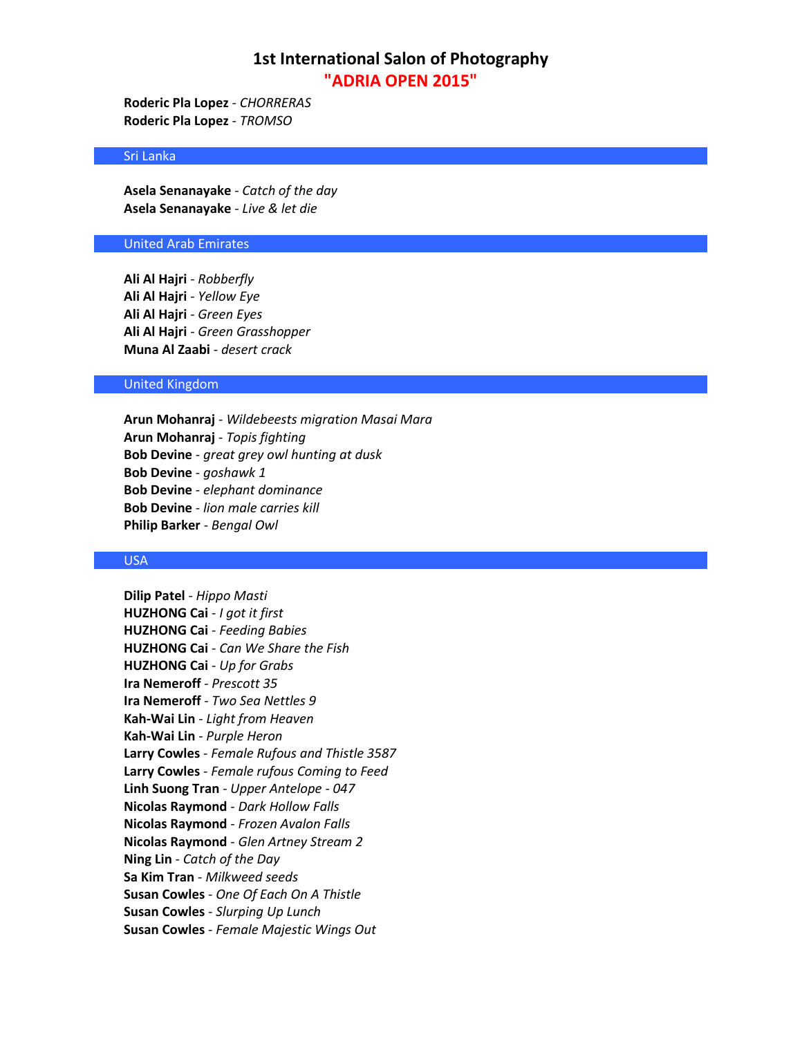# 1st International Salon of Photography
## "ADRIA OPEN 2015"

**Roderic Pla Lopez** - *CHORRERAS*
**Roderic Pla Lopez** - *TROMSO*

## Sri Lanka

**Asela Senanayake** - *Catch of the day*
**Asela Senanayake** - *Live & let die*

## United Arab Emirates

**Ali Al Hajri** - *Robberfly*
**Ali Al Hajri** - *Yellow Eye*
**Ali Al Hajri** - *Green Eyes*
**Ali Al Hajri** - *Green Grasshopper*
**Muna Al Zaabi** - *desert crack*

## United Kingdom

**Arun Mohanraj** - *Wildebeests migration Masai Mara*
**Arun Mohanraj** - *Topis fighting*
**Bob Devine** - *great grey owl hunting at dusk*
**Bob Devine** - *goshawk 1*
**Bob Devine** - *elephant dominance*
**Bob Devine** - *lion male carries kill*
**Philip Barker** - *Bengal Owl*

## USA

**Dilip Patel** - *Hippo Masti*
**HUZHONG Cai** - *I got it first*
**HUZHONG Cai** - *Feeding Babies*
**HUZHONG Cai** - *Can We Share the Fish*
**HUZHONG Cai** - *Up for Grabs*
**Ira Nemeroff** - *Prescott 35*
**Ira Nemeroff** - *Two Sea Nettles 9*
**Kah-Wai Lin** - *Light from Heaven*
**Kah-Wai Lin** - *Purple Heron*
**Larry Cowles** - *Female Rufous and Thistle 3587*
**Larry Cowles** - *Female rufous Coming to Feed*
**Linh Suong Tran** - *Upper Antelope - 047*
**Nicolas Raymond** - *Dark Hollow Falls*
**Nicolas Raymond** - *Frozen Avalon Falls*
**Nicolas Raymond** - *Glen Artney Stream 2*
**Ning Lin** - *Catch of the Day*
**Sa Kim Tran** - *Milkweed seeds*
**Susan Cowles** - *One Of Each On A Thistle*
**Susan Cowles** - *Slurping Up Lunch*
**Susan Cowles** - *Female Majestic Wings Out*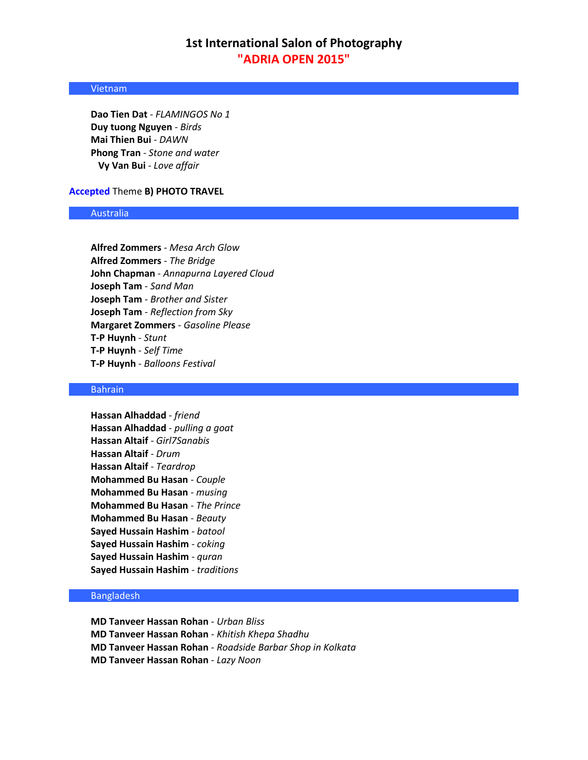# 1st International Salon of Photography
## "ADRIA OPEN 2015"

### Vietnam

**Dao Tien Dat** - *FLAMINGOS No 1*
**Duy tuong Nguyen** - *Birds*
**Mai Thien Bui** - *DAWN*
**Phong Tran** - *Stone and water*
**Vy Van Bui** - *Love affair*

**Accepted** Theme **B) PHOTO TRAVEL**

### Australia

**Alfred Zommers** - *Mesa Arch Glow*
**Alfred Zommers** - *The Bridge*
**John Chapman** - *Annapurna Layered Cloud*
**Joseph Tam** - *Sand Man*
**Joseph Tam** - *Brother and Sister*
**Joseph Tam** - *Reflection from Sky*
**Margaret Zommers** - *Gasoline Please*
**T-P Huynh** - *Stunt*
**T-P Huynh** - *Self Time*
**T-P Huynh** - *Balloons Festival*

### Bahrain

**Hassan Alhaddad** - *friend*
**Hassan Alhaddad** - *pulling a goat*
**Hassan Altaif** - *Girl7Sanabis*
**Hassan Altaif** - *Drum*
**Hassan Altaif** - *Teardrop*
**Mohammed Bu Hasan** - *Couple*
**Mohammed Bu Hasan** - *musing*
**Mohammed Bu Hasan** - *The Prince*
**Mohammed Bu Hasan** - *Beauty*
**Sayed Hussain Hashim** - *batool*
**Sayed Hussain Hashim** - *coking*
**Sayed Hussain Hashim** - *quran*
**Sayed Hussain Hashim** - *traditions*

### Bangladesh

**MD Tanveer Hassan Rohan** - *Urban Bliss*
**MD Tanveer Hassan Rohan** - *Khitish Khepa Shadhu*
**MD Tanveer Hassan Rohan** - *Roadside Barbar Shop in Kolkata*
**MD Tanveer Hassan Rohan** - *Lazy Noon*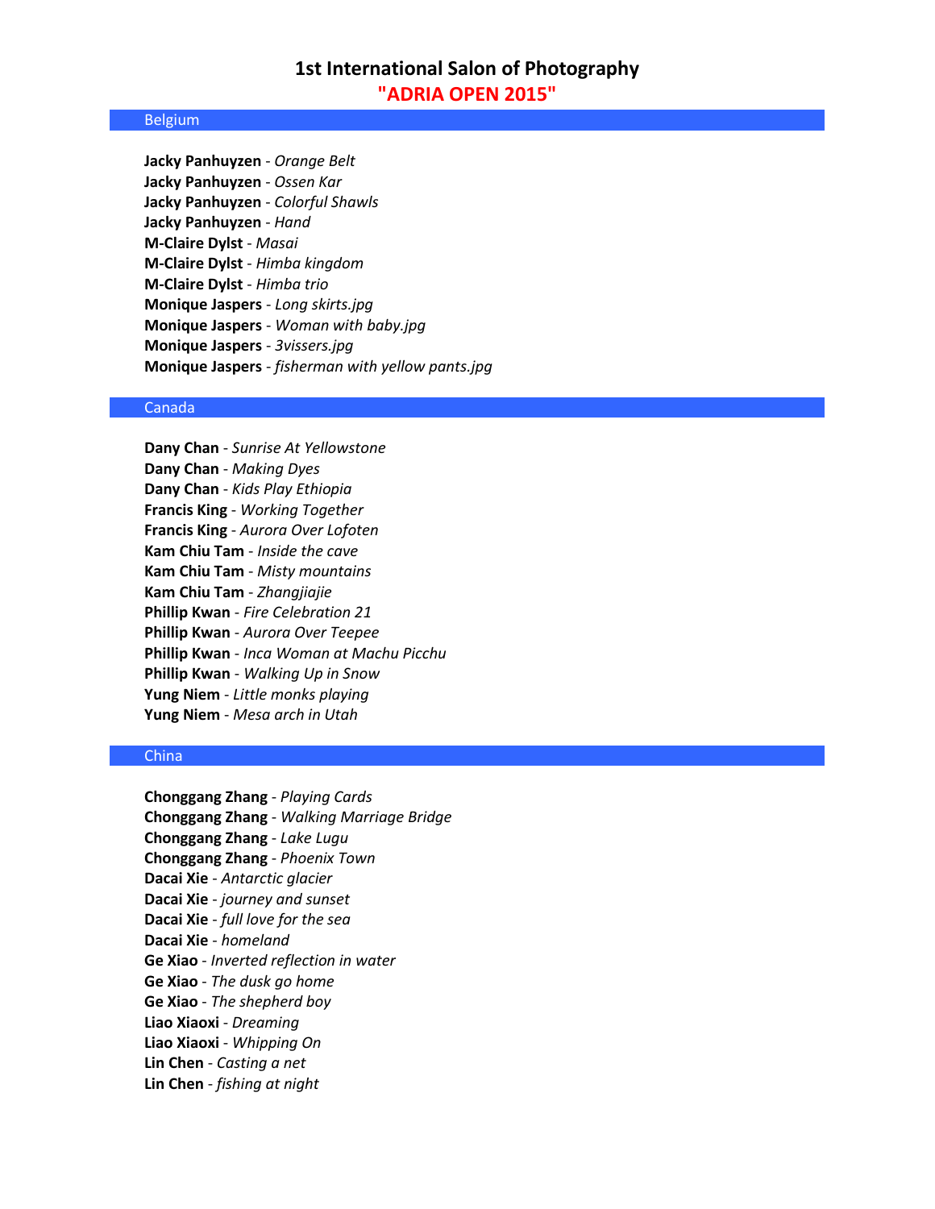# 1st International Salon of Photography
## "ADRIA OPEN 2015"

### Belgium

**Jacky Panhuyzen** - *Orange Belt*
**Jacky Panhuyzen** - *Ossen Kar*
**Jacky Panhuyzen** - *Colorful Shawls*
**Jacky Panhuyzen** - *Hand*
**M-Claire Dylst** - *Masai*
**M-Claire Dylst** - *Himba kingdom*
**M-Claire Dylst** - *Himba trio*
**Monique Jaspers** - *Long skirts.jpg*
**Monique Jaspers** - *Woman with baby.jpg*
**Monique Jaspers** - *3vissers.jpg*
**Monique Jaspers** - *fisherman with yellow pants.jpg*

### Canada

**Dany Chan** - *Sunrise At Yellowstone*
**Dany Chan** - *Making Dyes*
**Dany Chan** - *Kids Play Ethiopia*
**Francis King** - *Working Together*
**Francis King** - *Aurora Over Lofoten*
**Kam Chiu Tam** - *Inside the cave*
**Kam Chiu Tam** - *Misty mountains*
**Kam Chiu Tam** - *Zhangjiajie*
**Phillip Kwan** - *Fire Celebration 21*
**Phillip Kwan** - *Aurora Over Teepee*
**Phillip Kwan** - *Inca Woman at Machu Picchu*
**Phillip Kwan** - *Walking Up in Snow*
**Yung Niem** - *Little monks playing*
**Yung Niem** - *Mesa arch in Utah*

### China

**Chonggang Zhang** - *Playing Cards*
**Chonggang Zhang** - *Walking Marriage Bridge*
**Chonggang Zhang** - *Lake Lugu*
**Chonggang Zhang** - *Phoenix Town*
**Dacai Xie** - *Antarctic glacier*
**Dacai Xie** - *journey and sunset*
**Dacai Xie** - *full love for the sea*
**Dacai Xie** - *homeland*
**Ge Xiao** - *Inverted reflection in water*
**Ge Xiao** - *The dusk go home*
**Ge Xiao** - *The shepherd boy*
**Liao Xiaoxi** - *Dreaming*
**Liao Xiaoxi** - *Whipping On*
**Lin Chen** - *Casting a net*
**Lin Chen** - *fishing at night*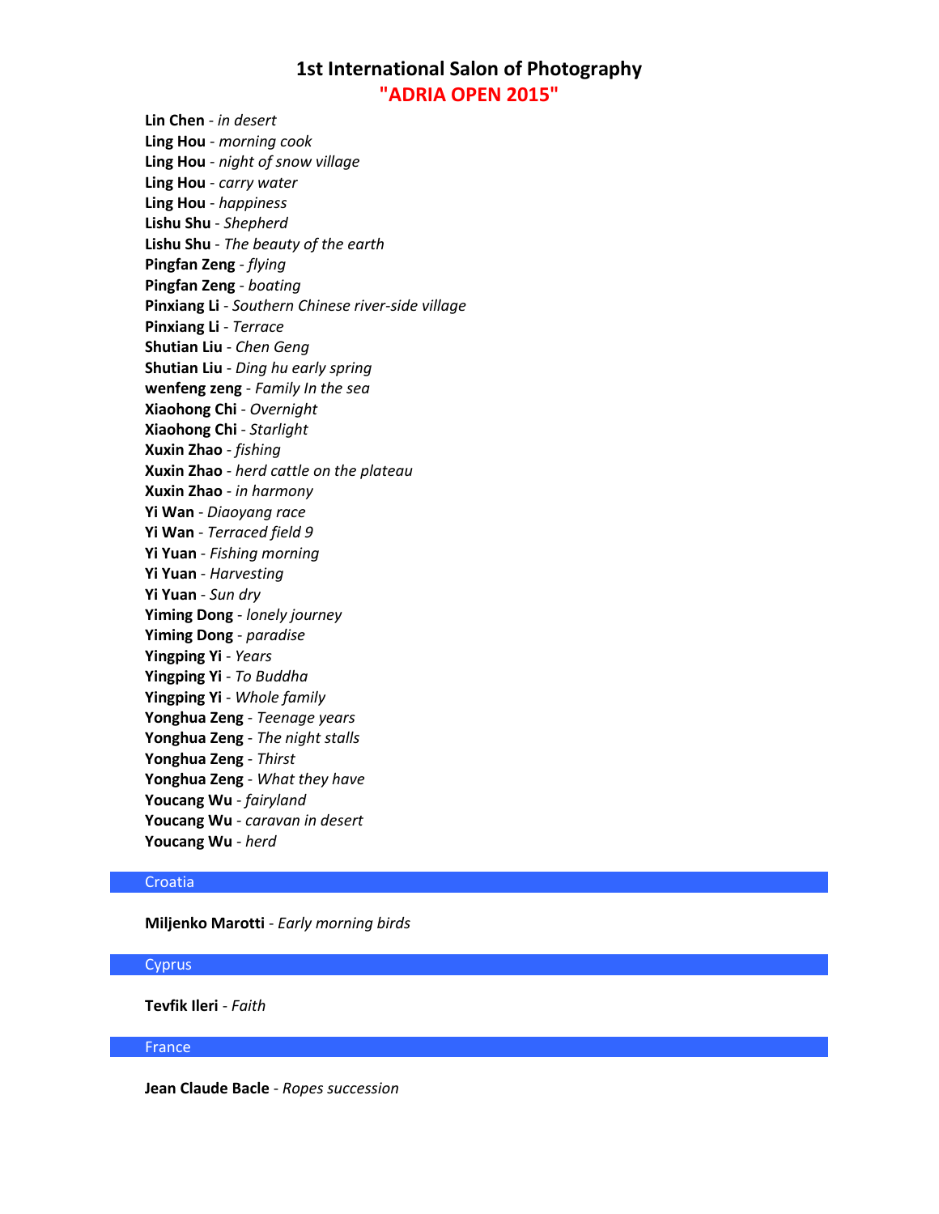# 1st International Salon of Photography
## "ADRIA OPEN 2015"

**Lin Chen** - *in desert*
**Ling Hou** - *morning cook*
**Ling Hou** - *night of snow village*
**Ling Hou** - *carry water*
**Ling Hou** - *happiness*
**Lishu Shu** - *Shepherd*
**Lishu Shu** - *The beauty of the earth*
**Pingfan Zeng** - *flying*
**Pingfan Zeng** - *boating*
**Pinxiang Li** - *Southern Chinese river-side village*
**Pinxiang Li** - *Terrace*
**Shutian Liu** - *Chen Geng*
**Shutian Liu** - *Ding hu early spring*
**wenfeng zeng** - *Family In the sea*
**Xiaohong Chi** - *Overnight*
**Xiaohong Chi** - *Starlight*
**Xuxin Zhao** - *fishing*
**Xuxin Zhao** - *herd cattle on the plateau*
**Xuxin Zhao** - *in harmony*
**Yi Wan** - *Diaoyang race*
**Yi Wan** - *Terraced field 9*
**Yi Yuan** - *Fishing morning*
**Yi Yuan** - *Harvesting*
**Yi Yuan** - *Sun dry*
**Yiming Dong** - *lonely journey*
**Yiming Dong** - *paradise*
**Yingping Yi** - *Years*
**Yingping Yi** - *To Buddha*
**Yingping Yi** - *Whole family*
**Yonghua Zeng** - *Teenage years*
**Yonghua Zeng** - *The night stalls*
**Yonghua Zeng** - *Thirst*
**Yonghua Zeng** - *What they have*
**Youcang Wu** - *fairyland*
**Youcang Wu** - *caravan in desert*
**Youcang Wu** - *herd*

### Croatia

**Miljenko Marotti** - *Early morning birds*

### Cyprus

**Tevfik Ileri** - *Faith*

### France

**Jean Claude Bacle** - *Ropes succession*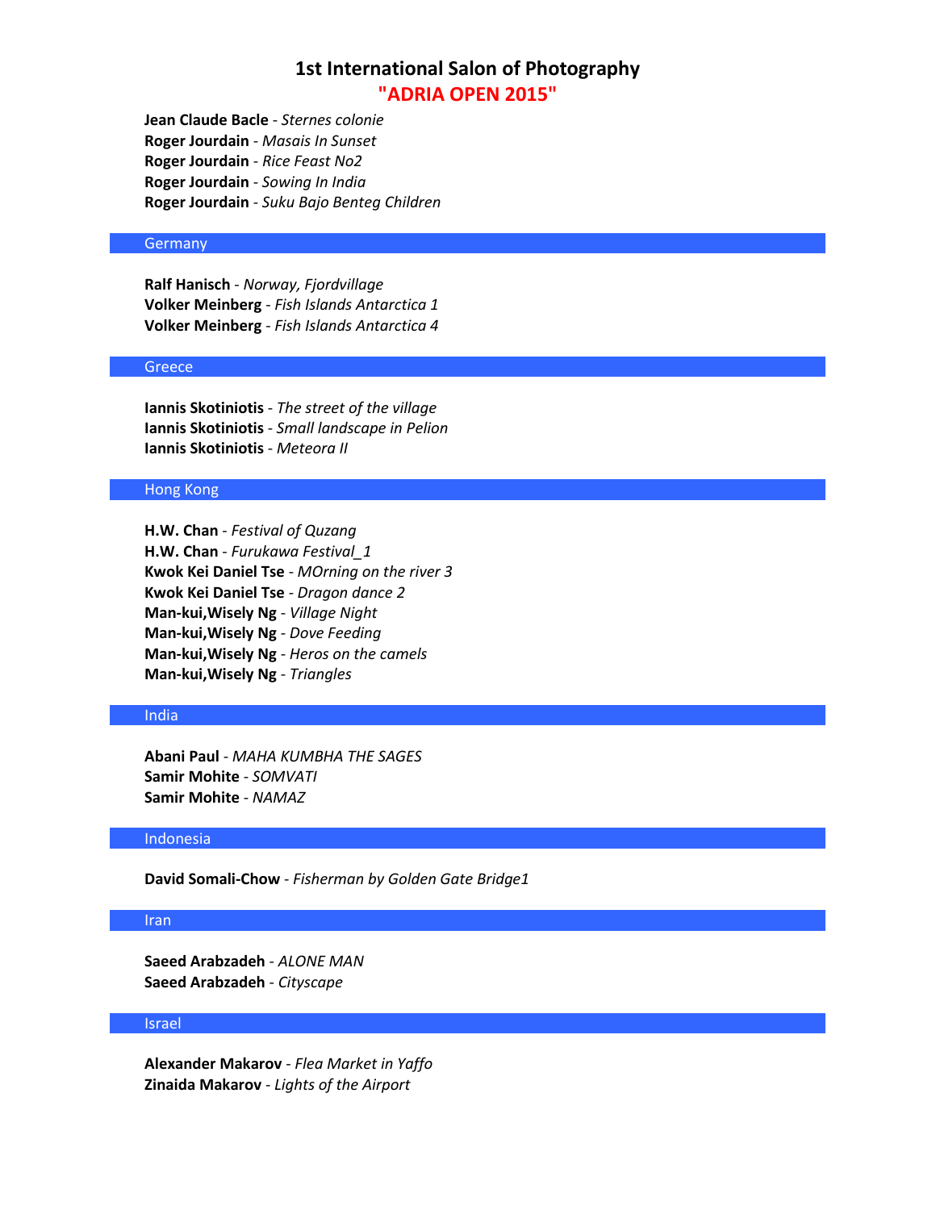# 1st International Salon of Photography
## "ADRIA OPEN 2015"

**Jean Claude Bacle** - *Sternes colonie*
**Roger Jourdain** - *Masais In Sunset*
**Roger Jourdain** - *Rice Feast No2*
**Roger Jourdain** - *Sowing In India*
**Roger Jourdain** - *Suku Bajo Benteg Children*

### Germany

**Ralf Hanisch** - *Norway, Fjordvillage*
**Volker Meinberg** - *Fish Islands Antarctica 1*
**Volker Meinberg** - *Fish Islands Antarctica 4*

### Greece

**Iannis Skotiniotis** - *The street of the village*
**Iannis Skotiniotis** - *Small landscape in Pelion*
**Iannis Skotiniotis** - *Meteora II*

### Hong Kong

**H.W. Chan** - *Festival of Quzang*
**H.W. Chan** - *Furukawa Festival_1*
**Kwok Kei Daniel Tse** - *MOrning on the river 3*
**Kwok Kei Daniel Tse** - *Dragon dance 2*
**Man-kui,Wisely Ng** - *Village Night*
**Man-kui,Wisely Ng** - *Dove Feeding*
**Man-kui,Wisely Ng** - *Heros on the camels*
**Man-kui,Wisely Ng** - *Triangles*

### India

**Abani Paul** - *MAHA KUMBHA THE SAGES*
**Samir Mohite** - *SOMVATI*
**Samir Mohite** - *NAMAZ*

### Indonesia

**David Somali-Chow** - *Fisherman by Golden Gate Bridge1*

### Iran

**Saeed Arabzadeh** - *ALONE MAN*
**Saeed Arabzadeh** - *Cityscape*

### Israel

**Alexander Makarov** - *Flea Market in Yaffo*
**Zinaida Makarov** - *Lights of the Airport*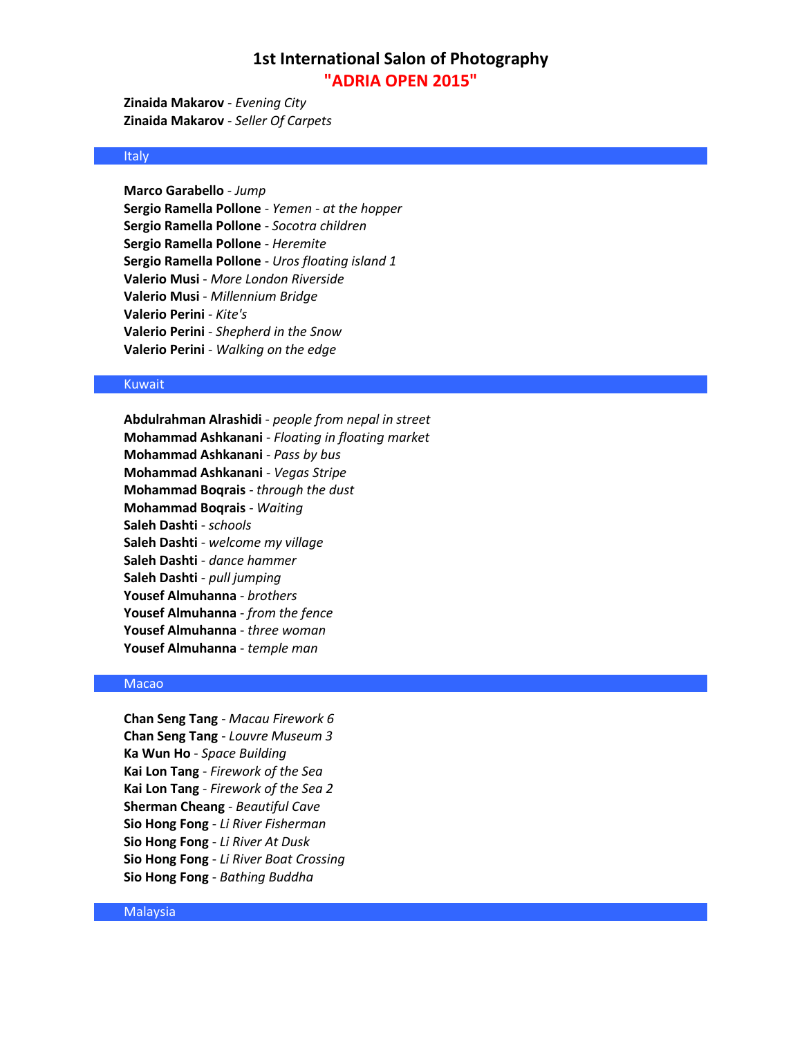**Zinaida Makarov** - *Evening City*
**Zinaida Makarov** - *Seller Of Carpets*

## Italy

**Marco Garabello** - *Jump*
**Sergio Ramella Pollone** - *Yemen - at the hopper*
**Sergio Ramella Pollone** - *Socotra children*
**Sergio Ramella Pollone** - *Heremite*
**Sergio Ramella Pollone** - *Uros floating island 1*
**Valerio Musi** - *More London Riverside*
**Valerio Musi** - *Millennium Bridge*
**Valerio Perini** - *Kite's*
**Valerio Perini** - *Shepherd in the Snow*
**Valerio Perini** - *Walking on the edge*

## Kuwait

**Abdulrahman Alrashidi** - *people from nepal in street*
**Mohammad Ashkanani** - *Floating in floating market*
**Mohammad Ashkanani** - *Pass by bus*
**Mohammad Ashkanani** - *Vegas Stripe*
**Mohammad Boqrais** - *through the dust*
**Mohammad Boqrais** - *Waiting*
**Saleh Dashti** - *schools*
**Saleh Dashti** - *welcome my village*
**Saleh Dashti** - *dance hammer*
**Saleh Dashti** - *pull jumping*
**Yousef Almuhanna** - *brothers*
**Yousef Almuhanna** - *from the fence*
**Yousef Almuhanna** - *three woman*
**Yousef Almuhanna** - *temple man*

## Macao

**Chan Seng Tang** - *Macau Firework 6*
**Chan Seng Tang** - *Louvre Museum 3*
**Ka Wun Ho** - *Space Building*
**Kai Lon Tang** - *Firework of the Sea*
**Kai Lon Tang** - *Firework of the Sea 2*
**Sherman Cheang** - *Beautiful Cave*
**Sio Hong Fong** - *Li River Fisherman*
**Sio Hong Fong** - *Li River At Dusk*
**Sio Hong Fong** - *Li River Boat Crossing*
**Sio Hong Fong** - *Bathing Buddha*

## Malaysia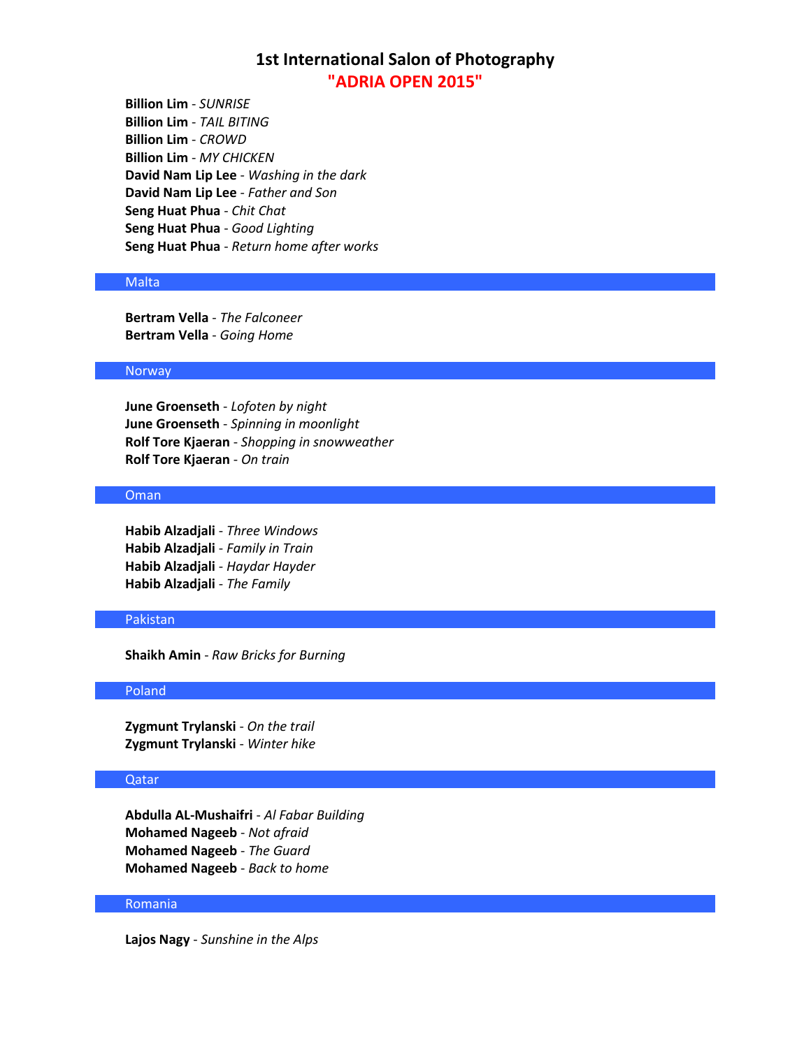# 1st International Salon of Photography
## "ADRIA OPEN 2015"

**Billion Lim** - *SUNRISE*
**Billion Lim** - *TAIL BITING*
**Billion Lim** - *CROWD*
**Billion Lim** - *MY CHICKEN*
**David Nam Lip Lee** - *Washing in the dark*
**David Nam Lip Lee** - *Father and Son*
**Seng Huat Phua** - *Chit Chat*
**Seng Huat Phua** - *Good Lighting*
**Seng Huat Phua** - *Return home after works*

### Malta

**Bertram Vella** - *The Falconeer*
**Bertram Vella** - *Going Home*

### Norway

**June Groenseth** - *Lofoten by night*
**June Groenseth** - *Spinning in moonlight*
**Rolf Tore Kjaeran** - *Shopping in snowweather*
**Rolf Tore Kjaeran** - *On train*

### Oman

**Habib Alzadjali** - *Three Windows*
**Habib Alzadjali** - *Family in Train*
**Habib Alzadjali** - *Haydar Hayder*
**Habib Alzadjali** - *The Family*

### Pakistan

**Shaikh Amin** - *Raw Bricks for Burning*

### Poland

**Zygmunt Trylanski** - *On the trail*
**Zygmunt Trylanski** - *Winter hike*

### Qatar

**Abdulla AL-Mushaifri** - *Al Fabar Building*
**Mohamed Nageeb** - *Not afraid*
**Mohamed Nageeb** - *The Guard*
**Mohamed Nageeb** - *Back to home*

### Romania

**Lajos Nagy** - *Sunshine in the Alps*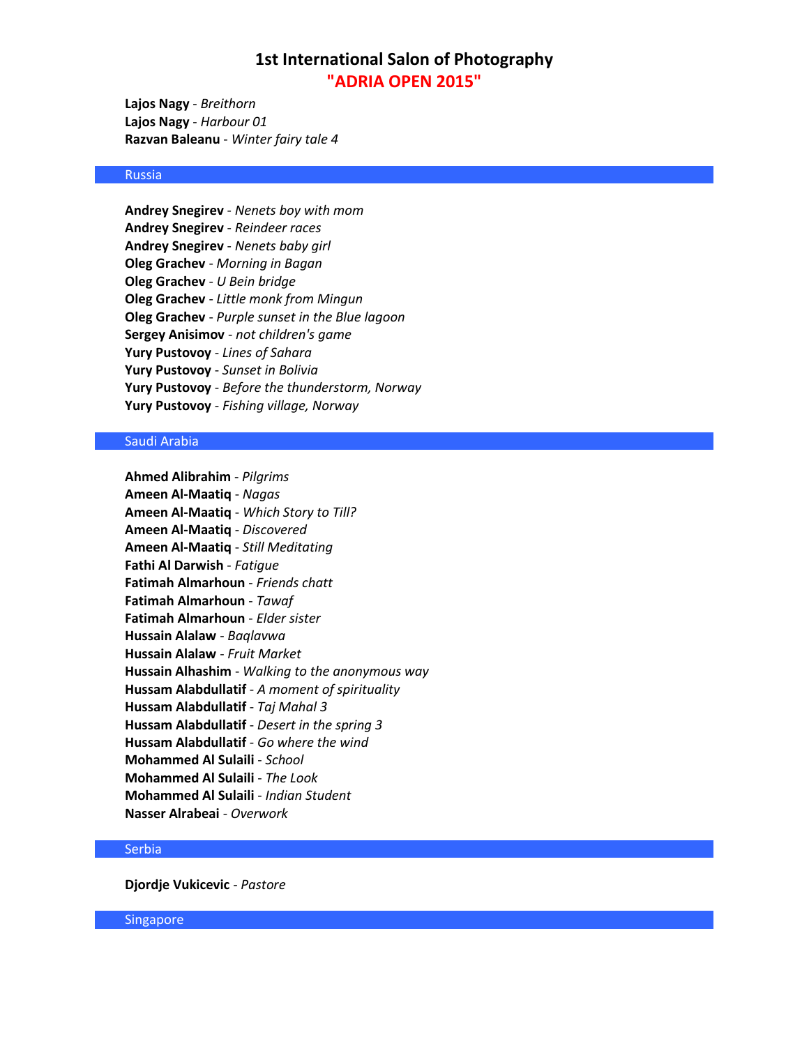**Lajos Nagy** - *Breithorn*
**Lajos Nagy** - *Harbour 01*
**Razvan Baleanu** - *Winter fairy tale 4*

## Russia

**Andrey Snegirev** - *Nenets boy with mom*
**Andrey Snegirev** - *Reindeer races*
**Andrey Snegirev** - *Nenets baby girl*
**Oleg Grachev** - *Morning in Bagan*
**Oleg Grachev** - *U Bein bridge*
**Oleg Grachev** - *Little monk from Mingun*
**Oleg Grachev** - *Purple sunset in the Blue lagoon*
**Sergey Anisimov** - *not children's game*
**Yury Pustovoy** - *Lines of Sahara*
**Yury Pustovoy** - *Sunset in Bolivia*
**Yury Pustovoy** - *Before the thunderstorm, Norway*
**Yury Pustovoy** - *Fishing village, Norway*

## Saudi Arabia

**Ahmed Alibrahim** - *Pilgrims*
**Ameen Al-Maatiq** - *Nagas*
**Ameen Al-Maatiq** - *Which Story to Till?*
**Ameen Al-Maatiq** - *Discovered*
**Ameen Al-Maatiq** - *Still Meditating*
**Fathi Al Darwish** - *Fatigue*
**Fatimah Almarhoun** - *Friends chatt*
**Fatimah Almarhoun** - *Tawaf*
**Fatimah Almarhoun** - *Elder sister*
**Hussain Alalaw** - *Baqlavwa*
**Hussain Alalaw** - *Fruit Market*
**Hussain Alhashim** - *Walking to the anonymous way*
**Hussam Alabdullatif** - *A moment of spirituality*
**Hussam Alabdullatif** - *Taj Mahal 3*
**Hussam Alabdullatif** - *Desert in the spring 3*
**Hussam Alabdullatif** - *Go where the wind*
**Mohammed Al Sulaili** - *School*
**Mohammed Al Sulaili** - *The Look*
**Mohammed Al Sulaili** - *Indian Student*
**Nasser Alrabeai** - *Overwork*

## Serbia

**Djordje Vukicevic** - *Pastore*

## Singapore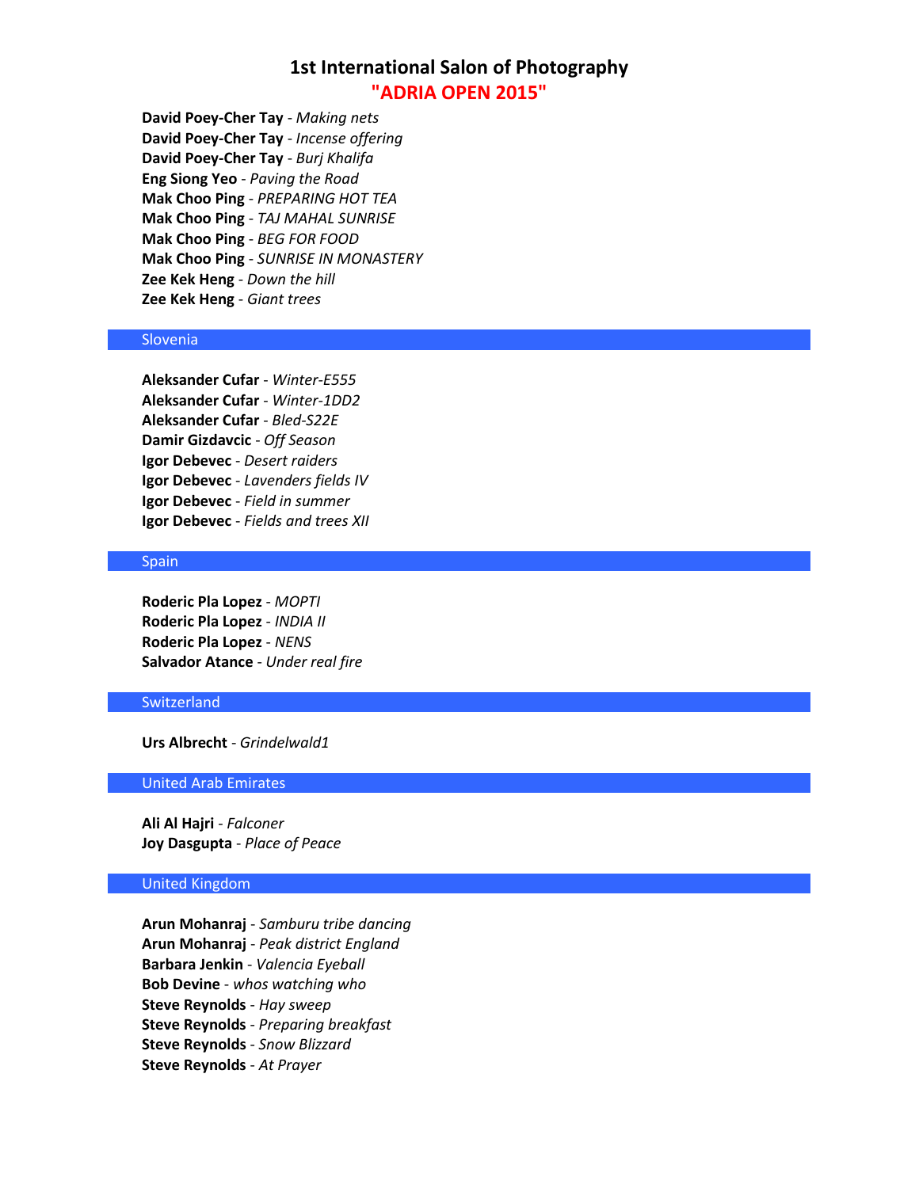# 1st International Salon of Photography
## "ADRIA OPEN 2015"

**David Poey-Cher Tay** - *Making nets*
**David Poey-Cher Tay** - *Incense offering*
**David Poey-Cher Tay** - *Burj Khalifa*
**Eng Siong Yeo** - *Paving the Road*
**Mak Choo Ping** - *PREPARING HOT TEA*
**Mak Choo Ping** - *TAJ MAHAL SUNRISE*
**Mak Choo Ping** - *BEG FOR FOOD*
**Mak Choo Ping** - *SUNRISE IN MONASTERY*
**Zee Kek Heng** - *Down the hill*
**Zee Kek Heng** - *Giant trees*

### Slovenia

**Aleksander Cufar** - *Winter-E555*
**Aleksander Cufar** - *Winter-1DD2*
**Aleksander Cufar** - *Bled-S22E*
**Damir Gizdavcic** - *Off Season*
**Igor Debevec** - *Desert raiders*
**Igor Debevec** - *Lavenders fields IV*
**Igor Debevec** - *Field in summer*
**Igor Debevec** - *Fields and trees XII*

### Spain

**Roderic Pla Lopez** - *MOPTI*
**Roderic Pla Lopez** - *INDIA II*
**Roderic Pla Lopez** - *NENS*
**Salvador Atance** - *Under real fire*

### Switzerland

**Urs Albrecht** - *Grindelwald1*

### United Arab Emirates

**Ali Al Hajri** - *Falconer*
**Joy Dasgupta** - *Place of Peace*

### United Kingdom

**Arun Mohanraj** - *Samburu tribe dancing*
**Arun Mohanraj** - *Peak district England*
**Barbara Jenkin** - *Valencia Eyeball*
**Bob Devine** - *whos watching who*
**Steve Reynolds** - *Hay sweep*
**Steve Reynolds** - *Preparing breakfast*
**Steve Reynolds** - *Snow Blizzard*
**Steve Reynolds** - *At Prayer*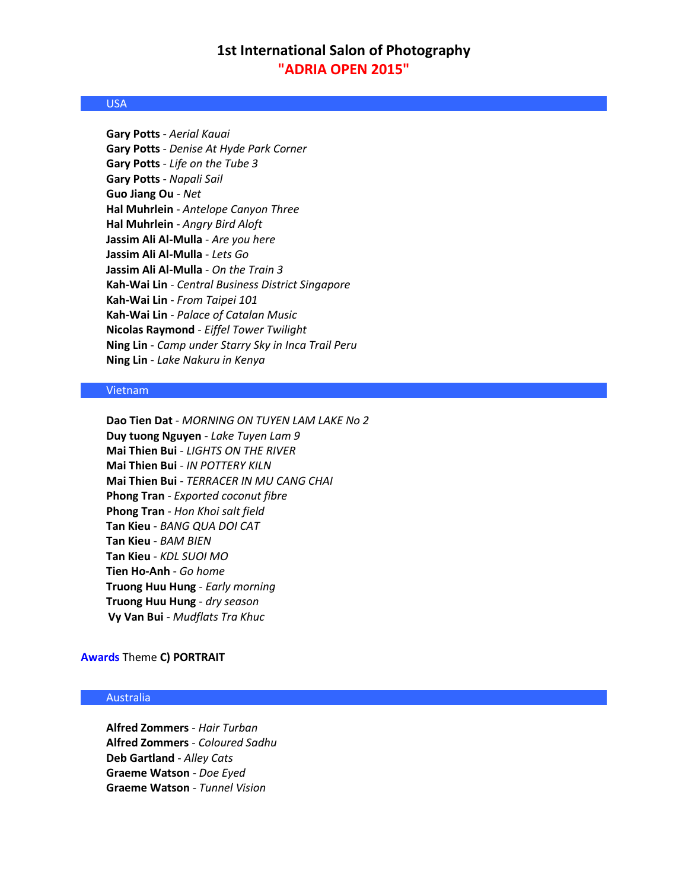# 1st International Salon of Photography
## "ADRIA OPEN 2015"

### USA

**Gary Potts** - *Aerial Kauai*
**Gary Potts** - *Denise At Hyde Park Corner*
**Gary Potts** - *Life on the Tube 3*
**Gary Potts** - *Napali Sail*
**Guo Jiang Ou** - *Net*
**Hal Muhrlein** - *Antelope Canyon Three*
**Hal Muhrlein** - *Angry Bird Aloft*
**Jassim Ali Al-Mulla** - *Are you here*
**Jassim Ali Al-Mulla** - *Lets Go*
**Jassim Ali Al-Mulla** - *On the Train 3*
**Kah-Wai Lin** - *Central Business District Singapore*
**Kah-Wai Lin** - *From Taipei 101*
**Kah-Wai Lin** - *Palace of Catalan Music*
**Nicolas Raymond** - *Eiffel Tower Twilight*
**Ning Lin** - *Camp under Starry Sky in Inca Trail Peru*
**Ning Lin** - *Lake Nakuru in Kenya*

### Vietnam

**Dao Tien Dat** - *MORNING ON TUYEN LAM LAKE No 2*
**Duy tuong Nguyen** - *Lake Tuyen Lam 9*
**Mai Thien Bui** - *LIGHTS ON THE RIVER*
**Mai Thien Bui** - *IN POTTERY KILN*
**Mai Thien Bui** - *TERRACER IN MU CANG CHAI*
**Phong Tran** - *Exported coconut fibre*
**Phong Tran** - *Hon Khoi salt field*
**Tan Kieu** - *BANG QUA DOI CAT*
**Tan Kieu** - *BAM BIEN*
**Tan Kieu** - *KDL SUOI MO*
**Tien Ho-Anh** - *Go home*
**Truong Huu Hung** - *Early morning*
**Truong Huu Hung** - *dry season*
**Vy Van Bui** - *Mudflats Tra Khuc*

**Awards** Theme **C) PORTRAIT**

### Australia

**Alfred Zommers** - *Hair Turban*
**Alfred Zommers** - *Coloured Sadhu*
**Deb Gartland** - *Alley Cats*
**Graeme Watson** - *Doe Eyed*
**Graeme Watson** - *Tunnel Vision*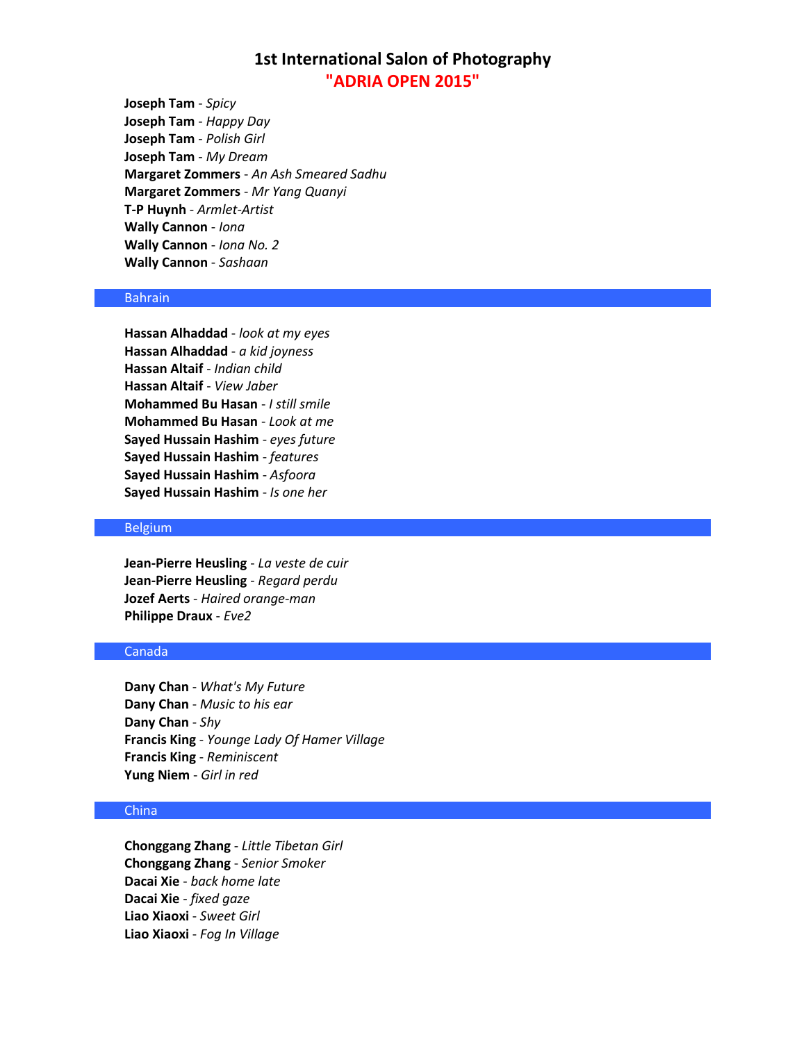**Joseph Tam** - *Spicy*
**Joseph Tam** - *Happy Day*
**Joseph Tam** - *Polish Girl*
**Joseph Tam** - *My Dream*
**Margaret Zommers** - *An Ash Smeared Sadhu*
**Margaret Zommers** - *Mr Yang Quanyi*
**T-P Huynh** - *Armlet-Artist*
**Wally Cannon** - *Iona*
**Wally Cannon** - *Iona No. 2*
**Wally Cannon** - *Sashaan*

## Bahrain

**Hassan Alhaddad** - *look at my eyes*
**Hassan Alhaddad** - *a kid joyness*
**Hassan Altaif** - *Indian child*
**Hassan Altaif** - *View Jaber*
**Mohammed Bu Hasan** - *I still smile*
**Mohammed Bu Hasan** - *Look at me*
**Sayed Hussain Hashim** - *eyes future*
**Sayed Hussain Hashim** - *features*
**Sayed Hussain Hashim** - *Asfoora*
**Sayed Hussain Hashim** - *Is one her*

## Belgium

**Jean-Pierre Heusling** - *La veste de cuir*
**Jean-Pierre Heusling** - *Regard perdu*
**Jozef Aerts** - *Haired orange-man*
**Philippe Draux** - *Eve2*

## Canada

**Dany Chan** - *What's My Future*
**Dany Chan** - *Music to his ear*
**Dany Chan** - *Shy*
**Francis King** - *Younge Lady Of Hamer Village*
**Francis King** - *Reminiscent*
**Yung Niem** - *Girl in red*

## China

**Chonggang Zhang** - *Little Tibetan Girl*
**Chonggang Zhang** - *Senior Smoker*
**Dacai Xie** - *back home late*
**Dacai Xie** - *fixed gaze*
**Liao Xiaoxi** - *Sweet Girl*
**Liao Xiaoxi** - *Fog In Village*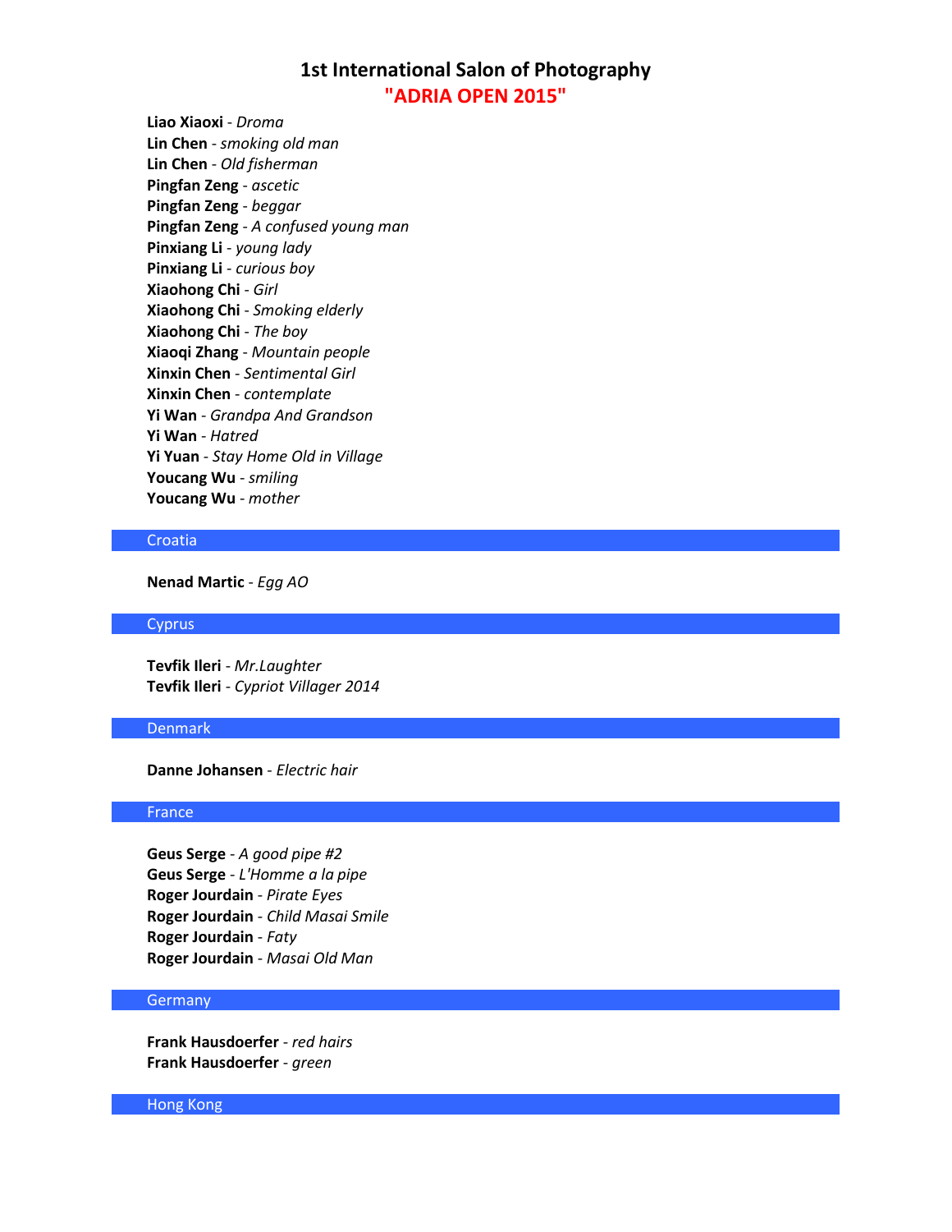# 1st International Salon of Photography
## "ADRIA OPEN 2015"

**Liao Xiaoxi** - *Droma*
**Lin Chen** - *smoking old man*
**Lin Chen** - *Old fisherman*
**Pingfan Zeng** - *ascetic*
**Pingfan Zeng** - *beggar*
**Pingfan Zeng** - *A confused young man*
**Pinxiang Li** - *young lady*
**Pinxiang Li** - *curious boy*
**Xiaohong Chi** - *Girl*
**Xiaohong Chi** - *Smoking elderly*
**Xiaohong Chi** - *The boy*
**Xiaoqi Zhang** - *Mountain people*
**Xinxin Chen** - *Sentimental Girl*
**Xinxin Chen** - *contemplate*
**Yi Wan** - *Grandpa And Grandson*
**Yi Wan** - *Hatred*
**Yi Yuan** - *Stay Home Old in Village*
**Youcang Wu** - *smiling*
**Youcang Wu** - *mother*

### Croatia

**Nenad Martic** - *Egg AO*

### Cyprus

**Tevfik Ileri** - *Mr.Laughter*
**Tevfik Ileri** - *Cypriot Villager 2014*

### Denmark

**Danne Johansen** - *Electric hair*

### France

**Geus Serge** - *A good pipe #2*
**Geus Serge** - *L'Homme a la pipe*
**Roger Jourdain** - *Pirate Eyes*
**Roger Jourdain** - *Child Masai Smile*
**Roger Jourdain** - *Faty*
**Roger Jourdain** - *Masai Old Man*

### Germany

**Frank Hausdoerfer** - *red hairs*
**Frank Hausdoerfer** - *green*

### Hong Kong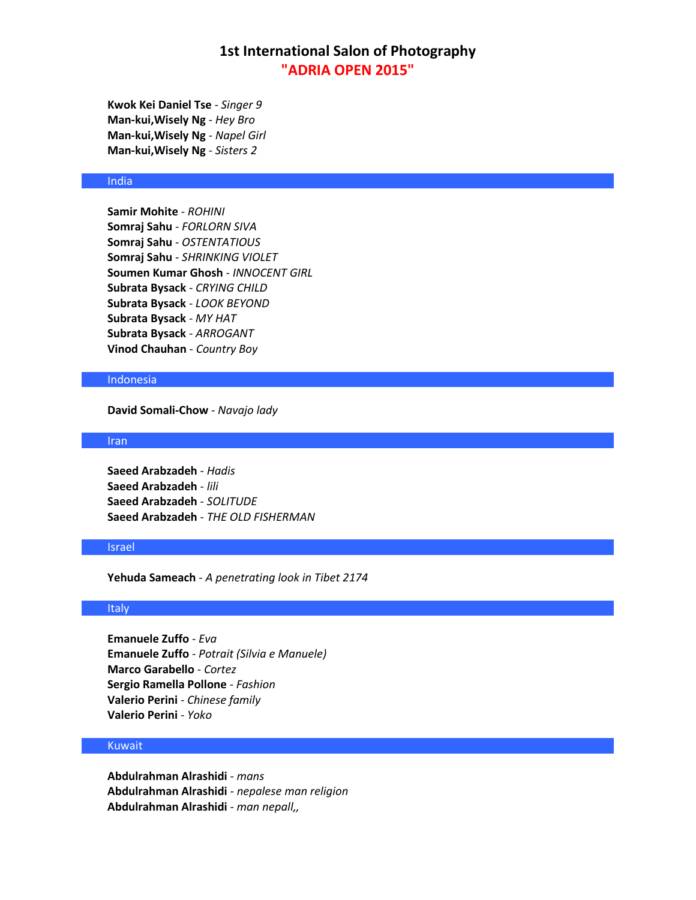# 1st International Salon of Photography
## "ADRIA OPEN 2015"

**Kwok Kei Daniel Tse** - *Singer 9*
**Man-kui,Wisely Ng** - *Hey Bro*
**Man-kui,Wisely Ng** - *Napel Girl*
**Man-kui,Wisely Ng** - *Sisters 2*

### India

**Samir Mohite** - *ROHINI*
**Somraj Sahu** - *FORLORN SIVA*
**Somraj Sahu** - *OSTENTATIOUS*
**Somraj Sahu** - *SHRINKING VIOLET*
**Soumen Kumar Ghosh** - *INNOCENT GIRL*
**Subrata Bysack** - *CRYING CHILD*
**Subrata Bysack** - *LOOK BEYOND*
**Subrata Bysack** - *MY HAT*
**Subrata Bysack** - *ARROGANT*
**Vinod Chauhan** - *Country Boy*

### Indonesia

**David Somali-Chow** - *Navajo lady*

### Iran

**Saeed Arabzadeh** - *Hadis*
**Saeed Arabzadeh** - *lili*
**Saeed Arabzadeh** - *SOLITUDE*
**Saeed Arabzadeh** - *THE OLD FISHERMAN*

### Israel

**Yehuda Sameach** - *A penetrating look in Tibet 2174*

### Italy

**Emanuele Zuffo** - *Eva*
**Emanuele Zuffo** - *Potrait (Silvia e Manuele)*
**Marco Garabello** - *Cortez*
**Sergio Ramella Pollone** - *Fashion*
**Valerio Perini** - *Chinese family*
**Valerio Perini** - *Yoko*

### Kuwait

**Abdulrahman Alrashidi** - *mans*
**Abdulrahman Alrashidi** - *nepalese man religion*
**Abdulrahman Alrashidi** - *man nepall,,*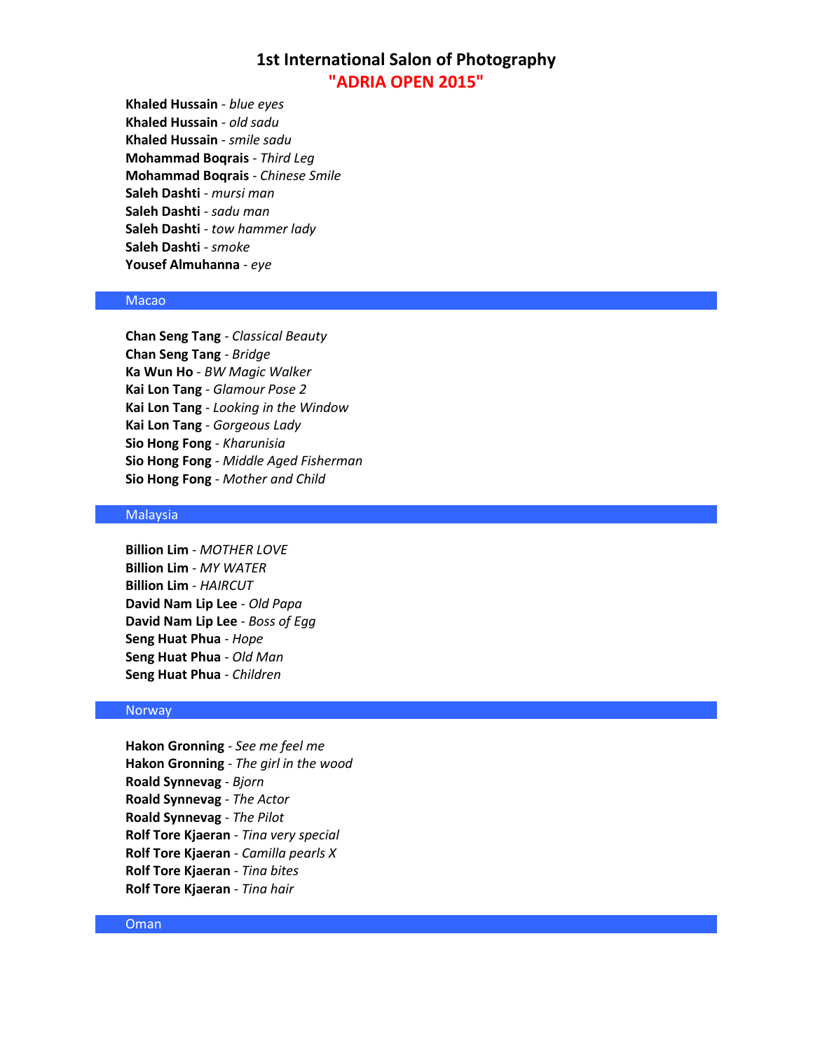# 1st International Salon of Photography
## "ADRIA OPEN 2015"

**Khaled Hussain** - *blue eyes*
**Khaled Hussain** - *old sadu*
**Khaled Hussain** - *smile sadu*
**Mohammad Boqrais** - *Third Leg*
**Mohammad Boqrais** - *Chinese Smile*
**Saleh Dashti** - *mursi man*
**Saleh Dashti** - *sadu man*
**Saleh Dashti** - *tow hammer lady*
**Saleh Dashti** - *smoke*
**Yousef Almuhanna** - *eye*

### Macao

**Chan Seng Tang** - *Classical Beauty*
**Chan Seng Tang** - *Bridge*
**Ka Wun Ho** - *BW Magic Walker*
**Kai Lon Tang** - *Glamour Pose 2*
**Kai Lon Tang** - *Looking in the Window*
**Kai Lon Tang** - *Gorgeous Lady*
**Sio Hong Fong** - *Kharunisia*
**Sio Hong Fong** - *Middle Aged Fisherman*
**Sio Hong Fong** - *Mother and Child*

### Malaysia

**Billion Lim** - *MOTHER LOVE*
**Billion Lim** - *MY WATER*
**Billion Lim** - *HAIRCUT*
**David Nam Lip Lee** - *Old Papa*
**David Nam Lip Lee** - *Boss of Egg*
**Seng Huat Phua** - *Hope*
**Seng Huat Phua** - *Old Man*
**Seng Huat Phua** - *Children*

### Norway

**Hakon Gronning** - *See me feel me*
**Hakon Gronning** - *The girl in the wood*
**Roald Synnevag** - *Bjorn*
**Roald Synnevag** - *The Actor*
**Roald Synnevag** - *The Pilot*
**Rolf Tore Kjaeran** - *Tina very special*
**Rolf Tore Kjaeran** - *Camilla pearls X*
**Rolf Tore Kjaeran** - *Tina bites*
**Rolf Tore Kjaeran** - *Tina hair*

### Oman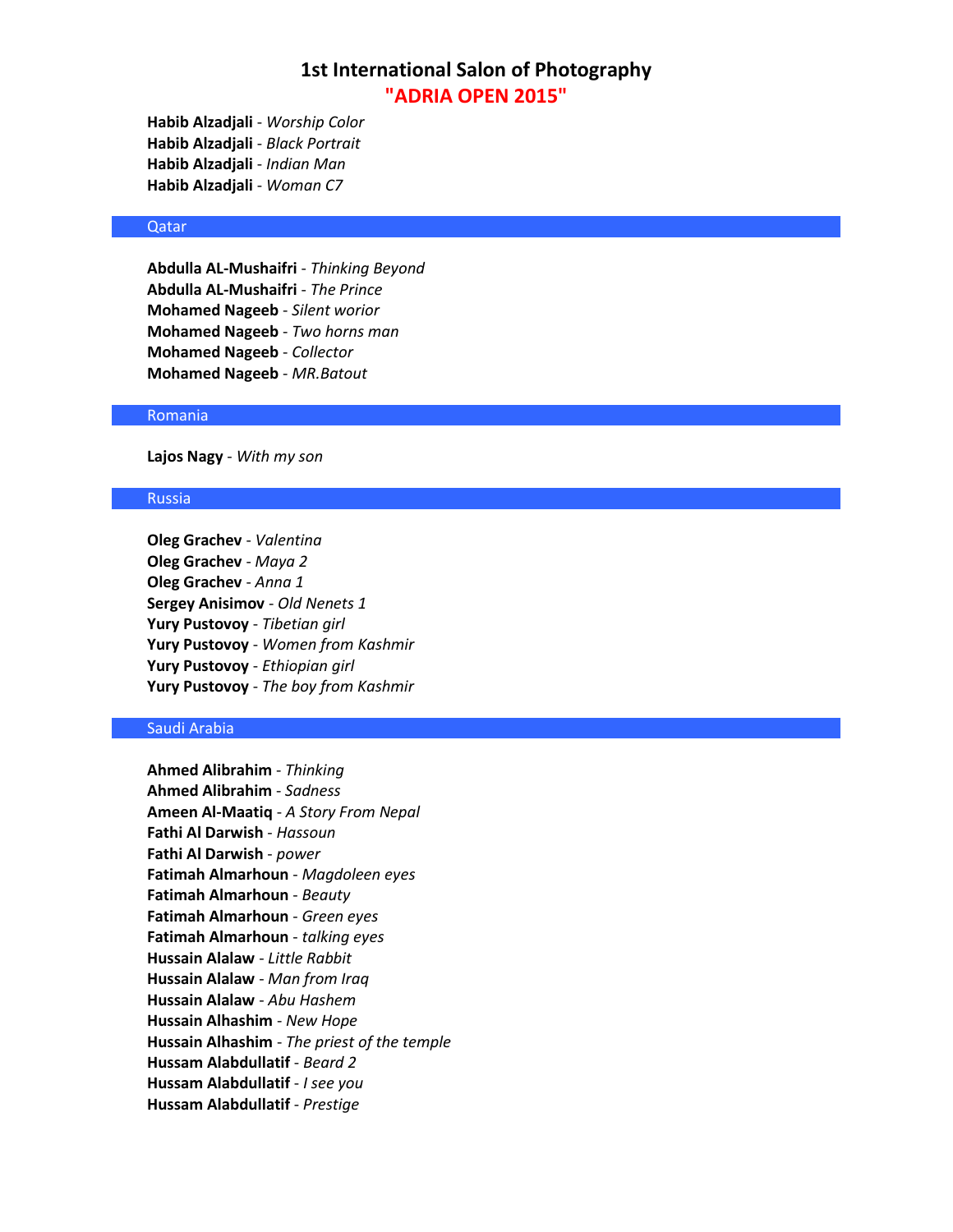# 1st International Salon of Photography
## "ADRIA OPEN 2015"

**Habib Alzadjali** - *Worship Color*
**Habib Alzadjali** - *Black Portrait*
**Habib Alzadjali** - *Indian Man*
**Habib Alzadjali** - *Woman C7*

### Qatar

**Abdulla AL-Mushaifri** - *Thinking Beyond*
**Abdulla AL-Mushaifri** - *The Prince*
**Mohamed Nageeb** - *Silent worior*
**Mohamed Nageeb** - *Two horns man*
**Mohamed Nageeb** - *Collector*
**Mohamed Nageeb** - *MR.Batout*

### Romania

**Lajos Nagy** - *With my son*

### Russia

**Oleg Grachev** - *Valentina*
**Oleg Grachev** - *Maya 2*
**Oleg Grachev** - *Anna 1*
**Sergey Anisimov** - *Old Nenets 1*
**Yury Pustovoy** - *Tibetian girl*
**Yury Pustovoy** - *Women from Kashmir*
**Yury Pustovoy** - *Ethiopian girl*
**Yury Pustovoy** - *The boy from Kashmir*

### Saudi Arabia

**Ahmed Alibrahim** - *Thinking*
**Ahmed Alibrahim** - *Sadness*
**Ameen Al-Maatiq** - *A Story From Nepal*
**Fathi Al Darwish** - *Hassoun*
**Fathi Al Darwish** - *power*
**Fatimah Almarhoun** - *Magdoleen eyes*
**Fatimah Almarhoun** - *Beauty*
**Fatimah Almarhoun** - *Green eyes*
**Fatimah Almarhoun** - *talking eyes*
**Hussain Alalaw** - *Little Rabbit*
**Hussain Alalaw** - *Man from Iraq*
**Hussain Alalaw** - *Abu Hashem*
**Hussain Alhashim** - *New Hope*
**Hussain Alhashim** - *The priest of the temple*
**Hussam Alabdullatif** - *Beard 2*
**Hussam Alabdullatif** - *I see you*
**Hussam Alabdullatif** - *Prestige*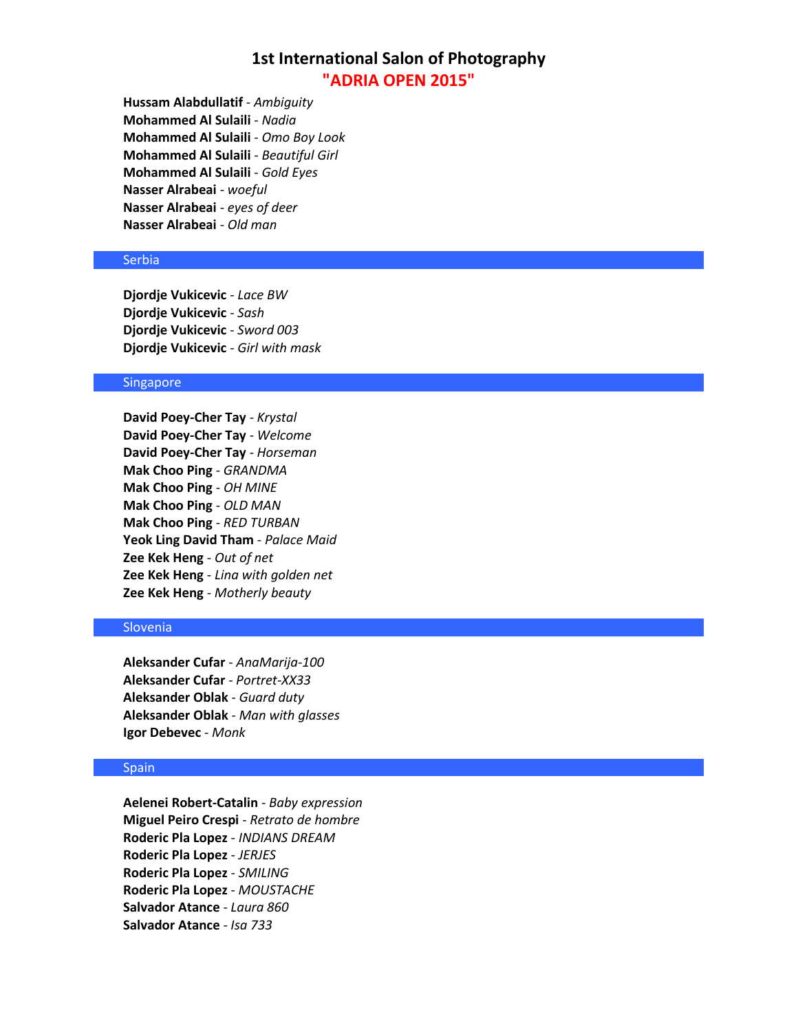# 1st International Salon of Photography
## "ADRIA OPEN 2015"

**Hussam Alabdullatif** - *Ambiguity*
**Mohammed Al Sulaili** - *Nadia*
**Mohammed Al Sulaili** - *Omo Boy Look*
**Mohammed Al Sulaili** - *Beautiful Girl*
**Mohammed Al Sulaili** - *Gold Eyes*
**Nasser Alrabeai** - *woeful*
**Nasser Alrabeai** - *eyes of deer*
**Nasser Alrabeai** - *Old man*

### Serbia

**Djordje Vukicevic** - *Lace BW*
**Djordje Vukicevic** - *Sash*
**Djordje Vukicevic** - *Sword 003*
**Djordje Vukicevic** - *Girl with mask*

### Singapore

**David Poey-Cher Tay** - *Krystal*
**David Poey-Cher Tay** - *Welcome*
**David Poey-Cher Tay** - *Horseman*
**Mak Choo Ping** - *GRANDMA*
**Mak Choo Ping** - *OH MINE*
**Mak Choo Ping** - *OLD MAN*
**Mak Choo Ping** - *RED TURBAN*
**Yeok Ling David Tham** - *Palace Maid*
**Zee Kek Heng** - *Out of net*
**Zee Kek Heng** - *Lina with golden net*
**Zee Kek Heng** - *Motherly beauty*

### Slovenia

**Aleksander Cufar** - *AnaMarija-100*
**Aleksander Cufar** - *Portret-XX33*
**Aleksander Oblak** - *Guard duty*
**Aleksander Oblak** - *Man with glasses*
**Igor Debevec** - *Monk*

### Spain

**Aelenei Robert-Catalin** - *Baby expression*
**Miguel Peiro Crespi** - *Retrato de hombre*
**Roderic Pla Lopez** - *INDIANS DREAM*
**Roderic Pla Lopez** - *JERJES*
**Roderic Pla Lopez** - *SMILING*
**Roderic Pla Lopez** - *MOUSTACHE*
**Salvador Atance** - *Laura 860*
**Salvador Atance** - *Isa 733*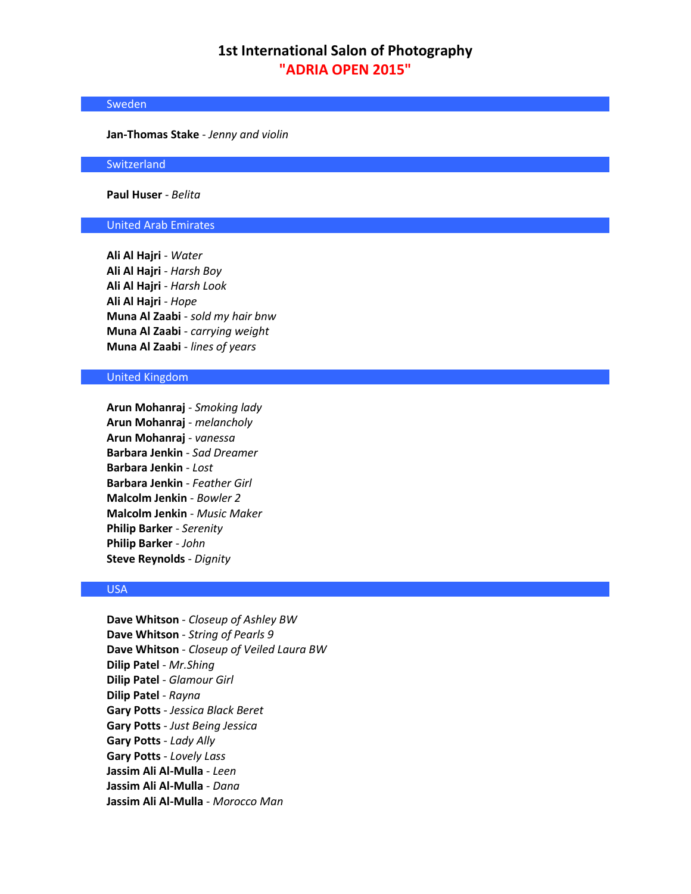# 1st International Salon of Photography
## "ADRIA OPEN 2015"

### Sweden

**Jan-Thomas Stake** - *Jenny and violin*

### Switzerland

**Paul Huser** - *Belita*

### United Arab Emirates

**Ali Al Hajri** - *Water*
**Ali Al Hajri** - *Harsh Boy*
**Ali Al Hajri** - *Harsh Look*
**Ali Al Hajri** - *Hope*
**Muna Al Zaabi** - *sold my hair bnw*
**Muna Al Zaabi** - *carrying weight*
**Muna Al Zaabi** - *lines of years*

### United Kingdom

**Arun Mohanraj** - *Smoking lady*
**Arun Mohanraj** - *melancholy*
**Arun Mohanraj** - *vanessa*
**Barbara Jenkin** - *Sad Dreamer*
**Barbara Jenkin** - *Lost*
**Barbara Jenkin** - *Feather Girl*
**Malcolm Jenkin** - *Bowler 2*
**Malcolm Jenkin** - *Music Maker*
**Philip Barker** - *Serenity*
**Philip Barker** - *John*
**Steve Reynolds** - *Dignity*

### USA

**Dave Whitson** - *Closeup of Ashley BW*
**Dave Whitson** - *String of Pearls 9*
**Dave Whitson** - *Closeup of Veiled Laura BW*
**Dilip Patel** - *Mr.Shing*
**Dilip Patel** - *Glamour Girl*
**Dilip Patel** - *Rayna*
**Gary Potts** - *Jessica Black Beret*
**Gary Potts** - *Just Being Jessica*
**Gary Potts** - *Lady Ally*
**Gary Potts** - *Lovely Lass*
**Jassim Ali Al-Mulla** - *Leen*
**Jassim Ali Al-Mulla** - *Dana*
**Jassim Ali Al-Mulla** - *Morocco Man*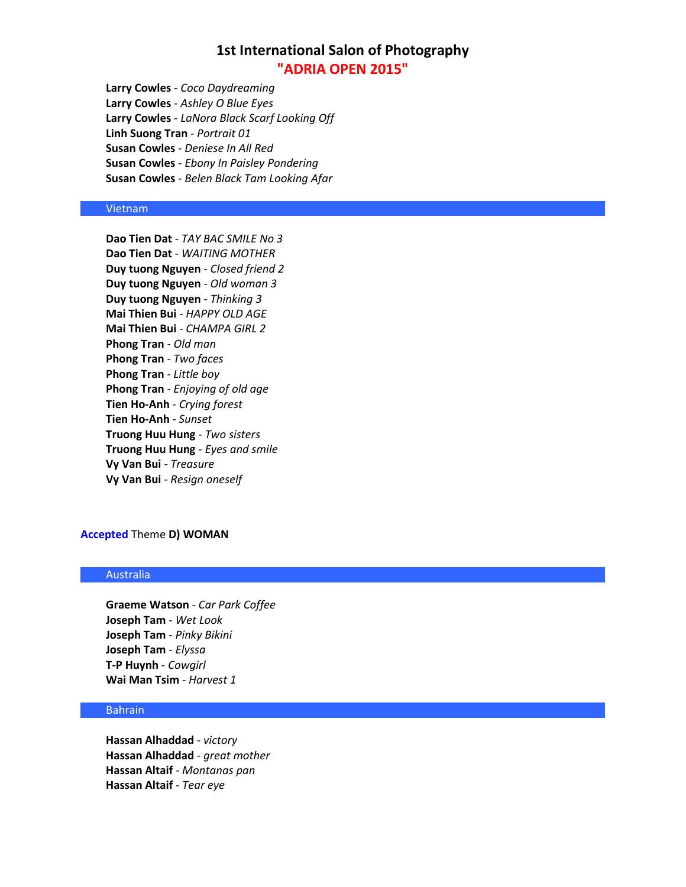**Larry Cowles** - *Coco Daydreaming*
**Larry Cowles** - *Ashley O Blue Eyes*
**Larry Cowles** - *LaNora Black Scarf Looking Off*
**Linh Suong Tran** - *Portrait 01*
**Susan Cowles** - *Deniese In All Red*
**Susan Cowles** - *Ebony In Paisley Pondering*
**Susan Cowles** - *Belen Black Tam Looking Afar*

### Vietnam

**Dao Tien Dat** - *TAY BAC SMILE No 3*
**Dao Tien Dat** - *WAITING MOTHER*
**Duy tuong Nguyen** - *Closed friend 2*
**Duy tuong Nguyen** - *Old woman 3*
**Duy tuong Nguyen** - *Thinking 3*
**Mai Thien Bui** - *HAPPY OLD AGE*
**Mai Thien Bui** - *CHAMPA GIRL 2*
**Phong Tran** - *Old man*
**Phong Tran** - *Two faces*
**Phong Tran** - *Little boy*
**Phong Tran** - *Enjoying of old age*
**Tien Ho-Anh** - *Crying forest*
**Tien Ho-Anh** - *Sunset*
**Truong Huu Hung** - *Two sisters*
**Truong Huu Hung** - *Eyes and smile*
**Vy Van Bui** - *Treasure*
**Vy Van Bui** - *Resign oneself*

## Accepted Theme **D) WOMAN**

### Australia

**Graeme Watson** - *Car Park Coffee*
**Joseph Tam** - *Wet Look*
**Joseph Tam** - *Pinky Bikini*
**Joseph Tam** - *Elyssa*
**T-P Huynh** - *Cowgirl*
**Wai Man Tsim** - *Harvest 1*

### Bahrain

**Hassan Alhaddad** - *victory*
**Hassan Alhaddad** - *great mother*
**Hassan Altaif** - *Montanas pan*
**Hassan Altaif** - *Tear eye*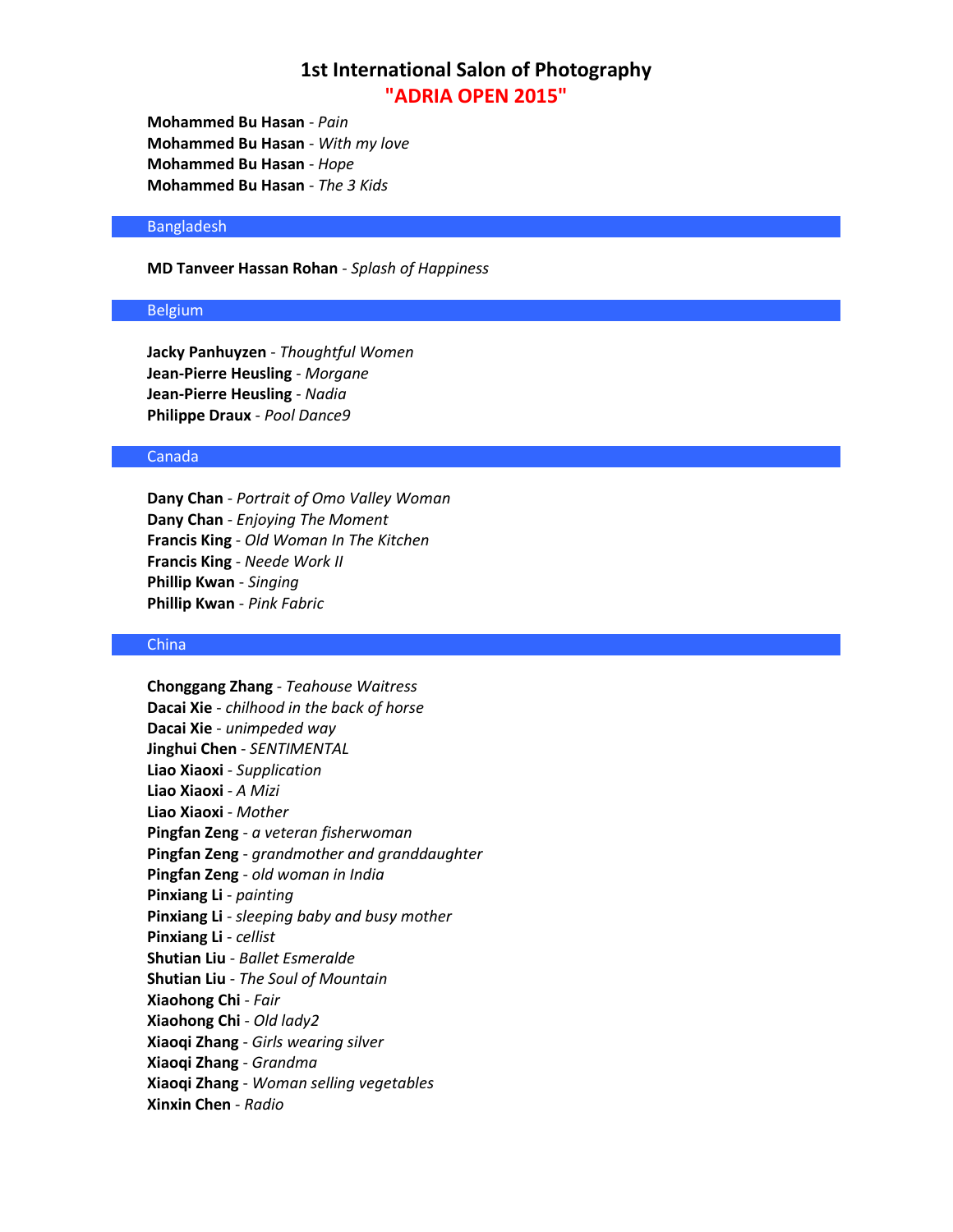# 1st International Salon of Photography
## "ADRIA OPEN 2015"

**Mohammed Bu Hasan** - *Pain*
**Mohammed Bu Hasan** - *With my love*
**Mohammed Bu Hasan** - *Hope*
**Mohammed Bu Hasan** - *The 3 Kids*

### Bangladesh

**MD Tanveer Hassan Rohan** - *Splash of Happiness*

### Belgium

**Jacky Panhuyzen** - *Thoughtful Women*
**Jean-Pierre Heusling** - *Morgane*
**Jean-Pierre Heusling** - *Nadia*
**Philippe Draux** - *Pool Dance9*

### Canada

**Dany Chan** - *Portrait of Omo Valley Woman*
**Dany Chan** - *Enjoying The Moment*
**Francis King** - *Old Woman In The Kitchen*
**Francis King** - *Neede Work II*
**Phillip Kwan** - *Singing*
**Phillip Kwan** - *Pink Fabric*

### China

**Chonggang Zhang** - *Teahouse Waitress*
**Dacai Xie** - *chilhood in the back of horse*
**Dacai Xie** - *unimpeded way*
**Jinghui Chen** - *SENTIMENTAL*
**Liao Xiaoxi** - *Supplication*
**Liao Xiaoxi** - *A Mizi*
**Liao Xiaoxi** - *Mother*
**Pingfan Zeng** - *a veteran fisherwoman*
**Pingfan Zeng** - *grandmother and granddaughter*
**Pingfan Zeng** - *old woman in India*
**Pinxiang Li** - *painting*
**Pinxiang Li** - *sleeping baby and busy mother*
**Pinxiang Li** - *cellist*
**Shutian Liu** - *Ballet Esmeralde*
**Shutian Liu** - *The Soul of Mountain*
**Xiaohong Chi** - *Fair*
**Xiaohong Chi** - *Old lady2*
**Xiaoqi Zhang** - *Girls wearing silver*
**Xiaoqi Zhang** - *Grandma*
**Xiaoqi Zhang** - *Woman selling vegetables*
**Xinxin Chen** - *Radio*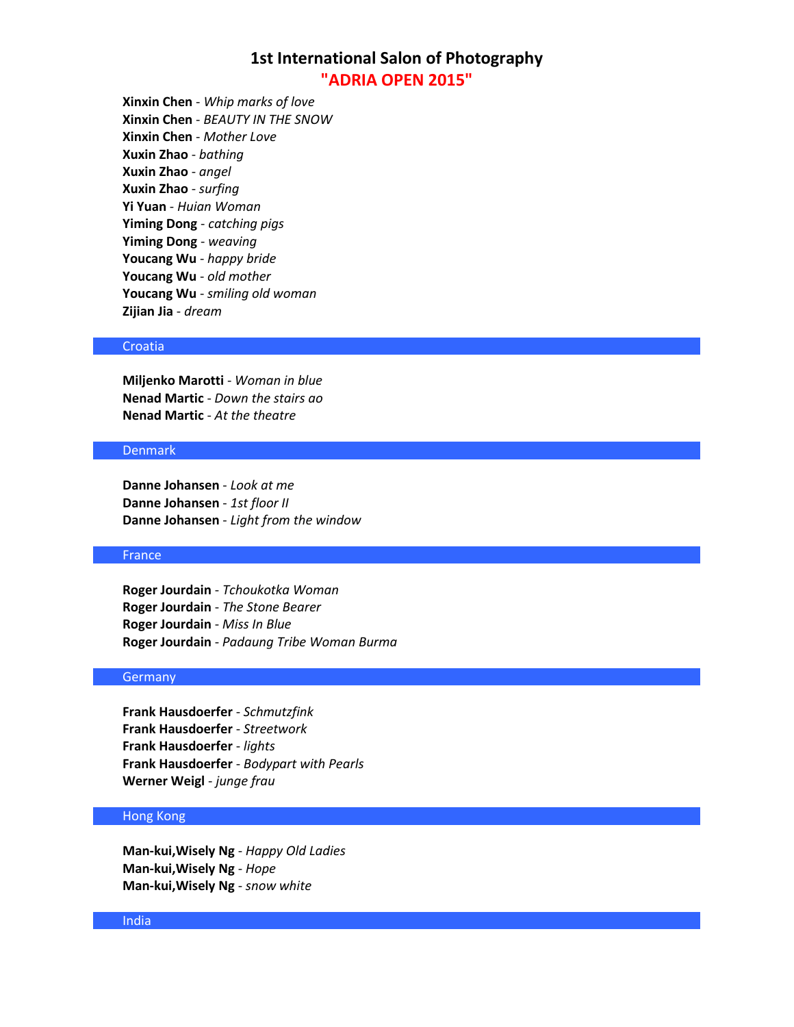# 1st International Salon of Photography

## "ADRIA OPEN 2015"

**Xinxin Chen** - *Whip marks of love*
**Xinxin Chen** - *BEAUTY IN THE SNOW*
**Xinxin Chen** - *Mother Love*
**Xuxin Zhao** - *bathing*
**Xuxin Zhao** - *angel*
**Xuxin Zhao** - *surfing*
**Yi Yuan** - *Huian Woman*
**Yiming Dong** - *catching pigs*
**Yiming Dong** - *weaving*
**Youcang Wu** - *happy bride*
**Youcang Wu** - *old mother*
**Youcang Wu** - *smiling old woman*
**Zijian Jia** - *dream*

### Croatia

**Miljenko Marotti** - *Woman in blue*
**Nenad Martic** - *Down the stairs ao*
**Nenad Martic** - *At the theatre*

### Denmark

**Danne Johansen** - *Look at me*
**Danne Johansen** - *1st floor II*
**Danne Johansen** - *Light from the window*

### France

**Roger Jourdain** - *Tchoukotka Woman*
**Roger Jourdain** - *The Stone Bearer*
**Roger Jourdain** - *Miss In Blue*
**Roger Jourdain** - *Padaung Tribe Woman Burma*

### Germany

**Frank Hausdoerfer** - *Schmutzfink*
**Frank Hausdoerfer** - *Streetwork*
**Frank Hausdoerfer** - *lights*
**Frank Hausdoerfer** - *Bodypart with Pearls*
**Werner Weigl** - *junge frau*

### Hong Kong

**Man-kui,Wisely Ng** - *Happy Old Ladies*
**Man-kui,Wisely Ng** - *Hope*
**Man-kui,Wisely Ng** - *snow white*

### India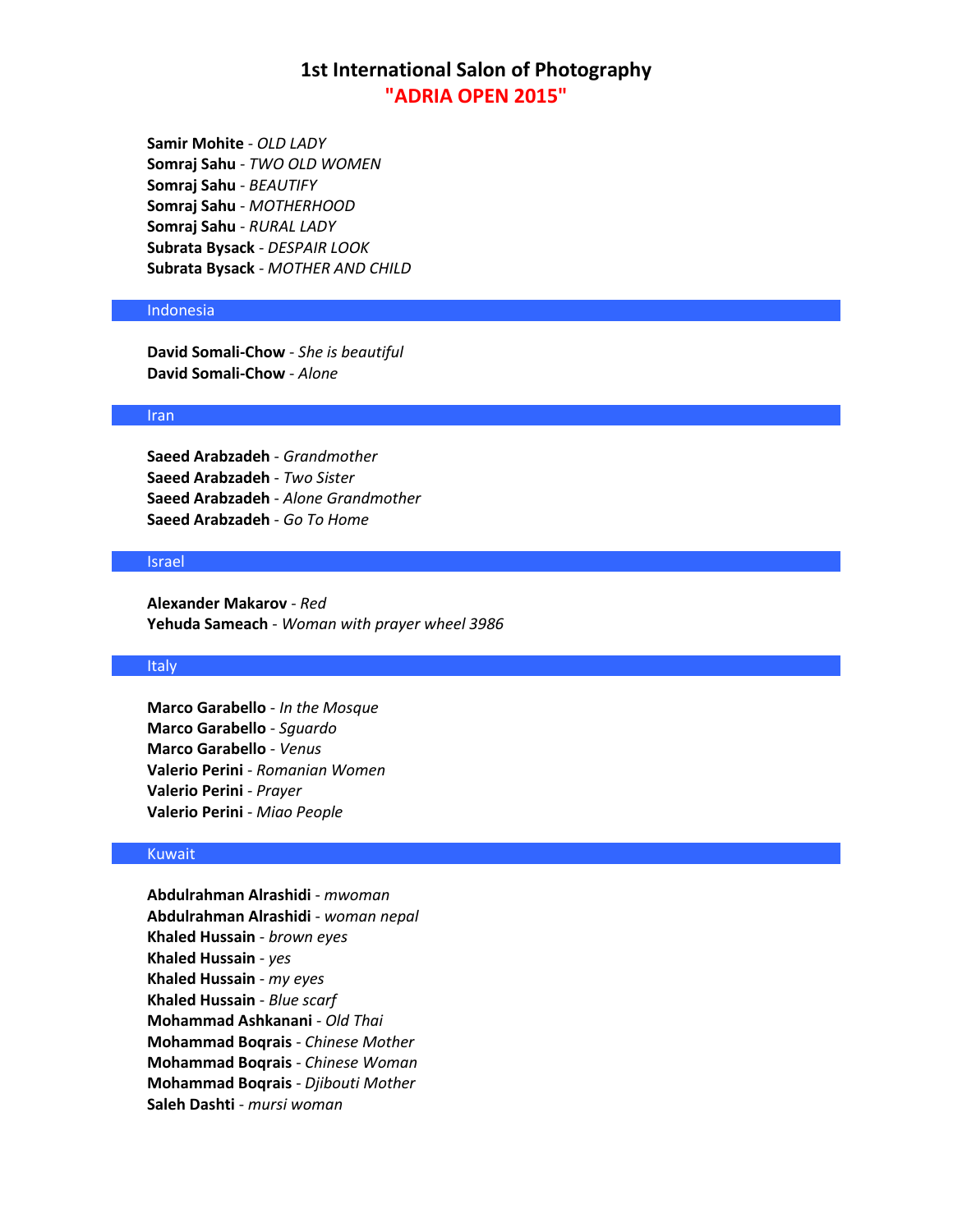# 1st International Salon of Photography
## "ADRIA OPEN 2015"

**Samir Mohite** - *OLD LADY*
**Somraj Sahu** - *TWO OLD WOMEN*
**Somraj Sahu** - *BEAUTIFY*
**Somraj Sahu** - *MOTHERHOOD*
**Somraj Sahu** - *RURAL LADY*
**Subrata Bysack** - *DESPAIR LOOK*
**Subrata Bysack** - *MOTHER AND CHILD*

### Indonesia

**David Somali-Chow** - *She is beautiful*
**David Somali-Chow** - *Alone*

### Iran

**Saeed Arabzadeh** - *Grandmother*
**Saeed Arabzadeh** - *Two Sister*
**Saeed Arabzadeh** - *Alone Grandmother*
**Saeed Arabzadeh** - *Go To Home*

### Israel

**Alexander Makarov** - *Red*
**Yehuda Sameach** - *Woman with prayer wheel 3986*

### Italy

**Marco Garabello** - *In the Mosque*
**Marco Garabello** - *Sguardo*
**Marco Garabello** - *Venus*
**Valerio Perini** - *Romanian Women*
**Valerio Perini** - *Prayer*
**Valerio Perini** - *Miao People*

### Kuwait

**Abdulrahman Alrashidi** - *mwoman*
**Abdulrahman Alrashidi** - *woman nepal*
**Khaled Hussain** - *brown eyes*
**Khaled Hussain** - *yes*
**Khaled Hussain** - *my eyes*
**Khaled Hussain** - *Blue scarf*
**Mohammad Ashkanani** - *Old Thai*
**Mohammad Boqrais** - *Chinese Mother*
**Mohammad Boqrais** - *Chinese Woman*
**Mohammad Boqrais** - *Djibouti Mother*
**Saleh Dashti** - *mursi woman*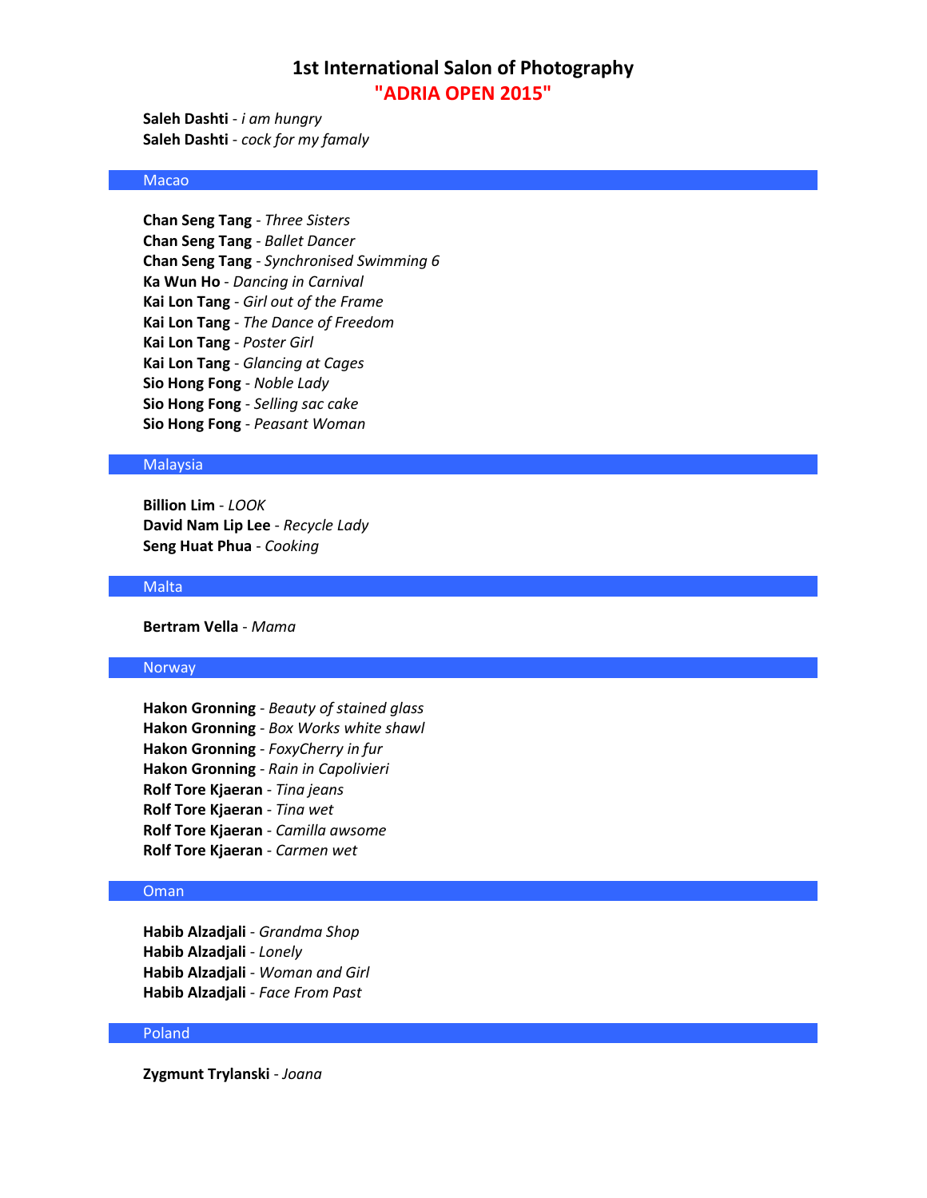# 1st International Salon of Photography
## "ADRIA OPEN 2015"

**Saleh Dashti** - *i am hungry*
**Saleh Dashti** - *cock for my famaly*

## Macao

**Chan Seng Tang** - *Three Sisters*
**Chan Seng Tang** - *Ballet Dancer*
**Chan Seng Tang** - *Synchronised Swimming 6*
**Ka Wun Ho** - *Dancing in Carnival*
**Kai Lon Tang** - *Girl out of the Frame*
**Kai Lon Tang** - *The Dance of Freedom*
**Kai Lon Tang** - *Poster Girl*
**Kai Lon Tang** - *Glancing at Cages*
**Sio Hong Fong** - *Noble Lady*
**Sio Hong Fong** - *Selling sac cake*
**Sio Hong Fong** - *Peasant Woman*

## Malaysia

**Billion Lim** - *LOOK*
**David Nam Lip Lee** - *Recycle Lady*
**Seng Huat Phua** - *Cooking*

## Malta

**Bertram Vella** - *Mama*

## Norway

**Hakon Gronning** - *Beauty of stained glass*
**Hakon Gronning** - *Box Works white shawl*
**Hakon Gronning** - *FoxyCherry in fur*
**Hakon Gronning** - *Rain in Capolivieri*
**Rolf Tore Kjaeran** - *Tina jeans*
**Rolf Tore Kjaeran** - *Tina wet*
**Rolf Tore Kjaeran** - *Camilla awsome*
**Rolf Tore Kjaeran** - *Carmen wet*

## Oman

**Habib Alzadjali** - *Grandma Shop*
**Habib Alzadjali** - *Lonely*
**Habib Alzadjali** - *Woman and Girl*
**Habib Alzadjali** - *Face From Past*

## Poland

**Zygmunt Trylanski** - *Joana*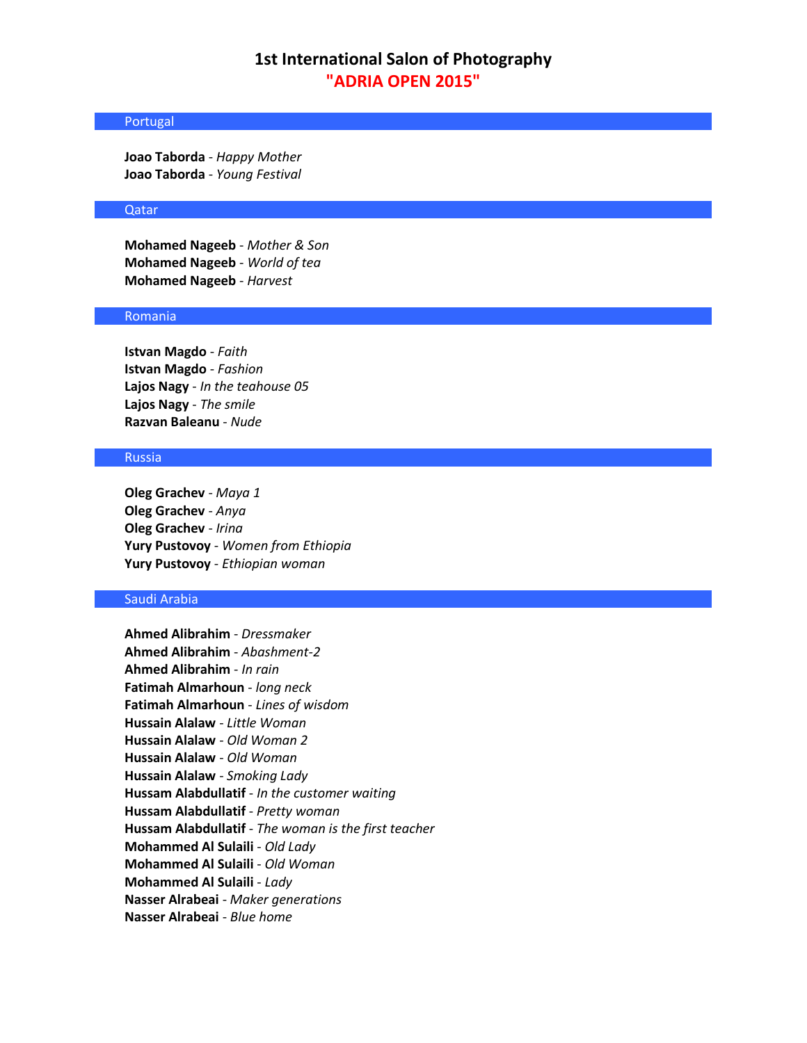# 1st International Salon of Photography
## "ADRIA OPEN 2015"

### Portugal

**Joao Taborda** - *Happy Mother*
**Joao Taborda** - *Young Festival*

### Qatar

**Mohamed Nageeb** - *Mother & Son*
**Mohamed Nageeb** - *World of tea*
**Mohamed Nageeb** - *Harvest*

### Romania

**Istvan Magdo** - *Faith*
**Istvan Magdo** - *Fashion*
**Lajos Nagy** - *In the teahouse 05*
**Lajos Nagy** - *The smile*
**Razvan Baleanu** - *Nude*

### Russia

**Oleg Grachev** - *Maya 1*
**Oleg Grachev** - *Anya*
**Oleg Grachev** - *Irina*
**Yury Pustovoy** - *Women from Ethiopia*
**Yury Pustovoy** - *Ethiopian woman*

### Saudi Arabia

**Ahmed Alibrahim** - *Dressmaker*
**Ahmed Alibrahim** - *Abashment-2*
**Ahmed Alibrahim** - *In rain*
**Fatimah Almarhoun** - *long neck*
**Fatimah Almarhoun** - *Lines of wisdom*
**Hussain Alalaw** - *Little Woman*
**Hussain Alalaw** - *Old Woman 2*
**Hussain Alalaw** - *Old Woman*
**Hussain Alalaw** - *Smoking Lady*
**Hussam Alabdullatif** - *In the customer waiting*
**Hussam Alabdullatif** - *Pretty woman*
**Hussam Alabdullatif** - *The woman is the first teacher*
**Mohammed Al Sulaili** - *Old Lady*
**Mohammed Al Sulaili** - *Old Woman*
**Mohammed Al Sulaili** - *Lady*
**Nasser Alrabeai** - *Maker generations*
**Nasser Alrabeai** - *Blue home*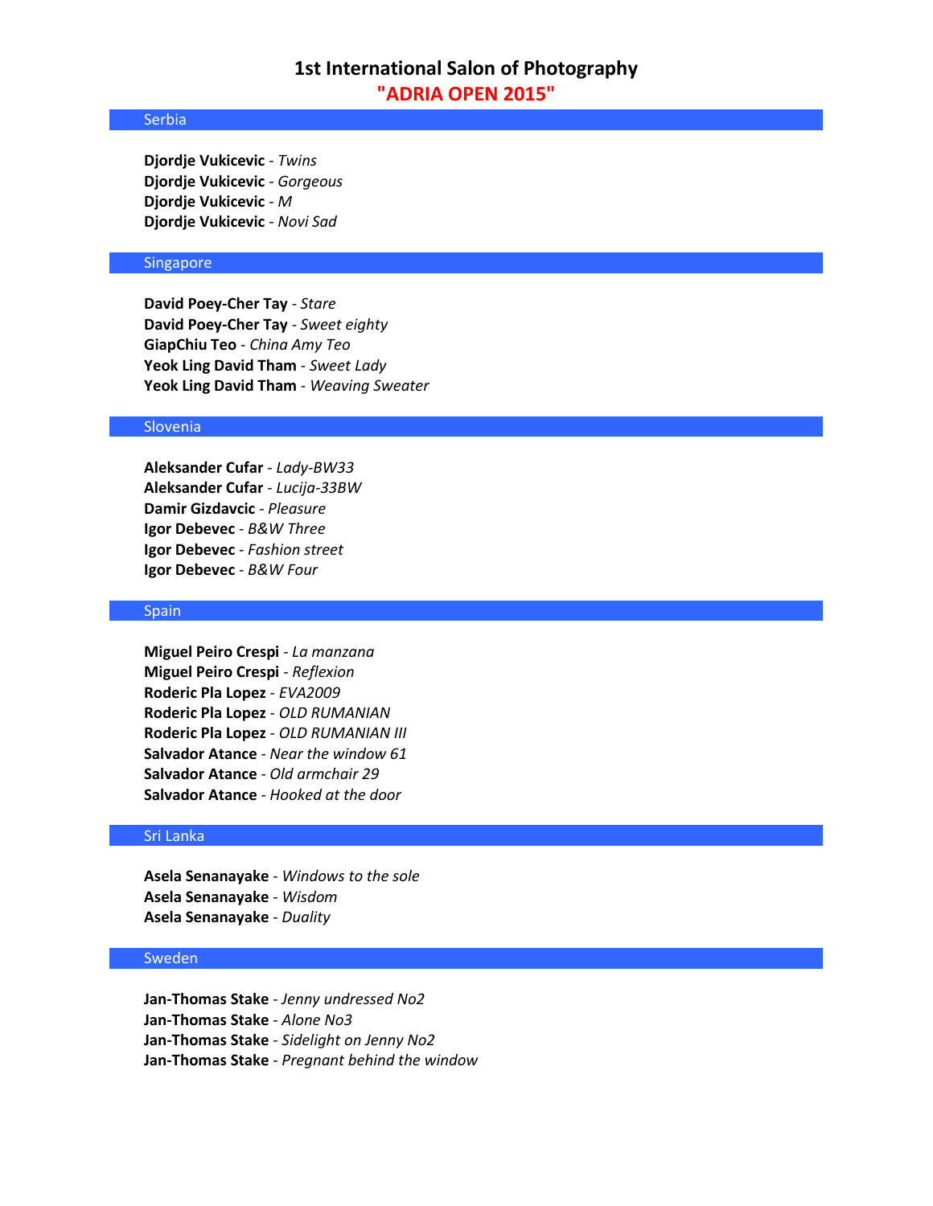# 1st International Salon of Photography

## "ADRIA OPEN 2015"

### Serbia

**Djordje Vukicevic** - *Twins*
**Djordje Vukicevic** - *Gorgeous*
**Djordje Vukicevic** - *M*
**Djordje Vukicevic** - *Novi Sad*

### Singapore

**David Poey-Cher Tay** - *Stare*
**David Poey-Cher Tay** - *Sweet eighty*
**GiapChiu Teo** - *China Amy Teo*
**Yeok Ling David Tham** - *Sweet Lady*
**Yeok Ling David Tham** - *Weaving Sweater*

### Slovenia

**Aleksander Cufar** - *Lady-BW33*
**Aleksander Cufar** - *Lucija-33BW*
**Damir Gizdavcic** - *Pleasure*
**Igor Debevec** - *B&W Three*
**Igor Debevec** - *Fashion street*
**Igor Debevec** - *B&W Four*

### Spain

**Miguel Peiro Crespi** - *La manzana*
**Miguel Peiro Crespi** - *Reflexion*
**Roderic Pla Lopez** - *EVA2009*
**Roderic Pla Lopez** - *OLD RUMANIAN*
**Roderic Pla Lopez** - *OLD RUMANIAN III*
**Salvador Atance** - *Near the window 61*
**Salvador Atance** - *Old armchair 29*
**Salvador Atance** - *Hooked at the door*

### Sri Lanka

**Asela Senanayake** - *Windows to the sole*
**Asela Senanayake** - *Wisdom*
**Asela Senanayake** - *Duality*

### Sweden

**Jan-Thomas Stake** - *Jenny undressed No2*
**Jan-Thomas Stake** - *Alone No3*
**Jan-Thomas Stake** - *Sidelight on Jenny No2*
**Jan-Thomas Stake** - *Pregnant behind the window*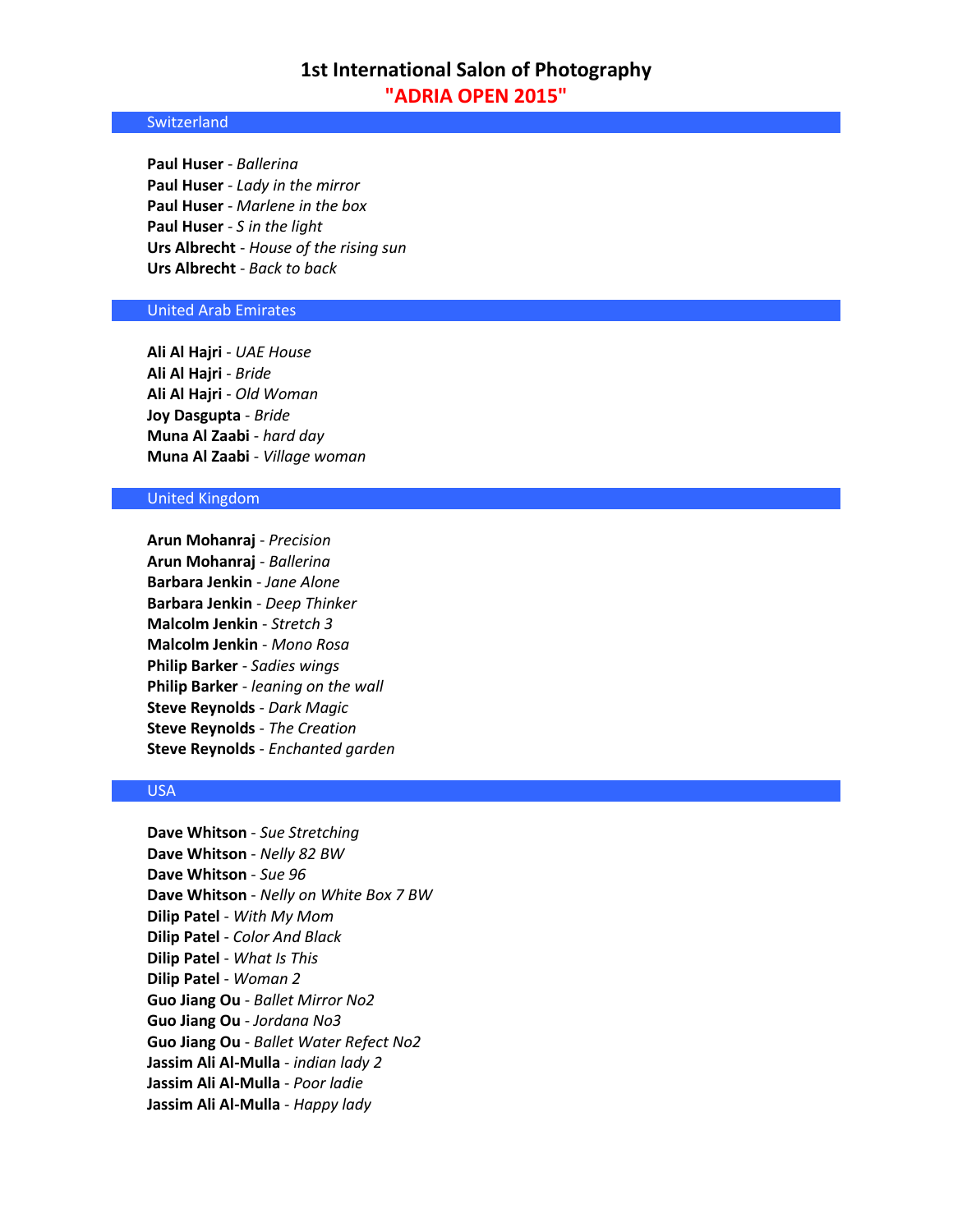# 1st International Salon of Photography
## "ADRIA OPEN 2015"

### Switzerland

**Paul Huser** - *Ballerina*
**Paul Huser** - *Lady in the mirror*
**Paul Huser** - *Marlene in the box*
**Paul Huser** - *S in the light*
**Urs Albrecht** - *House of the rising sun*
**Urs Albrecht** - *Back to back*

### United Arab Emirates

**Ali Al Hajri** - *UAE House*
**Ali Al Hajri** - *Bride*
**Ali Al Hajri** - *Old Woman*
**Joy Dasgupta** - *Bride*
**Muna Al Zaabi** - *hard day*
**Muna Al Zaabi** - *Village woman*

### United Kingdom

**Arun Mohanraj** - *Precision*
**Arun Mohanraj** - *Ballerina*
**Barbara Jenkin** - *Jane Alone*
**Barbara Jenkin** - *Deep Thinker*
**Malcolm Jenkin** - *Stretch 3*
**Malcolm Jenkin** - *Mono Rosa*
**Philip Barker** - *Sadies wings*
**Philip Barker** - *leaning on the wall*
**Steve Reynolds** - *Dark Magic*
**Steve Reynolds** - *The Creation*
**Steve Reynolds** - *Enchanted garden*

### USA

**Dave Whitson** - *Sue Stretching*
**Dave Whitson** - *Nelly 82 BW*
**Dave Whitson** - *Sue 96*
**Dave Whitson** - *Nelly on White Box 7 BW*
**Dilip Patel** - *With My Mom*
**Dilip Patel** - *Color And Black*
**Dilip Patel** - *What Is This*
**Dilip Patel** - *Woman 2*
**Guo Jiang Ou** - *Ballet Mirror No2*
**Guo Jiang Ou** - *Jordana No3*
**Guo Jiang Ou** - *Ballet Water Refect No2*
**Jassim Ali Al-Mulla** - *indian lady 2*
**Jassim Ali Al-Mulla** - *Poor ladie*
**Jassim Ali Al-Mulla** - *Happy lady*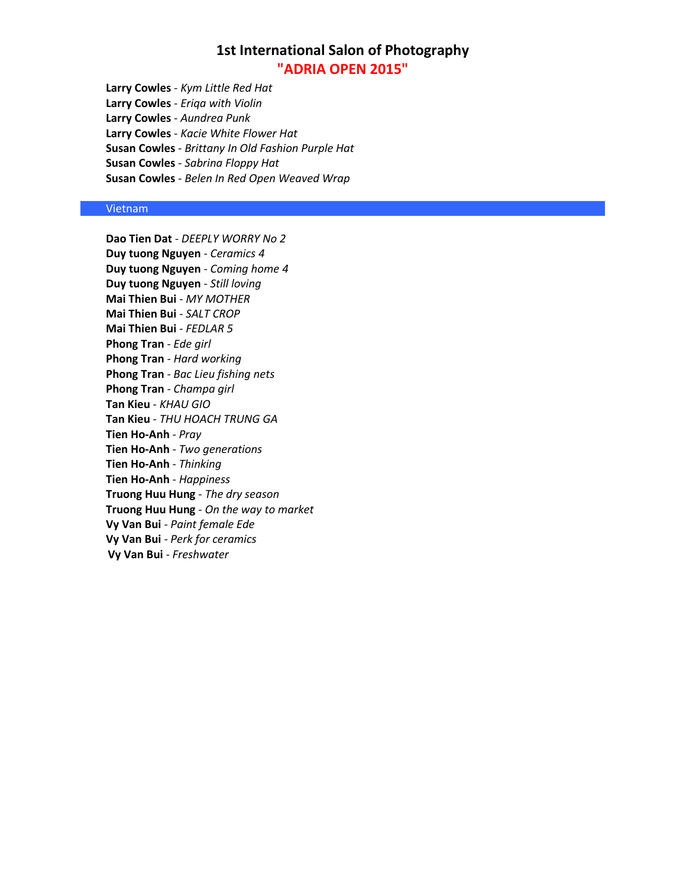# 1st International Salon of Photography
## "ADRIA OPEN 2015"

**Larry Cowles** - *Kym Little Red Hat*
**Larry Cowles** - *Eriqa with Violin*
**Larry Cowles** - *Aundrea Punk*
**Larry Cowles** - *Kacie White Flower Hat*
**Susan Cowles** - *Brittany In Old Fashion Purple Hat*
**Susan Cowles** - *Sabrina Floppy Hat*
**Susan Cowles** - *Belen In Red Open Weaved Wrap*

### Vietnam

**Dao Tien Dat** - *DEEPLY WORRY No 2*
**Duy tuong Nguyen** - *Ceramics 4*
**Duy tuong Nguyen** - *Coming home 4*
**Duy tuong Nguyen** - *Still loving*
**Mai Thien Bui** - *MY MOTHER*
**Mai Thien Bui** - *SALT CROP*
**Mai Thien Bui** - *FEDLAR 5*
**Phong Tran** - *Ede girl*
**Phong Tran** - *Hard working*
**Phong Tran** - *Bac Lieu fishing nets*
**Phong Tran** - *Champa girl*
**Tan Kieu** - *KHAU GIO*
**Tan Kieu** - *THU HOACH TRUNG GA*
**Tien Ho-Anh** - *Pray*
**Tien Ho-Anh** - *Two generations*
**Tien Ho-Anh** - *Thinking*
**Tien Ho-Anh** - *Happiness*
**Truong Huu Hung** - *The dry season*
**Truong Huu Hung** - *On the way to market*
**Vy Van Bui** - *Paint female Ede*
**Vy Van Bui** - *Perk for ceramics*
**Vy Van Bui** - *Freshwater*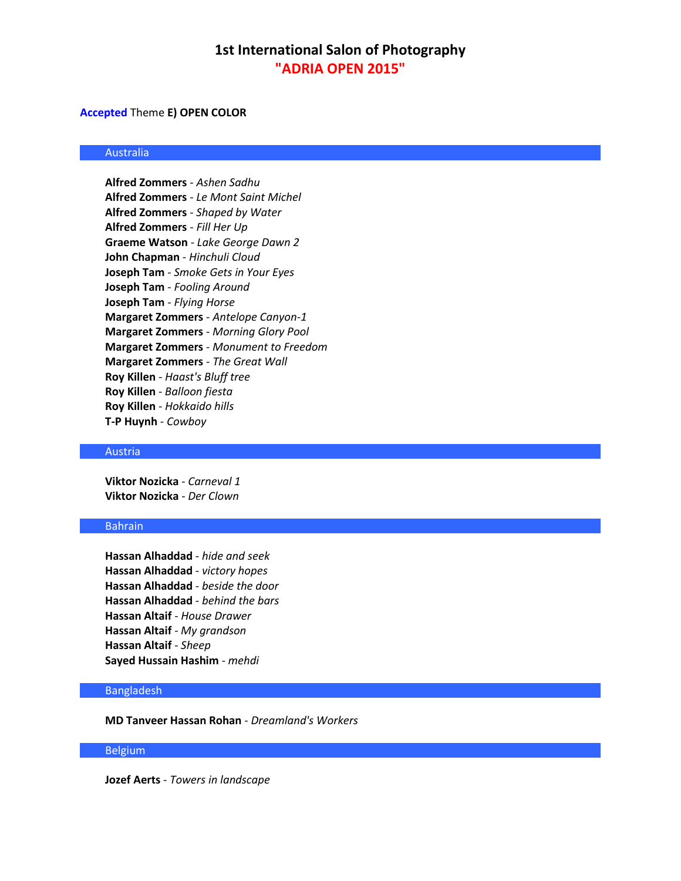# 1st International Salon of Photography
## "ADRIA OPEN 2015"

**Accepted** Theme **E) OPEN COLOR**

### Australia

**Alfred Zommers** - *Ashen Sadhu*
**Alfred Zommers** - *Le Mont Saint Michel*
**Alfred Zommers** - *Shaped by Water*
**Alfred Zommers** - *Fill Her Up*
**Graeme Watson** - *Lake George Dawn 2*
**John Chapman** - *Hinchuli Cloud*
**Joseph Tam** - *Smoke Gets in Your Eyes*
**Joseph Tam** - *Fooling Around*
**Joseph Tam** - *Flying Horse*
**Margaret Zommers** - *Antelope Canyon-1*
**Margaret Zommers** - *Morning Glory Pool*
**Margaret Zommers** - *Monument to Freedom*
**Margaret Zommers** - *The Great Wall*
**Roy Killen** - *Haast's Bluff tree*
**Roy Killen** - *Balloon fiesta*
**Roy Killen** - *Hokkaido hills*
**T-P Huynh** - *Cowboy*

### Austria

**Viktor Nozicka** - *Carneval 1*
**Viktor Nozicka** - *Der Clown*

### Bahrain

**Hassan Alhaddad** - *hide and seek*
**Hassan Alhaddad** - *victory hopes*
**Hassan Alhaddad** - *beside the door*
**Hassan Alhaddad** - *behind the bars*
**Hassan Altaif** - *House Drawer*
**Hassan Altaif** - *My grandson*
**Hassan Altaif** - *Sheep*
**Sayed Hussain Hashim** - *mehdi*

### Bangladesh

**MD Tanveer Hassan Rohan** - *Dreamland's Workers*

### Belgium

**Jozef Aerts** - *Towers in landscape*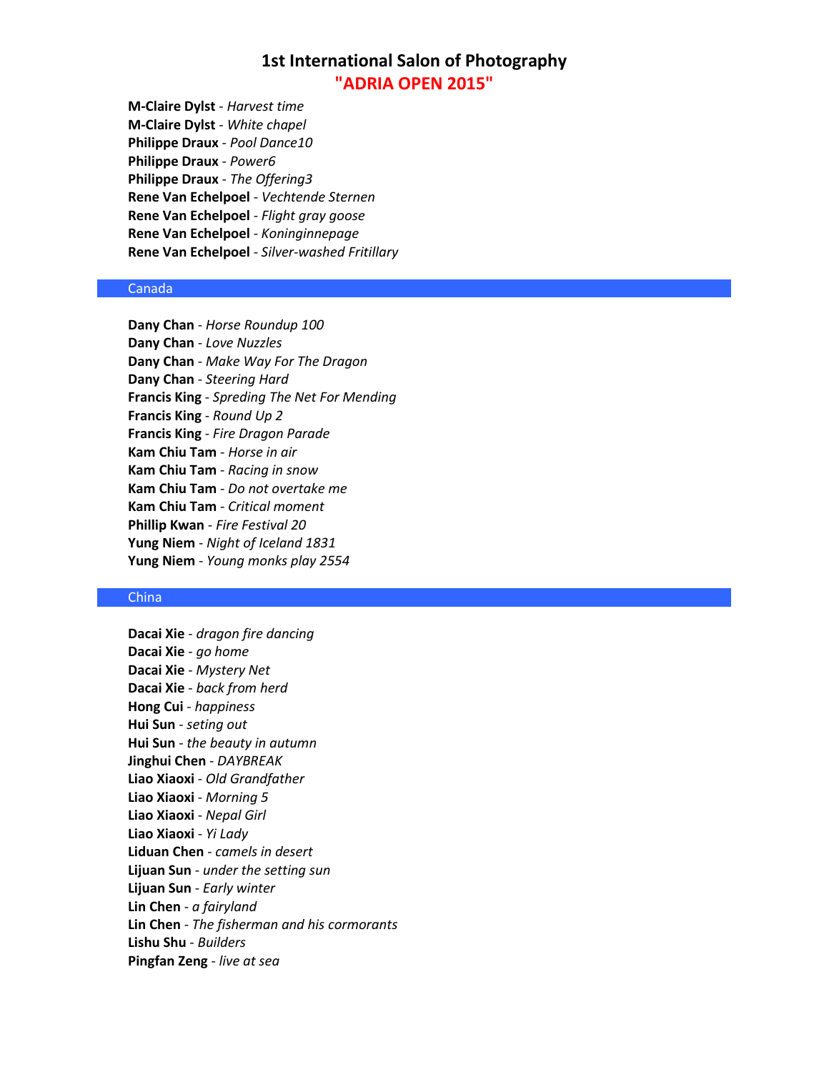# 1st International Salon of Photography
## "ADRIA OPEN 2015"

**M-Claire Dylst** - *Harvest time*
**M-Claire Dylst** - *White chapel*
**Philippe Draux** - *Pool Dance10*
**Philippe Draux** - *Power6*
**Philippe Draux** - *The Offering3*
**Rene Van Echelpoel** - *Vechtende Sternen*
**Rene Van Echelpoel** - *Flight gray goose*
**Rene Van Echelpoel** - *Koninginnepage*
**Rene Van Echelpoel** - *Silver-washed Fritillary*

### Canada

**Dany Chan** - *Horse Roundup 100*
**Dany Chan** - *Love Nuzzles*
**Dany Chan** - *Make Way For The Dragon*
**Dany Chan** - *Steering Hard*
**Francis King** - *Spreding The Net For Mending*
**Francis King** - *Round Up 2*
**Francis King** - *Fire Dragon Parade*
**Kam Chiu Tam** - *Horse in air*
**Kam Chiu Tam** - *Racing in snow*
**Kam Chiu Tam** - *Do not overtake me*
**Kam Chiu Tam** - *Critical moment*
**Phillip Kwan** - *Fire Festival 20*
**Yung Niem** - *Night of Iceland 1831*
**Yung Niem** - *Young monks play 2554*

### China

**Dacai Xie** - *dragon fire dancing*
**Dacai Xie** - *go home*
**Dacai Xie** - *Mystery Net*
**Dacai Xie** - *back from herd*
**Hong Cui** - *happiness*
**Hui Sun** - *seting out*
**Hui Sun** - *the beauty in autumn*
**Jinghui Chen** - *DAYBREAK*
**Liao Xiaoxi** - *Old Grandfather*
**Liao Xiaoxi** - *Morning 5*
**Liao Xiaoxi** - *Nepal Girl*
**Liao Xiaoxi** - *Yi Lady*
**Liduan Chen** - *camels in desert*
**Lijuan Sun** - *under the setting sun*
**Lijuan Sun** - *Early winter*
**Lin Chen** - *a fairyland*
**Lin Chen** - *The fisherman and his cormorants*
**Lishu Shu** - *Builders*
**Pingfan Zeng** - *live at sea*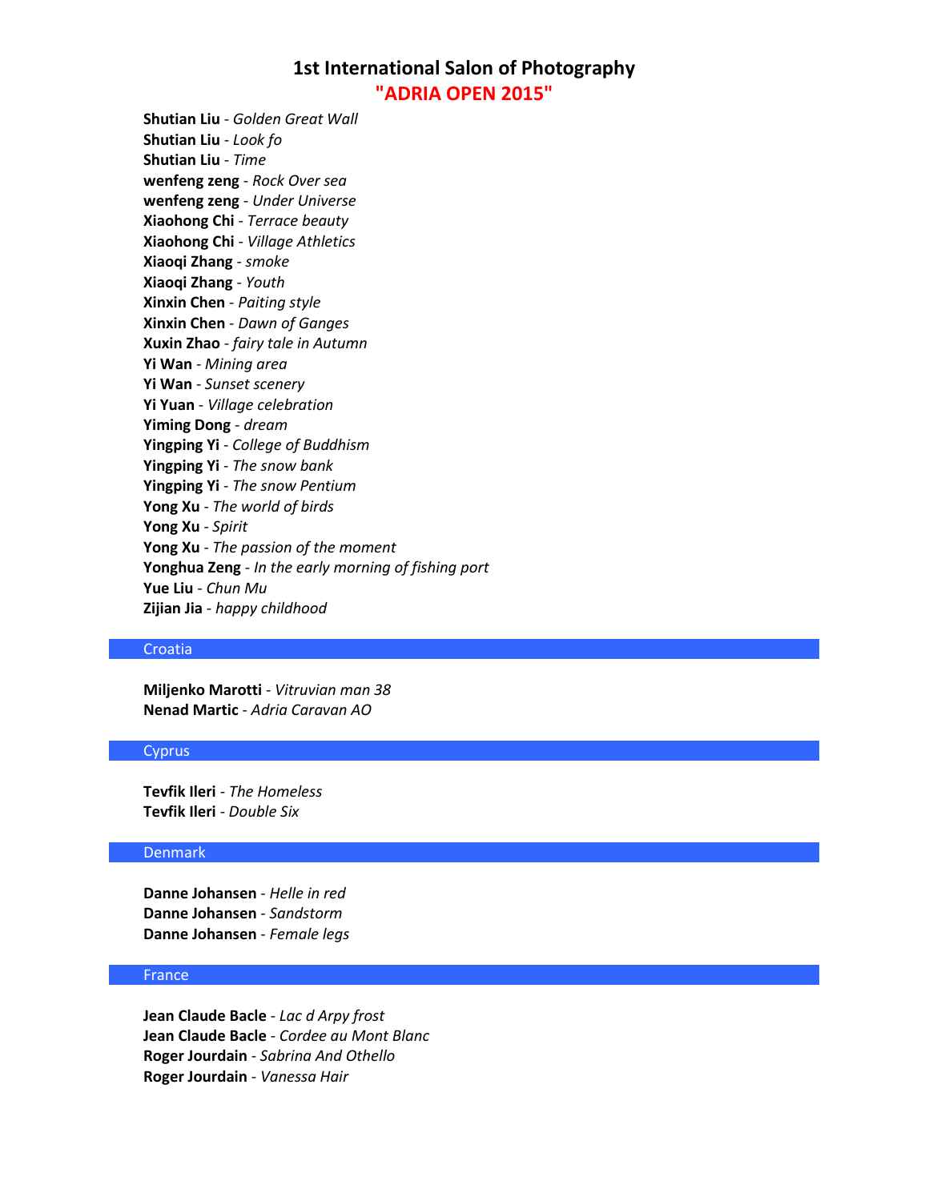# 1st International Salon of Photography
## "ADRIA OPEN 2015"

**Shutian Liu** - *Golden Great Wall*
**Shutian Liu** - *Look fo*
**Shutian Liu** - *Time*
**wenfeng zeng** - *Rock Over sea*
**wenfeng zeng** - *Under Universe*
**Xiaohong Chi** - *Terrace beauty*
**Xiaohong Chi** - *Village Athletics*
**Xiaoqi Zhang** - *smoke*
**Xiaoqi Zhang** - *Youth*
**Xinxin Chen** - *Paiting style*
**Xinxin Chen** - *Dawn of Ganges*
**Xuxin Zhao** - *fairy tale in Autumn*
**Yi Wan** - *Mining area*
**Yi Wan** - *Sunset scenery*
**Yi Yuan** - *Village celebration*
**Yiming Dong** - *dream*
**Yingping Yi** - *College of Buddhism*
**Yingping Yi** - *The snow bank*
**Yingping Yi** - *The snow Pentium*
**Yong Xu** - *The world of birds*
**Yong Xu** - *Spirit*
**Yong Xu** - *The passion of the moment*
**Yonghua Zeng** - *In the early morning of fishing port*
**Yue Liu** - *Chun Mu*
**Zijian Jia** - *happy childhood*

### Croatia

**Miljenko Marotti** - *Vitruvian man 38*
**Nenad Martic** - *Adria Caravan AO*

### Cyprus

**Tevfik Ileri** - *The Homeless*
**Tevfik Ileri** - *Double Six*

### Denmark

**Danne Johansen** - *Helle in red*
**Danne Johansen** - *Sandstorm*
**Danne Johansen** - *Female legs*

### France

**Jean Claude Bacle** - *Lac d Arpy frost*
**Jean Claude Bacle** - *Cordee au Mont Blanc*
**Roger Jourdain** - *Sabrina And Othello*
**Roger Jourdain** - *Vanessa Hair*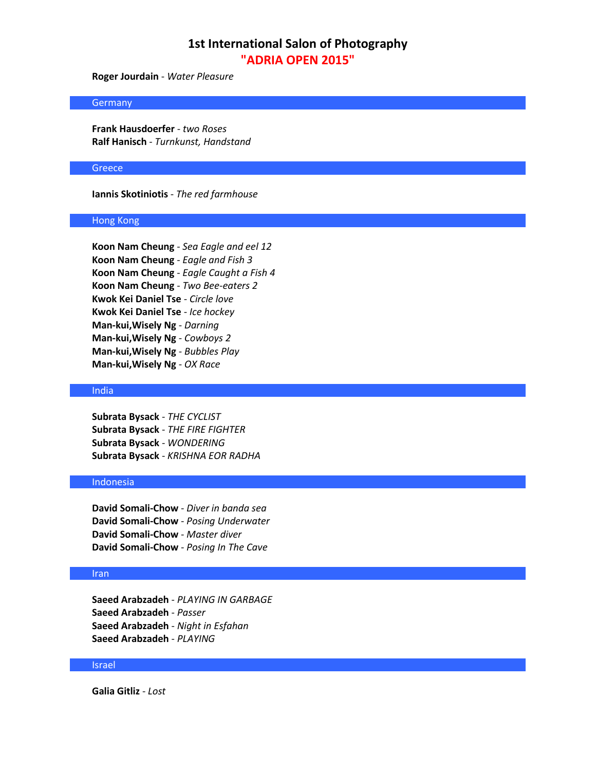**Roger Jourdain** - *Water Pleasure*

## Germany

**Frank Hausdoerfer** - *two Roses*
**Ralf Hanisch** - *Turnkunst, Handstand*

## Greece

**Iannis Skotiniotis** - *The red farmhouse*

## Hong Kong

**Koon Nam Cheung** - *Sea Eagle and eel 12*
**Koon Nam Cheung** - *Eagle and Fish 3*
**Koon Nam Cheung** - *Eagle Caught a Fish 4*
**Koon Nam Cheung** - *Two Bee-eaters 2*
**Kwok Kei Daniel Tse** - *Circle love*
**Kwok Kei Daniel Tse** - *Ice hockey*
**Man-kui,Wisely Ng** - *Darning*
**Man-kui,Wisely Ng** - *Cowboys 2*
**Man-kui,Wisely Ng** - *Bubbles Play*
**Man-kui,Wisely Ng** - *OX Race*

## India

**Subrata Bysack** - *THE CYCLIST*
**Subrata Bysack** - *THE FIRE FIGHTER*
**Subrata Bysack** - *WONDERING*
**Subrata Bysack** - *KRISHNA EOR RADHA*

## Indonesia

**David Somali-Chow** - *Diver in banda sea*
**David Somali-Chow** - *Posing Underwater*
**David Somali-Chow** - *Master diver*
**David Somali-Chow** - *Posing In The Cave*

## Iran

**Saeed Arabzadeh** - *PLAYING IN GARBAGE*
**Saeed Arabzadeh** - *Passer*
**Saeed Arabzadeh** - *Night in Esfahan*
**Saeed Arabzadeh** - *PLAYING*

## Israel

**Galia Gitliz** - *Lost*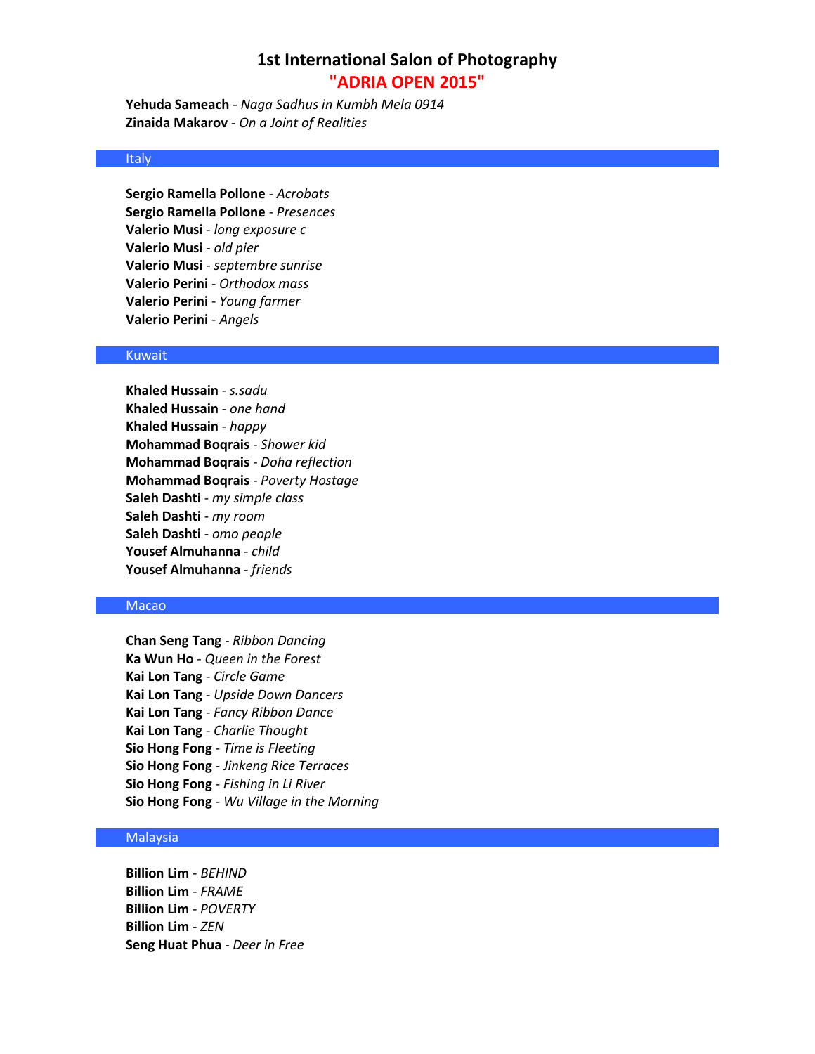# 1st International Salon of Photography
## "ADRIA OPEN 2015"

**Yehuda Sameach** - *Naga Sadhus in Kumbh Mela 0914*
**Zinaida Makarov** - *On a Joint of Realities*

### Italy

**Sergio Ramella Pollone** - *Acrobats*
**Sergio Ramella Pollone** - *Presences*
**Valerio Musi** - *long exposure c*
**Valerio Musi** - *old pier*
**Valerio Musi** - *septembre sunrise*
**Valerio Perini** - *Orthodox mass*
**Valerio Perini** - *Young farmer*
**Valerio Perini** - *Angels*

### Kuwait

**Khaled Hussain** - *s.sadu*
**Khaled Hussain** - *one hand*
**Khaled Hussain** - *happy*
**Mohammad Boqrais** - *Shower kid*
**Mohammad Boqrais** - *Doha reflection*
**Mohammad Boqrais** - *Poverty Hostage*
**Saleh Dashti** - *my simple class*
**Saleh Dashti** - *my room*
**Saleh Dashti** - *omo people*
**Yousef Almuhanna** - *child*
**Yousef Almuhanna** - *friends*

### Macao

**Chan Seng Tang** - *Ribbon Dancing*
**Ka Wun Ho** - *Queen in the Forest*
**Kai Lon Tang** - *Circle Game*
**Kai Lon Tang** - *Upside Down Dancers*
**Kai Lon Tang** - *Fancy Ribbon Dance*
**Kai Lon Tang** - *Charlie Thought*
**Sio Hong Fong** - *Time is Fleeting*
**Sio Hong Fong** - *Jinkeng Rice Terraces*
**Sio Hong Fong** - *Fishing in Li River*
**Sio Hong Fong** - *Wu Village in the Morning*

### Malaysia

**Billion Lim** - *BEHIND*
**Billion Lim** - *FRAME*
**Billion Lim** - *POVERTY*
**Billion Lim** - *ZEN*
**Seng Huat Phua** - *Deer in Free*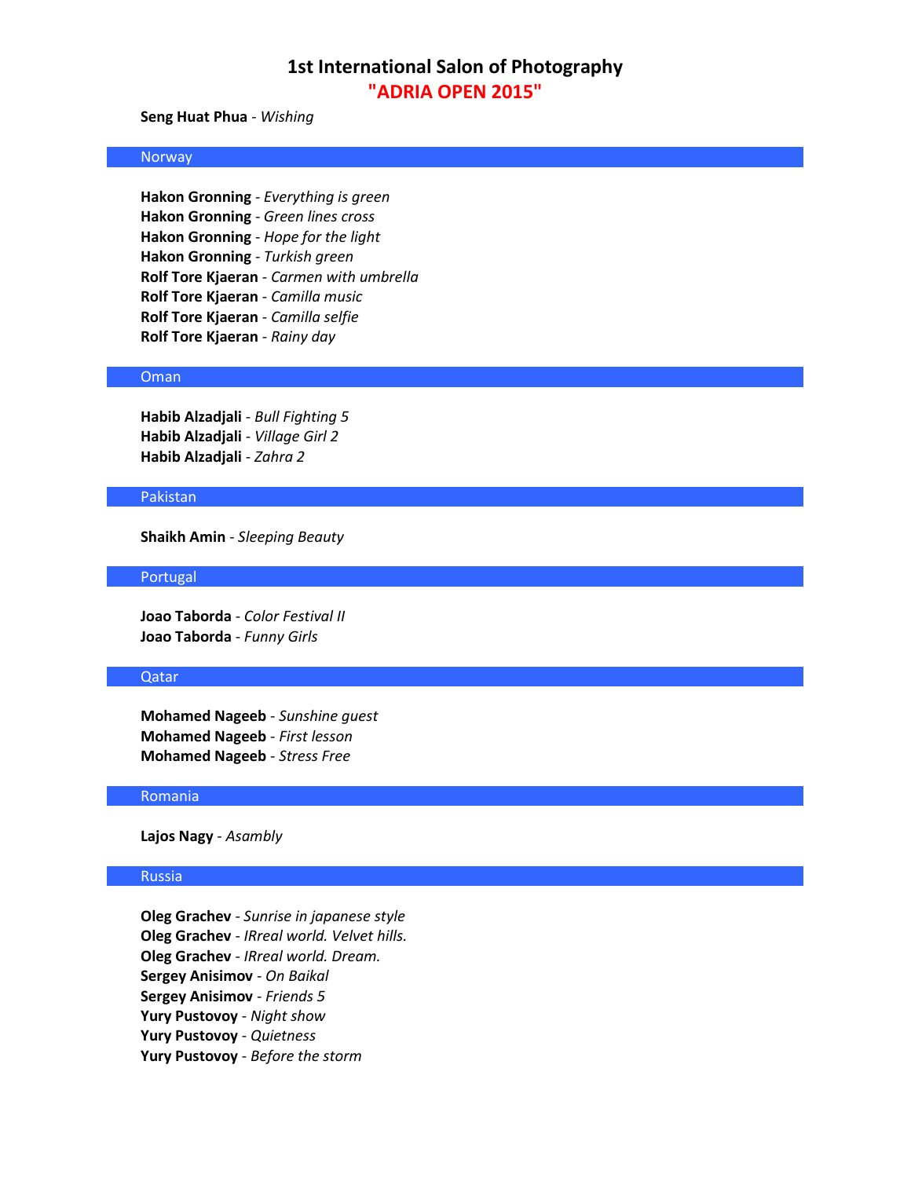# 1st International Salon of Photography
## "ADRIA OPEN 2015"

**Seng Huat Phua** - *Wishing*

## Norway

**Hakon Gronning** - *Everything is green*
**Hakon Gronning** - *Green lines cross*
**Hakon Gronning** - *Hope for the light*
**Hakon Gronning** - *Turkish green*
**Rolf Tore Kjaeran** - *Carmen with umbrella*
**Rolf Tore Kjaeran** - *Camilla music*
**Rolf Tore Kjaeran** - *Camilla selfie*
**Rolf Tore Kjaeran** - *Rainy day*

## Oman

**Habib Alzadjali** - *Bull Fighting 5*
**Habib Alzadjali** - *Village Girl 2*
**Habib Alzadjali** - *Zahra 2*

## Pakistan

**Shaikh Amin** - *Sleeping Beauty*

## Portugal

**Joao Taborda** - *Color Festival II*
**Joao Taborda** - *Funny Girls*

## Qatar

**Mohamed Nageeb** - *Sunshine guest*
**Mohamed Nageeb** - *First lesson*
**Mohamed Nageeb** - *Stress Free*

## Romania

**Lajos Nagy** - *Asambly*

## Russia

**Oleg Grachev** - *Sunrise in japanese style*
**Oleg Grachev** - *IRreal world. Velvet hills.*
**Oleg Grachev** - *IRreal world. Dream.*
**Sergey Anisimov** - *On Baikal*
**Sergey Anisimov** - *Friends 5*
**Yury Pustovoy** - *Night show*
**Yury Pustovoy** - *Quietness*
**Yury Pustovoy** - *Before the storm*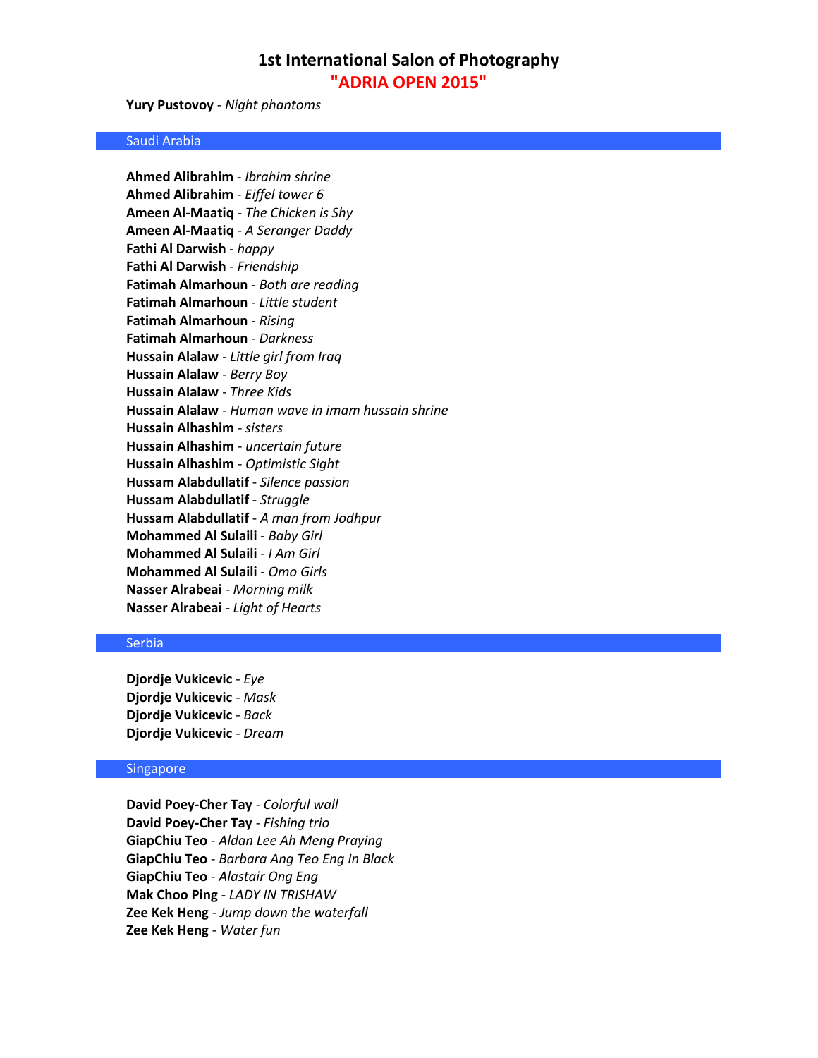**Yury Pustovoy** - *Night phantoms*

## Saudi Arabia

**Ahmed Alibrahim** - *Ibrahim shrine*
**Ahmed Alibrahim** - *Eiffel tower 6*
**Ameen Al-Maatiq** - *The Chicken is Shy*
**Ameen Al-Maatiq** - *A Seranger Daddy*
**Fathi Al Darwish** - *happy*
**Fathi Al Darwish** - *Friendship*
**Fatimah Almarhoun** - *Both are reading*
**Fatimah Almarhoun** - *Little student*
**Fatimah Almarhoun** - *Rising*
**Fatimah Almarhoun** - *Darkness*
**Hussain Alalaw** - *Little girl from Iraq*
**Hussain Alalaw** - *Berry Boy*
**Hussain Alalaw** - *Three Kids*
**Hussain Alalaw** - *Human wave in imam hussain shrine*
**Hussain Alhashim** - *sisters*
**Hussain Alhashim** - *uncertain future*
**Hussain Alhashim** - *Optimistic Sight*
**Hussam Alabdullatif** - *Silence passion*
**Hussam Alabdullatif** - *Struggle*
**Hussam Alabdullatif** - *A man from Jodhpur*
**Mohammed Al Sulaili** - *Baby Girl*
**Mohammed Al Sulaili** - *I Am Girl*
**Mohammed Al Sulaili** - *Omo Girls*
**Nasser Alrabeai** - *Morning milk*
**Nasser Alrabeai** - *Light of Hearts*

## Serbia

**Djordje Vukicevic** - *Eye*
**Djordje Vukicevic** - *Mask*
**Djordje Vukicevic** - *Back*
**Djordje Vukicevic** - *Dream*

## Singapore

**David Poey-Cher Tay** - *Colorful wall*
**David Poey-Cher Tay** - *Fishing trio*
**GiapChiu Teo** - *Aldan Lee Ah Meng Praying*
**GiapChiu Teo** - *Barbara Ang Teo Eng In Black*
**GiapChiu Teo** - *Alastair Ong Eng*
**Mak Choo Ping** - *LADY IN TRISHAW*
**Zee Kek Heng** - *Jump down the waterfall*
**Zee Kek Heng** - *Water fun*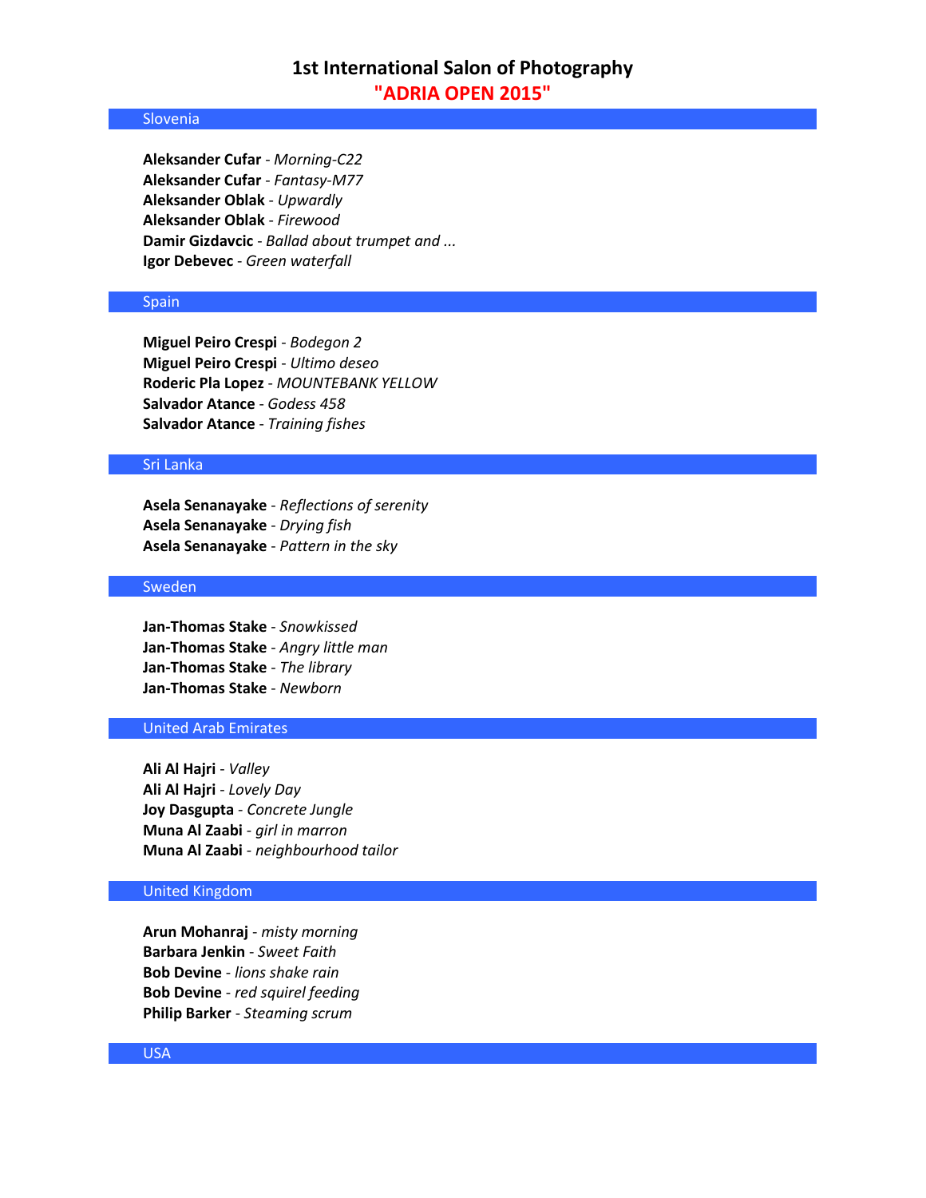# 1st International Salon of Photography

## "ADRIA OPEN 2015"

### Slovenia

**Aleksander Cufar** - *Morning-C22*
**Aleksander Cufar** - *Fantasy-M77*
**Aleksander Oblak** - *Upwardly*
**Aleksander Oblak** - *Firewood*
**Damir Gizdavcic** - *Ballad about trumpet and ...*
**Igor Debevec** - *Green waterfall*

### Spain

**Miguel Peiro Crespi** - *Bodegon 2*
**Miguel Peiro Crespi** - *Ultimo deseo*
**Roderic Pla Lopez** - *MOUNTEBANK YELLOW*
**Salvador Atance** - *Godess 458*
**Salvador Atance** - *Training fishes*

### Sri Lanka

**Asela Senanayake** - *Reflections of serenity*
**Asela Senanayake** - *Drying fish*
**Asela Senanayake** - *Pattern in the sky*

### Sweden

**Jan-Thomas Stake** - *Snowkissed*
**Jan-Thomas Stake** - *Angry little man*
**Jan-Thomas Stake** - *The library*
**Jan-Thomas Stake** - *Newborn*

### United Arab Emirates

**Ali Al Hajri** - *Valley*
**Ali Al Hajri** - *Lovely Day*
**Joy Dasgupta** - *Concrete Jungle*
**Muna Al Zaabi** - *girl in marron*
**Muna Al Zaabi** - *neighbourhood tailor*

### United Kingdom

**Arun Mohanraj** - *misty morning*
**Barbara Jenkin** - *Sweet Faith*
**Bob Devine** - *lions shake rain*
**Bob Devine** - *red squirel feeding*
**Philip Barker** - *Steaming scrum*

### USA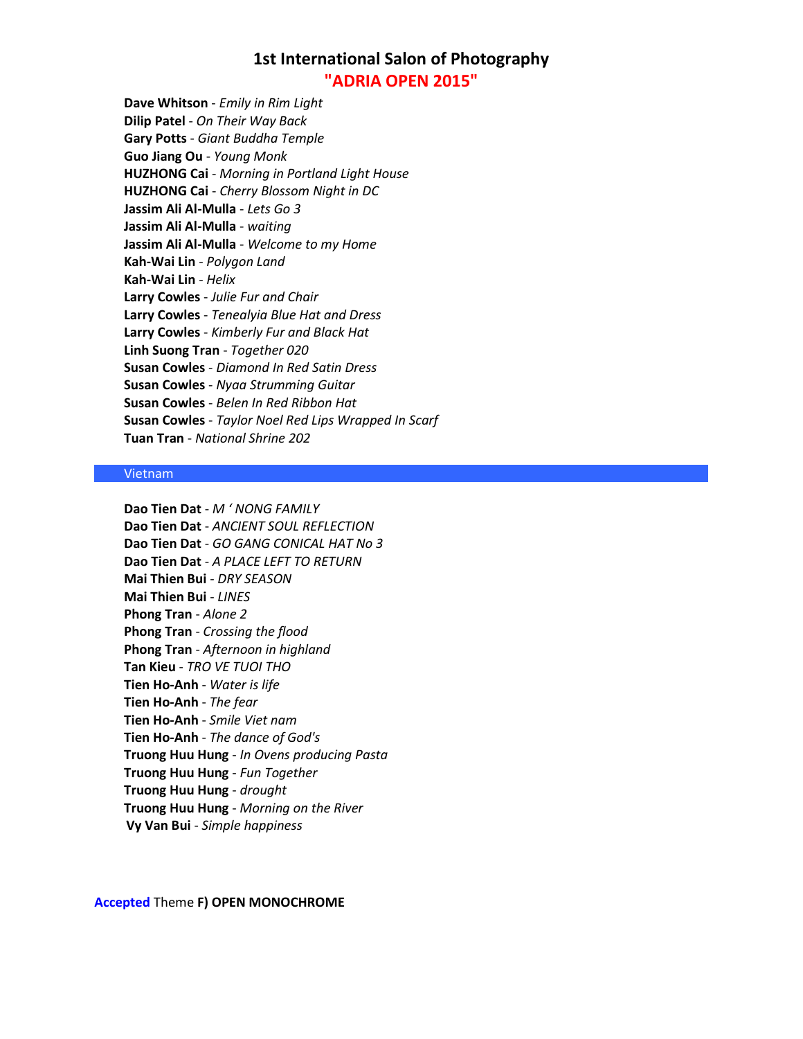**Dave Whitson** - *Emily in Rim Light*
**Dilip Patel** - *On Their Way Back*
**Gary Potts** - *Giant Buddha Temple*
**Guo Jiang Ou** - *Young Monk*
**HUZHONG Cai** - *Morning in Portland Light House*
**HUZHONG Cai** - *Cherry Blossom Night in DC*
**Jassim Ali Al-Mulla** - *Lets Go 3*
**Jassim Ali Al-Mulla** - *waiting*
**Jassim Ali Al-Mulla** - *Welcome to my Home*
**Kah-Wai Lin** - *Polygon Land*
**Kah-Wai Lin** - *Helix*
**Larry Cowles** - *Julie Fur and Chair*
**Larry Cowles** - *Tenealyia Blue Hat and Dress*
**Larry Cowles** - *Kimberly Fur and Black Hat*
**Linh Suong Tran** - *Together 020*
**Susan Cowles** - *Diamond In Red Satin Dress*
**Susan Cowles** - *Nyaa Strumming Guitar*
**Susan Cowles** - *Belen In Red Ribbon Hat*
**Susan Cowles** - *Taylor Noel Red Lips Wrapped In Scarf*
**Tuan Tran** - *National Shrine 202*

## Vietnam

**Dao Tien Dat** - *M ' NONG FAMILY*
**Dao Tien Dat** - *ANCIENT SOUL REFLECTION*
**Dao Tien Dat** - *GO GANG CONICAL HAT No 3*
**Dao Tien Dat** - *A PLACE LEFT TO RETURN*
**Mai Thien Bui** - *DRY SEASON*
**Mai Thien Bui** - *LINES*
**Phong Tran** - *Alone 2*
**Phong Tran** - *Crossing the flood*
**Phong Tran** - *Afternoon in highland*
**Tan Kieu** - *TRO VE TUOI THO*
**Tien Ho-Anh** - *Water is life*
**Tien Ho-Anh** - *The fear*
**Tien Ho-Anh** - *Smile Viet nam*
**Tien Ho-Anh** - *The dance of God's*
**Truong Huu Hung** - *In Ovens producing Pasta*
**Truong Huu Hung** - *Fun Together*
**Truong Huu Hung** - *drought*
**Truong Huu Hung** - *Morning on the River*
**Vy Van Bui** - *Simple happiness*

**Accepted** Theme **F) OPEN MONOCHROME**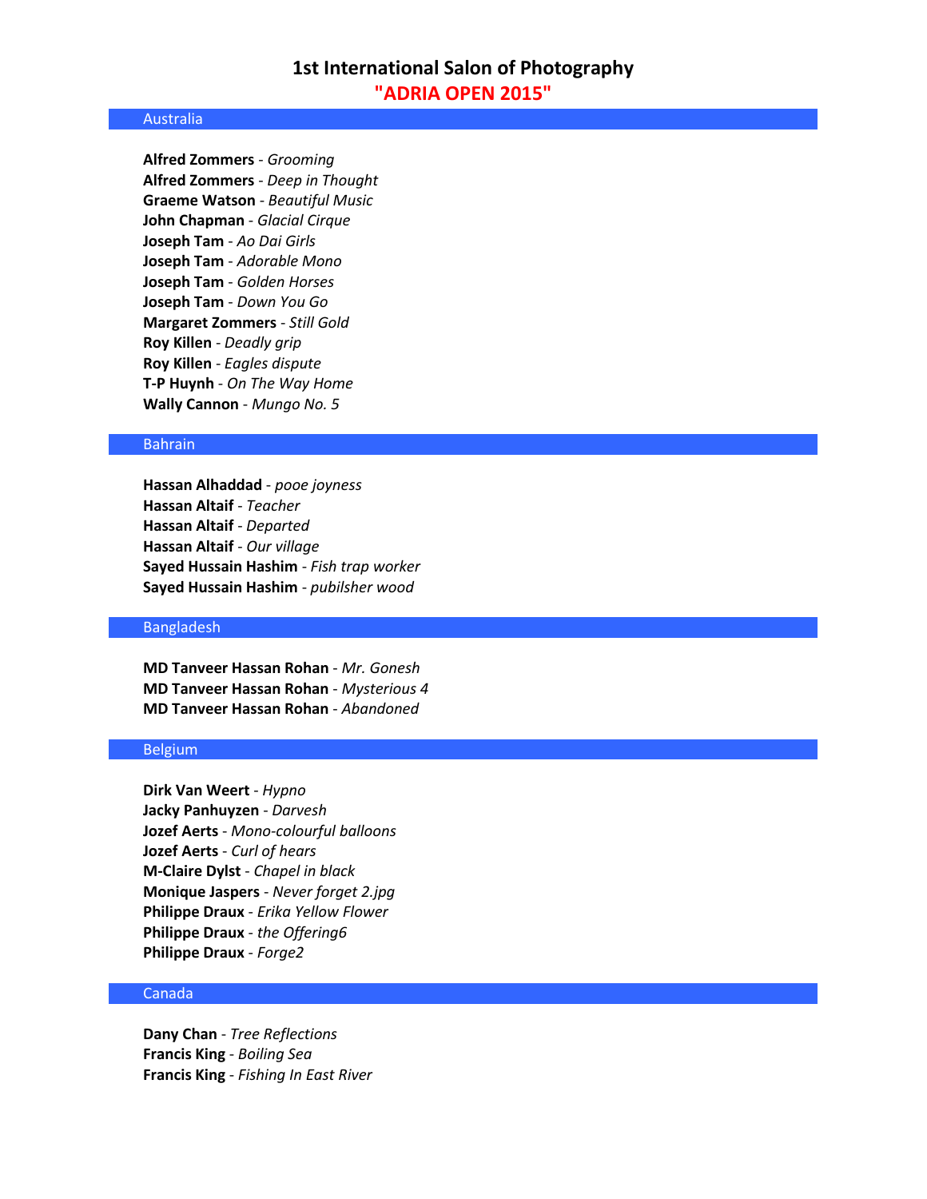# 1st International Salon of Photography
## "ADRIA OPEN 2015"

### Australia

**Alfred Zommers** - *Grooming*
**Alfred Zommers** - *Deep in Thought*
**Graeme Watson** - *Beautiful Music*
**John Chapman** - *Glacial Cirque*
**Joseph Tam** - *Ao Dai Girls*
**Joseph Tam** - *Adorable Mono*
**Joseph Tam** - *Golden Horses*
**Joseph Tam** - *Down You Go*
**Margaret Zommers** - *Still Gold*
**Roy Killen** - *Deadly grip*
**Roy Killen** - *Eagles dispute*
**T-P Huynh** - *On The Way Home*
**Wally Cannon** - *Mungo No. 5*

### Bahrain

**Hassan Alhaddad** - *pooe joyness*
**Hassan Altaif** - *Teacher*
**Hassan Altaif** - *Departed*
**Hassan Altaif** - *Our village*
**Sayed Hussain Hashim** - *Fish trap worker*
**Sayed Hussain Hashim** - *pubilsher wood*

### Bangladesh

**MD Tanveer Hassan Rohan** - *Mr. Gonesh*
**MD Tanveer Hassan Rohan** - *Mysterious 4*
**MD Tanveer Hassan Rohan** - *Abandoned*

### Belgium

**Dirk Van Weert** - *Hypno*
**Jacky Panhuyzen** - *Darvesh*
**Jozef Aerts** - *Mono-colourful balloons*
**Jozef Aerts** - *Curl of hears*
**M-Claire Dylst** - *Chapel in black*
**Monique Jaspers** - *Never forget 2.jpg*
**Philippe Draux** - *Erika Yellow Flower*
**Philippe Draux** - *the Offering6*
**Philippe Draux** - *Forge2*

### Canada

**Dany Chan** - *Tree Reflections*
**Francis King** - *Boiling Sea*
**Francis King** - *Fishing In East River*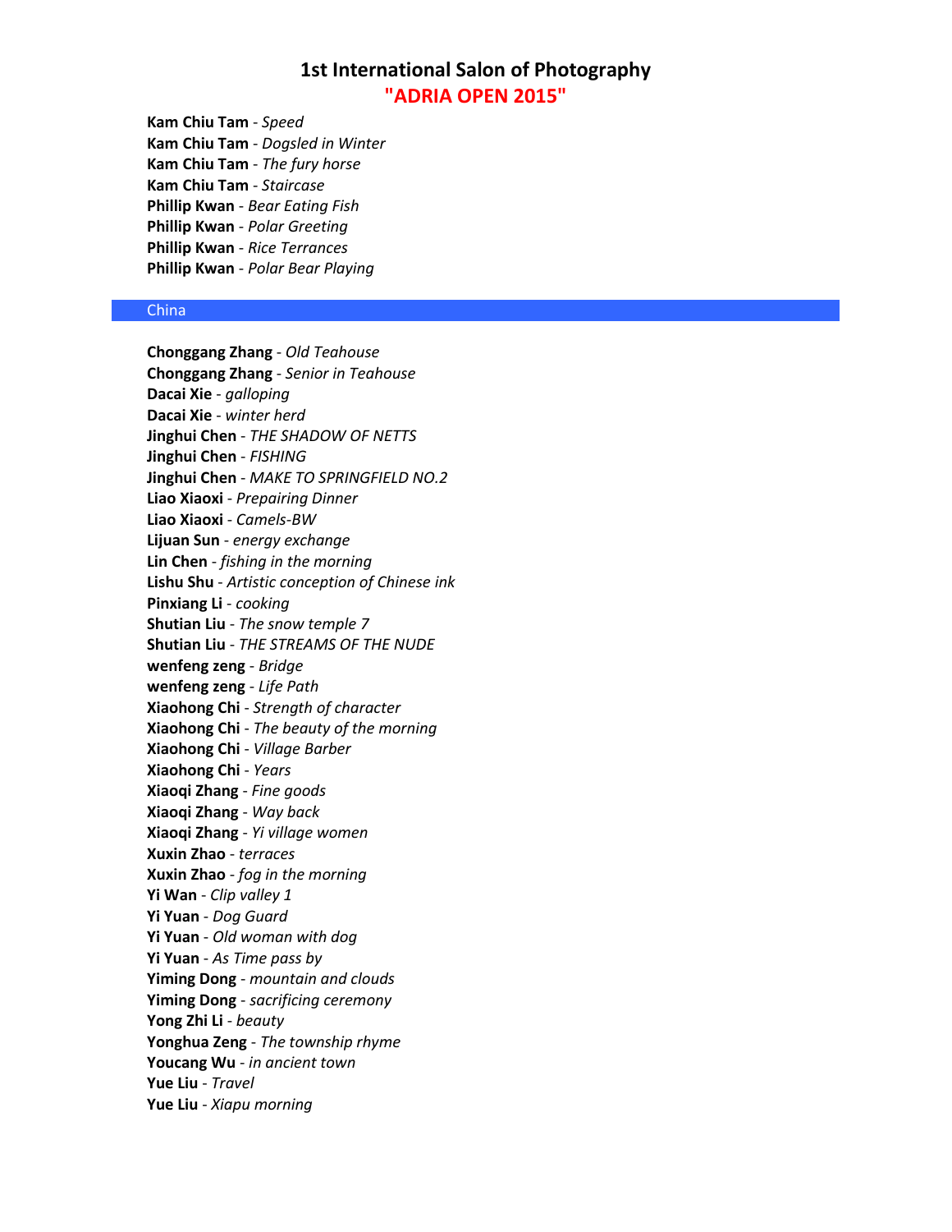# 1st International Salon of Photography
## "ADRIA OPEN 2015"

**Kam Chiu Tam** - *Speed*
**Kam Chiu Tam** - *Dogsled in Winter*
**Kam Chiu Tam** - *The fury horse*
**Kam Chiu Tam** - *Staircase*
**Phillip Kwan** - *Bear Eating Fish*
**Phillip Kwan** - *Polar Greeting*
**Phillip Kwan** - *Rice Terrances*
**Phillip Kwan** - *Polar Bear Playing*

### China

**Chonggang Zhang** - *Old Teahouse*
**Chonggang Zhang** - *Senior in Teahouse*
**Dacai Xie** - *galloping*
**Dacai Xie** - *winter herd*
**Jinghui Chen** - *THE SHADOW OF NETTS*
**Jinghui Chen** - *FISHING*
**Jinghui Chen** - *MAKE TO SPRINGFIELD NO.2*
**Liao Xiaoxi** - *Prepairing Dinner*
**Liao Xiaoxi** - *Camels-BW*
**Lijuan Sun** - *energy exchange*
**Lin Chen** - *fishing in the morning*
**Lishu Shu** - *Artistic conception of Chinese ink*
**Pinxiang Li** - *cooking*
**Shutian Liu** - *The snow temple 7*
**Shutian Liu** - *THE STREAMS OF THE NUDE*
**wenfeng zeng** - *Bridge*
**wenfeng zeng** - *Life Path*
**Xiaohong Chi** - *Strength of character*
**Xiaohong Chi** - *The beauty of the morning*
**Xiaohong Chi** - *Village Barber*
**Xiaohong Chi** - *Years*
**Xiaoqi Zhang** - *Fine goods*
**Xiaoqi Zhang** - *Way back*
**Xiaoqi Zhang** - *Yi village women*
**Xuxin Zhao** - *terraces*
**Xuxin Zhao** - *fog in the morning*
**Yi Wan** - *Clip valley 1*
**Yi Yuan** - *Dog Guard*
**Yi Yuan** - *Old woman with dog*
**Yi Yuan** - *As Time pass by*
**Yiming Dong** - *mountain and clouds*
**Yiming Dong** - *sacrificing ceremony*
**Yong Zhi Li** - *beauty*
**Yonghua Zeng** - *The township rhyme*
**Youcang Wu** - *in ancient town*
**Yue Liu** - *Travel*
**Yue Liu** - *Xiapu morning*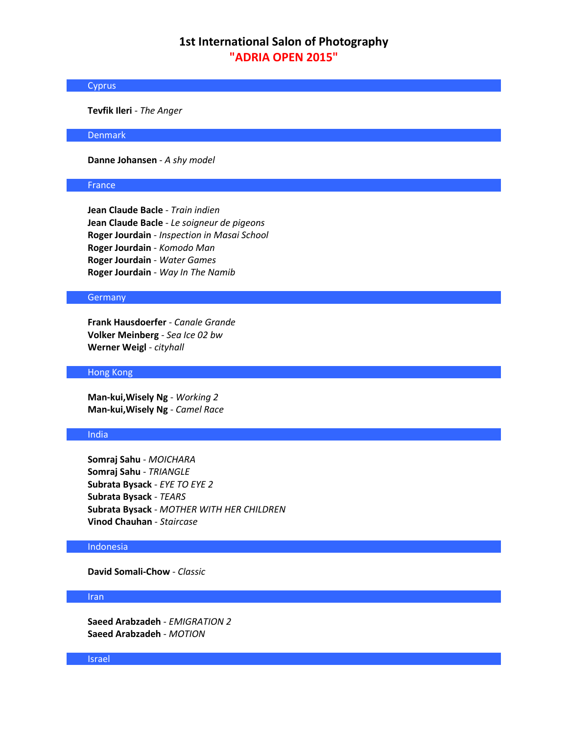# 1st International Salon of Photography
## "ADRIA OPEN 2015"

### Cyprus

**Tevfik Ileri** - *The Anger*

### Denmark

**Danne Johansen** - *A shy model*

### France

**Jean Claude Bacle** - *Train indien*
**Jean Claude Bacle** - *Le soigneur de pigeons*
**Roger Jourdain** - *Inspection in Masai School*
**Roger Jourdain** - *Komodo Man*
**Roger Jourdain** - *Water Games*
**Roger Jourdain** - *Way In The Namib*

### Germany

**Frank Hausdoerfer** - *Canale Grande*
**Volker Meinberg** - *Sea Ice 02 bw*
**Werner Weigl** - *cityhall*

### Hong Kong

**Man-kui,Wisely Ng** - *Working 2*
**Man-kui,Wisely Ng** - *Camel Race*

### India

**Somraj Sahu** - *MOICHARA*
**Somraj Sahu** - *TRIANGLE*
**Subrata Bysack** - *EYE TO EYE 2*
**Subrata Bysack** - *TEARS*
**Subrata Bysack** - *MOTHER WITH HER CHILDREN*
**Vinod Chauhan** - *Staircase*

### Indonesia

**David Somali-Chow** - *Classic*

### Iran

**Saeed Arabzadeh** - *EMIGRATION 2*
**Saeed Arabzadeh** - *MOTION*

### Israel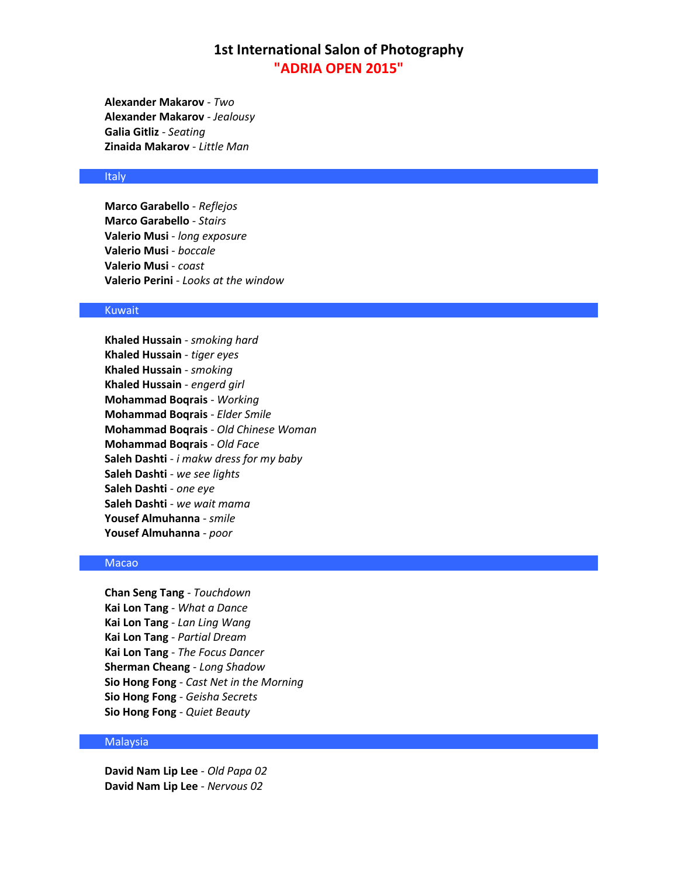# 1st International Salon of Photography
## "ADRIA OPEN 2015"

**Alexander Makarov** - *Two*
**Alexander Makarov** - *Jealousy*
**Galia Gitliz** - *Seating*
**Zinaida Makarov** - *Little Man*

## Italy

**Marco Garabello** - *Reflejos*
**Marco Garabello** - *Stairs*
**Valerio Musi** - *long exposure*
**Valerio Musi** - *boccale*
**Valerio Musi** - *coast*
**Valerio Perini** - *Looks at the window*

## Kuwait

**Khaled Hussain** - *smoking hard*
**Khaled Hussain** - *tiger eyes*
**Khaled Hussain** - *smoking*
**Khaled Hussain** - *engerd girl*
**Mohammad Boqrais** - *Working*
**Mohammad Boqrais** - *Elder Smile*
**Mohammad Boqrais** - *Old Chinese Woman*
**Mohammad Boqrais** - *Old Face*
**Saleh Dashti** - *i makw dress for my baby*
**Saleh Dashti** - *we see lights*
**Saleh Dashti** - *one eye*
**Saleh Dashti** - *we wait mama*
**Yousef Almuhanna** - *smile*
**Yousef Almuhanna** - *poor*

## Macao

**Chan Seng Tang** - *Touchdown*
**Kai Lon Tang** - *What a Dance*
**Kai Lon Tang** - *Lan Ling Wang*
**Kai Lon Tang** - *Partial Dream*
**Kai Lon Tang** - *The Focus Dancer*
**Sherman Cheang** - *Long Shadow*
**Sio Hong Fong** - *Cast Net in the Morning*
**Sio Hong Fong** - *Geisha Secrets*
**Sio Hong Fong** - *Quiet Beauty*

## Malaysia

**David Nam Lip Lee** - *Old Papa 02*
**David Nam Lip Lee** - *Nervous 02*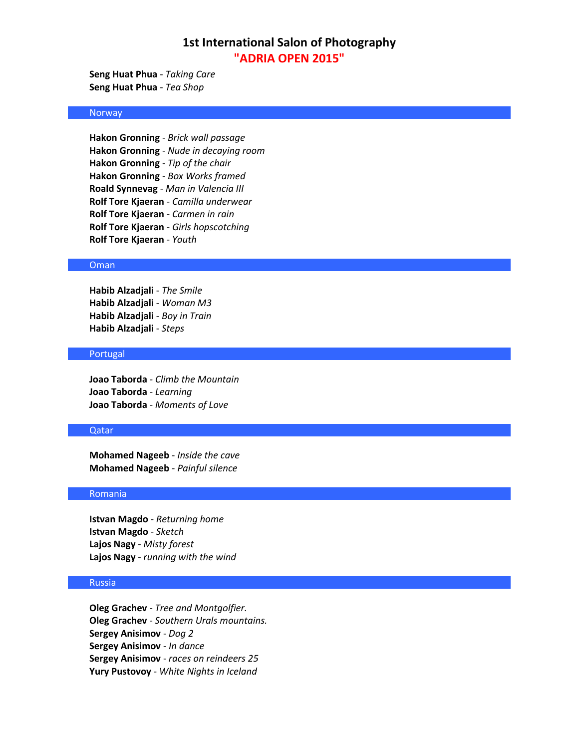# 1st International Salon of Photography
## "ADRIA OPEN 2015"

**Seng Huat Phua** - *Taking Care*
**Seng Huat Phua** - *Tea Shop*

## Norway

**Hakon Gronning** - *Brick wall passage*
**Hakon Gronning** - *Nude in decaying room*
**Hakon Gronning** - *Tip of the chair*
**Hakon Gronning** - *Box Works framed*
**Roald Synnevag** - *Man in Valencia III*
**Rolf Tore Kjaeran** - *Camilla underwear*
**Rolf Tore Kjaeran** - *Carmen in rain*
**Rolf Tore Kjaeran** - *Girls hopscotching*
**Rolf Tore Kjaeran** - *Youth*

## Oman

**Habib Alzadjali** - *The Smile*
**Habib Alzadjali** - *Woman M3*
**Habib Alzadjali** - *Boy in Train*
**Habib Alzadjali** - *Steps*

## Portugal

**Joao Taborda** - *Climb the Mountain*
**Joao Taborda** - *Learning*
**Joao Taborda** - *Moments of Love*

## Qatar

**Mohamed Nageeb** - *Inside the cave*
**Mohamed Nageeb** - *Painful silence*

## Romania

**Istvan Magdo** - *Returning home*
**Istvan Magdo** - *Sketch*
**Lajos Nagy** - *Misty forest*
**Lajos Nagy** - *running with the wind*

## Russia

**Oleg Grachev** - *Tree and Montgolfier.*
**Oleg Grachev** - *Southern Urals mountains.*
**Sergey Anisimov** - *Dog 2*
**Sergey Anisimov** - *In dance*
**Sergey Anisimov** - *races on reindeers 25*
**Yury Pustovoy** - *White Nights in Iceland*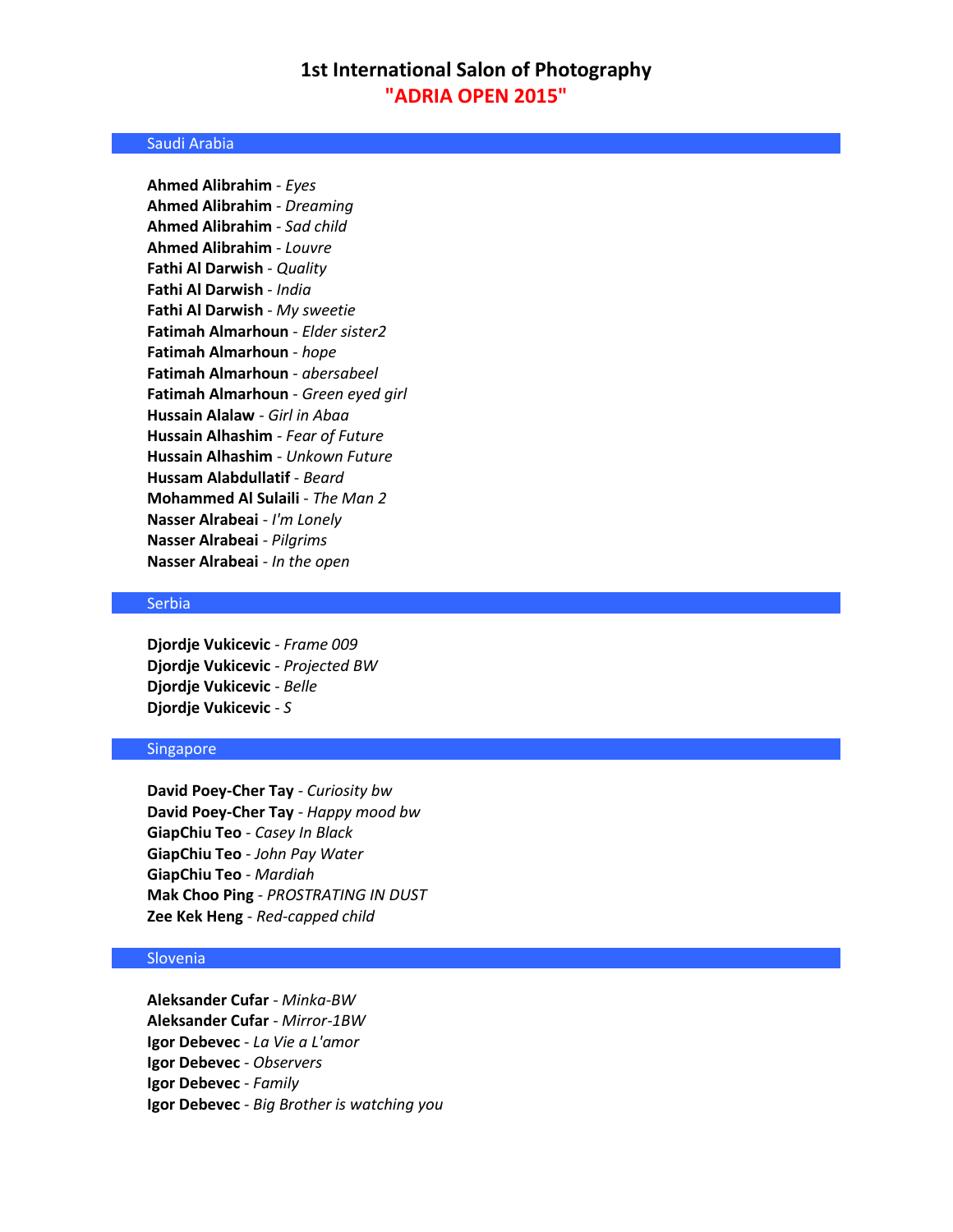# 1st International Salon of Photography
## "ADRIA OPEN 2015"

### Saudi Arabia

**Ahmed Alibrahim** - *Eyes*
**Ahmed Alibrahim** - *Dreaming*
**Ahmed Alibrahim** - *Sad child*
**Ahmed Alibrahim** - *Louvre*
**Fathi Al Darwish** - *Quality*
**Fathi Al Darwish** - *India*
**Fathi Al Darwish** - *My sweetie*
**Fatimah Almarhoun** - *Elder sister2*
**Fatimah Almarhoun** - *hope*
**Fatimah Almarhoun** - *abersabeel*
**Fatimah Almarhoun** - *Green eyed girl*
**Hussain Alalaw** - *Girl in Abaa*
**Hussain Alhashim** - *Fear of Future*
**Hussain Alhashim** - *Unkown Future*
**Hussam Alabdullatif** - *Beard*
**Mohammed Al Sulaili** - *The Man 2*
**Nasser Alrabeai** - *I'm Lonely*
**Nasser Alrabeai** - *Pilgrims*
**Nasser Alrabeai** - *In the open*

### Serbia

**Djordje Vukicevic** - *Frame 009*
**Djordje Vukicevic** - *Projected BW*
**Djordje Vukicevic** - *Belle*
**Djordje Vukicevic** - *S*

### Singapore

**David Poey-Cher Tay** - *Curiosity bw*
**David Poey-Cher Tay** - *Happy mood bw*
**GiapChiu Teo** - *Casey In Black*
**GiapChiu Teo** - *John Pay Water*
**GiapChiu Teo** - *Mardiah*
**Mak Choo Ping** - *PROSTRATING IN DUST*
**Zee Kek Heng** - *Red-capped child*

### Slovenia

**Aleksander Cufar** - *Minka-BW*
**Aleksander Cufar** - *Mirror-1BW*
**Igor Debevec** - *La Vie a L'amor*
**Igor Debevec** - *Observers*
**Igor Debevec** - *Family*
**Igor Debevec** - *Big Brother is watching you*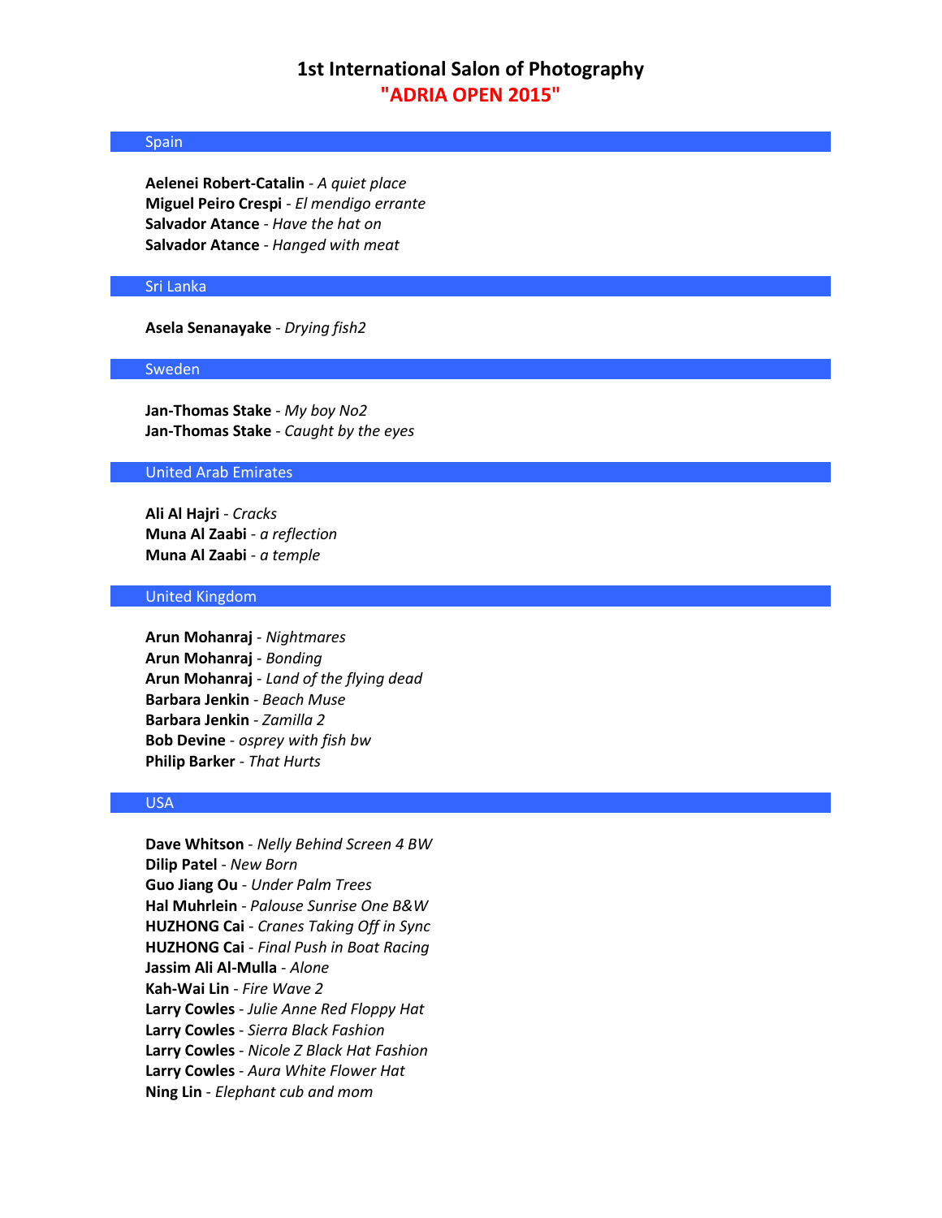# 1st International Salon of Photography
## "ADRIA OPEN 2015"

### Spain

**Aelenei Robert-Catalin** - *A quiet place*
**Miguel Peiro Crespi** - *El mendigo errante*
**Salvador Atance** - *Have the hat on*
**Salvador Atance** - *Hanged with meat*

### Sri Lanka

**Asela Senanayake** - *Drying fish2*

### Sweden

**Jan-Thomas Stake** - *My boy No2*
**Jan-Thomas Stake** - *Caught by the eyes*

### United Arab Emirates

**Ali Al Hajri** - *Cracks*
**Muna Al Zaabi** - *a reflection*
**Muna Al Zaabi** - *a temple*

### United Kingdom

**Arun Mohanraj** - *Nightmares*
**Arun Mohanraj** - *Bonding*
**Arun Mohanraj** - *Land of the flying dead*
**Barbara Jenkin** - *Beach Muse*
**Barbara Jenkin** - *Zamilla 2*
**Bob Devine** - *osprey with fish bw*
**Philip Barker** - *That Hurts*

### USA

**Dave Whitson** - *Nelly Behind Screen 4 BW*
**Dilip Patel** - *New Born*
**Guo Jiang Ou** - *Under Palm Trees*
**Hal Muhrlein** - *Palouse Sunrise One B&W*
**HUZHONG Cai** - *Cranes Taking Off in Sync*
**HUZHONG Cai** - *Final Push in Boat Racing*
**Jassim Ali Al-Mulla** - *Alone*
**Kah-Wai Lin** - *Fire Wave 2*
**Larry Cowles** - *Julie Anne Red Floppy Hat*
**Larry Cowles** - *Sierra Black Fashion*
**Larry Cowles** - *Nicole Z Black Hat Fashion*
**Larry Cowles** - *Aura White Flower Hat*
**Ning Lin** - *Elephant cub and mom*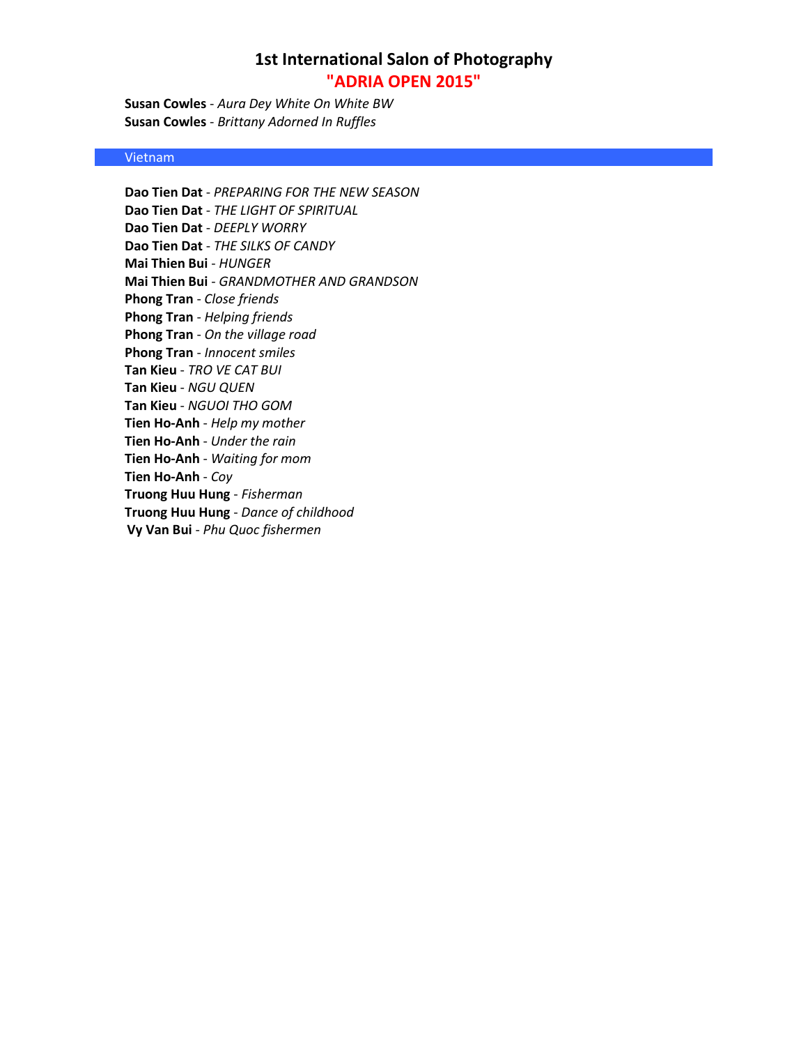**Susan Cowles** - *Aura Dey White On White BW*
**Susan Cowles** - *Brittany Adorned In Ruffles*

## Vietnam

**Dao Tien Dat** - *PREPARING FOR THE NEW SEASON*
**Dao Tien Dat** - *THE LIGHT OF SPIRITUAL*
**Dao Tien Dat** - *DEEPLY WORRY*
**Dao Tien Dat** - *THE SILKS OF CANDY*
**Mai Thien Bui** - *HUNGER*
**Mai Thien Bui** - *GRANDMOTHER AND GRANDSON*
**Phong Tran** - *Close friends*
**Phong Tran** - *Helping friends*
**Phong Tran** - *On the village road*
**Phong Tran** - *Innocent smiles*
**Tan Kieu** - *TRO VE CAT BUI*
**Tan Kieu** - *NGU QUEN*
**Tan Kieu** - *NGUOI THO GOM*
**Tien Ho-Anh** - *Help my mother*
**Tien Ho-Anh** - *Under the rain*
**Tien Ho-Anh** - *Waiting for mom*
**Tien Ho-Anh** - *Coy*
**Truong Huu Hung** - *Fisherman*
**Truong Huu Hung** - *Dance of childhood*
**Vy Van Bui** - *Phu Quoc fishermen*